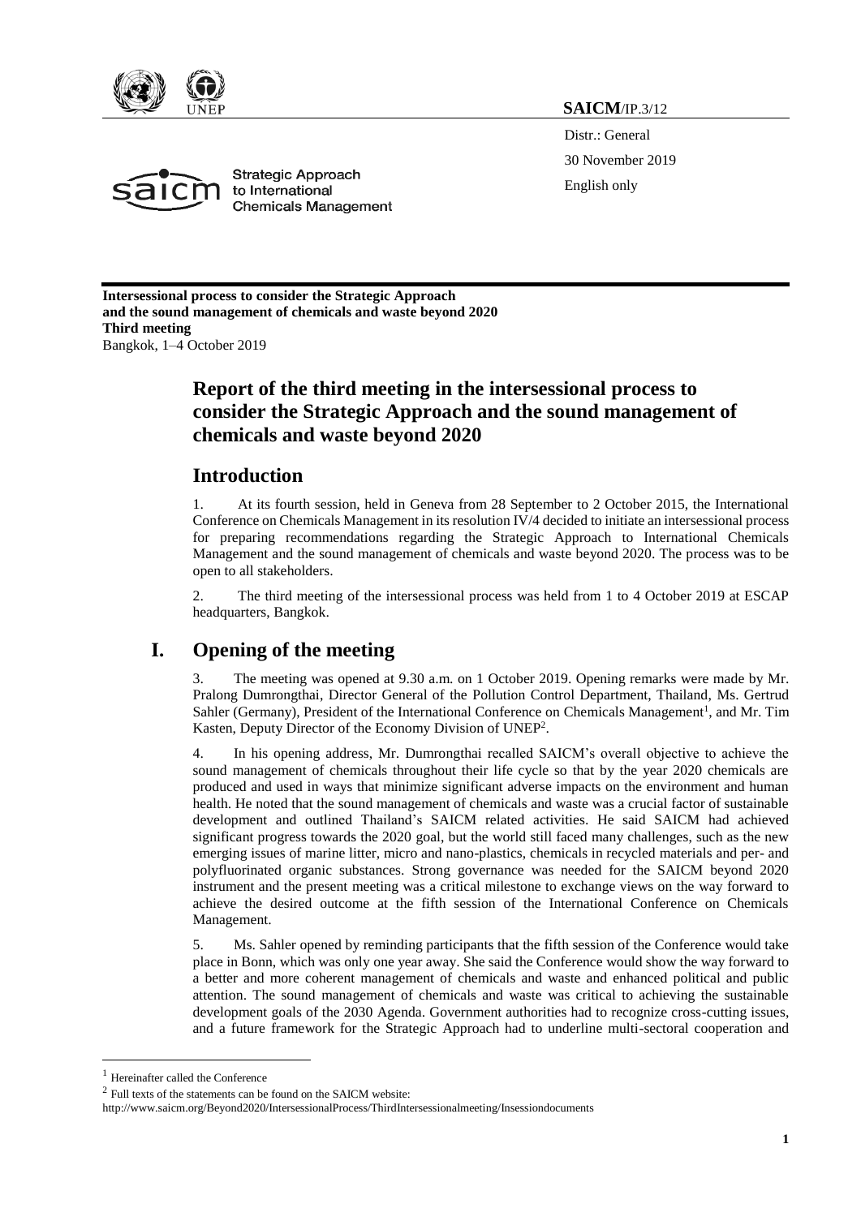**SAICM**/IP.3/12

Distr.: General
30 November 2019
English only

Strategic Approach to International Chemicals Management

**Intersessional process to consider the Strategic Approach and the sound management of chemicals and waste beyond 2020**
**Third meeting**
Bangkok, 1–4 October 2019

# Report of the third meeting in the intersessional process to consider the Strategic Approach and the sound management of chemicals and waste beyond 2020

## Introduction

1. At its fourth session, held in Geneva from 28 September to 2 October 2015, the International Conference on Chemicals Management in its resolution IV/4 decided to initiate an intersessional process for preparing recommendations regarding the Strategic Approach to International Chemicals Management and the sound management of chemicals and waste beyond 2020. The process was to be open to all stakeholders.

2. The third meeting of the intersessional process was held from 1 to 4 October 2019 at ESCAP headquarters, Bangkok.

## I. Opening of the meeting

3. The meeting was opened at 9.30 a.m. on 1 October 2019. Opening remarks were made by Mr. Pralong Dumrongthai, Director General of the Pollution Control Department, Thailand, Ms. Gertrud Sahler (Germany), President of the International Conference on Chemicals Management[1], and Mr. Tim Kasten, Deputy Director of the Economy Division of UNEP[2].

4. In his opening address, Mr. Dumrongthai recalled SAICM's overall objective to achieve the sound management of chemicals throughout their life cycle so that by the year 2020 chemicals are produced and used in ways that minimize significant adverse impacts on the environment and human health. He noted that the sound management of chemicals and waste was a crucial factor of sustainable development and outlined Thailand's SAICM related activities. He said SAICM had achieved significant progress towards the 2020 goal, but the world still faced many challenges, such as the new emerging issues of marine litter, micro and nano-plastics, chemicals in recycled materials and per- and polyfluorinated organic substances. Strong governance was needed for the SAICM beyond 2020 instrument and the present meeting was a critical milestone to exchange views on the way forward to achieve the desired outcome at the fifth session of the International Conference on Chemicals Management.

5. Ms. Sahler opened by reminding participants that the fifth session of the Conference would take place in Bonn, which was only one year away. She said the Conference would show the way forward to a better and more coherent management of chemicals and waste and enhanced political and public attention. The sound management of chemicals and waste was critical to achieving the sustainable development goals of the 2030 Agenda. Government authorities had to recognize cross-cutting issues, and a future framework for the Strategic Approach had to underline multi-sectoral cooperation and

---

[1] Hereinafter called the Conference

[2] Full texts of the statements can be found on the SAICM website:
http://www.saicm.org/Beyond2020/IntersessionalProcess/ThirdIntersessionalmeeting/Insessiondocuments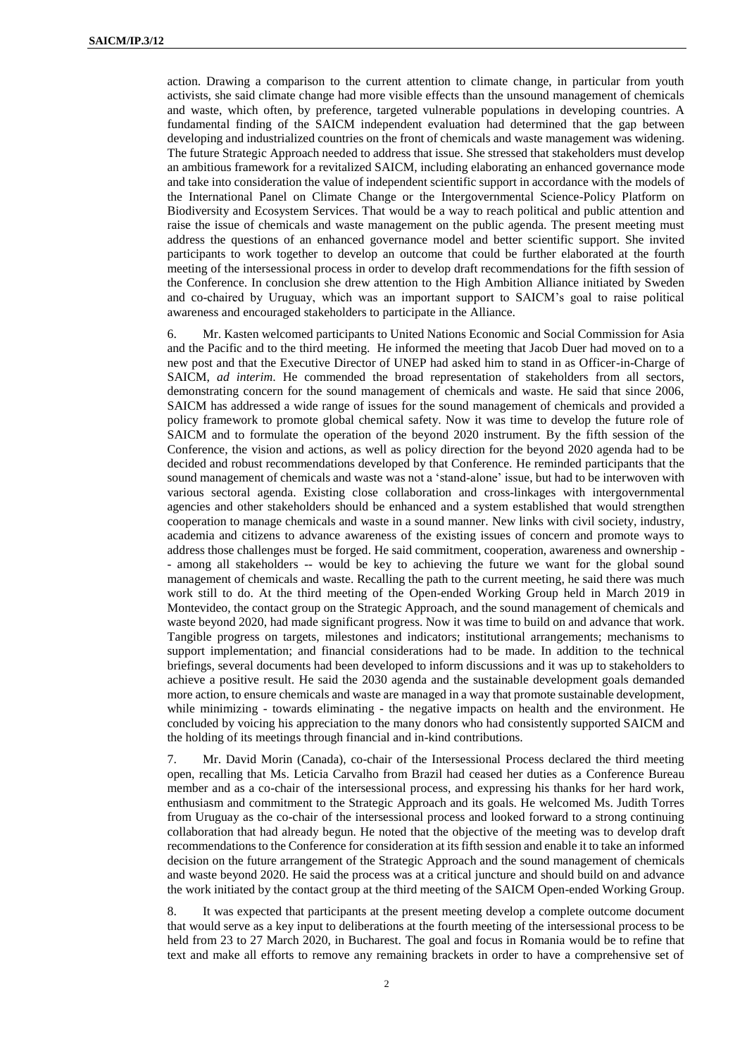action. Drawing a comparison to the current attention to climate change, in particular from youth activists, she said climate change had more visible effects than the unsound management of chemicals and waste, which often, by preference, targeted vulnerable populations in developing countries. A fundamental finding of the SAICM independent evaluation had determined that the gap between developing and industrialized countries on the front of chemicals and waste management was widening. The future Strategic Approach needed to address that issue. She stressed that stakeholders must develop an ambitious framework for a revitalized SAICM, including elaborating an enhanced governance mode and take into consideration the value of independent scientific support in accordance with the models of the International Panel on Climate Change or the Intergovernmental Science-Policy Platform on Biodiversity and Ecosystem Services. That would be a way to reach political and public attention and raise the issue of chemicals and waste management on the public agenda. The present meeting must address the questions of an enhanced governance model and better scientific support. She invited participants to work together to develop an outcome that could be further elaborated at the fourth meeting of the intersessional process in order to develop draft recommendations for the fifth session of the Conference. In conclusion she drew attention to the High Ambition Alliance initiated by Sweden and co-chaired by Uruguay, which was an important support to SAICM's goal to raise political awareness and encouraged stakeholders to participate in the Alliance.

6. Mr. Kasten welcomed participants to United Nations Economic and Social Commission for Asia and the Pacific and to the third meeting. He informed the meeting that Jacob Duer had moved on to a new post and that the Executive Director of UNEP had asked him to stand in as Officer-in-Charge of SAICM, *ad interim*. He commended the broad representation of stakeholders from all sectors, demonstrating concern for the sound management of chemicals and waste. He said that since 2006, SAICM has addressed a wide range of issues for the sound management of chemicals and provided a policy framework to promote global chemical safety. Now it was time to develop the future role of SAICM and to formulate the operation of the beyond 2020 instrument. By the fifth session of the Conference, the vision and actions, as well as policy direction for the beyond 2020 agenda had to be decided and robust recommendations developed by that Conference. He reminded participants that the sound management of chemicals and waste was not a 'stand-alone' issue, but had to be interwoven with various sectoral agenda. Existing close collaboration and cross-linkages with intergovernmental agencies and other stakeholders should be enhanced and a system established that would strengthen cooperation to manage chemicals and waste in a sound manner. New links with civil society, industry, academia and citizens to advance awareness of the existing issues of concern and promote ways to address those challenges must be forged. He said commitment, cooperation, awareness and ownership -- among all stakeholders -- would be key to achieving the future we want for the global sound management of chemicals and waste. Recalling the path to the current meeting, he said there was much work still to do. At the third meeting of the Open-ended Working Group held in March 2019 in Montevideo, the contact group on the Strategic Approach, and the sound management of chemicals and waste beyond 2020, had made significant progress. Now it was time to build on and advance that work. Tangible progress on targets, milestones and indicators; institutional arrangements; mechanisms to support implementation; and financial considerations had to be made. In addition to the technical briefings, several documents had been developed to inform discussions and it was up to stakeholders to achieve a positive result. He said the 2030 agenda and the sustainable development goals demanded more action, to ensure chemicals and waste are managed in a way that promote sustainable development, while minimizing - towards eliminating - the negative impacts on health and the environment. He concluded by voicing his appreciation to the many donors who had consistently supported SAICM and the holding of its meetings through financial and in-kind contributions.

7. Mr. David Morin (Canada), co-chair of the Intersessional Process declared the third meeting open, recalling that Ms. Leticia Carvalho from Brazil had ceased her duties as a Conference Bureau member and as a co-chair of the intersessional process, and expressing his thanks for her hard work, enthusiasm and commitment to the Strategic Approach and its goals. He welcomed Ms. Judith Torres from Uruguay as the co-chair of the intersessional process and looked forward to a strong continuing collaboration that had already begun. He noted that the objective of the meeting was to develop draft recommendations to the Conference for consideration at its fifth session and enable it to take an informed decision on the future arrangement of the Strategic Approach and the sound management of chemicals and waste beyond 2020. He said the process was at a critical juncture and should build on and advance the work initiated by the contact group at the third meeting of the SAICM Open-ended Working Group.

8. It was expected that participants at the present meeting develop a complete outcome document that would serve as a key input to deliberations at the fourth meeting of the intersessional process to be held from 23 to 27 March 2020, in Bucharest. The goal and focus in Romania would be to refine that text and make all efforts to remove any remaining brackets in order to have a comprehensive set of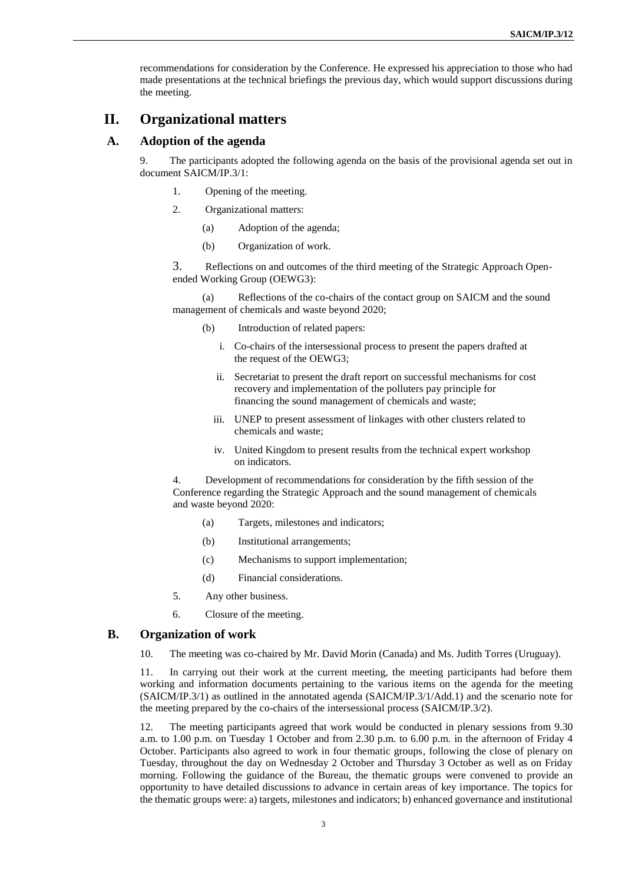recommendations for consideration by the Conference. He expressed his appreciation to those who had made presentations at the technical briefings the previous day, which would support discussions during the meeting.

# II. Organizational matters

## A. Adoption of the agenda

9. The participants adopted the following agenda on the basis of the provisional agenda set out in document SAICM/IP.3/1:

1. Opening of the meeting.
2. Organizational matters:
   - (a) Adoption of the agenda;
   - (b) Organization of work.
3. Reflections on and outcomes of the third meeting of the Strategic Approach Open-ended Working Group (OEWG3):
   - (a) Reflections of the co-chairs of the contact group on SAICM and the sound management of chemicals and waste beyond 2020;
   - (b) Introduction of related papers:
     - i. Co-chairs of the intersessional process to present the papers drafted at the request of the OEWG3;
     - ii. Secretariat to present the draft report on successful mechanisms for cost recovery and implementation of the polluters pay principle for financing the sound management of chemicals and waste;
     - iii. UNEP to present assessment of linkages with other clusters related to chemicals and waste;
     - iv. United Kingdom to present results from the technical expert workshop on indicators.
4. Development of recommendations for consideration by the fifth session of the Conference regarding the Strategic Approach and the sound management of chemicals and waste beyond 2020:
   - (a) Targets, milestones and indicators;
   - (b) Institutional arrangements;
   - (c) Mechanisms to support implementation;
   - (d) Financial considerations.
5. Any other business.
6. Closure of the meeting.

## B. Organization of work

10. The meeting was co-chaired by Mr. David Morin (Canada) and Ms. Judith Torres (Uruguay).

11. In carrying out their work at the current meeting, the meeting participants had before them working and information documents pertaining to the various items on the agenda for the meeting (SAICM/IP.3/1) as outlined in the annotated agenda (SAICM/IP.3/1/Add.1) and the scenario note for the meeting prepared by the co-chairs of the intersessional process (SAICM/IP.3/2).

12. The meeting participants agreed that work would be conducted in plenary sessions from 9.30 a.m. to 1.00 p.m. on Tuesday 1 October and from 2.30 p.m. to 6.00 p.m. in the afternoon of Friday 4 October. Participants also agreed to work in four thematic groups, following the close of plenary on Tuesday, throughout the day on Wednesday 2 October and Thursday 3 October as well as on Friday morning. Following the guidance of the Bureau, the thematic groups were convened to provide an opportunity to have detailed discussions to advance in certain areas of key importance. The topics for the thematic groups were: a) targets, milestones and indicators; b) enhanced governance and institutional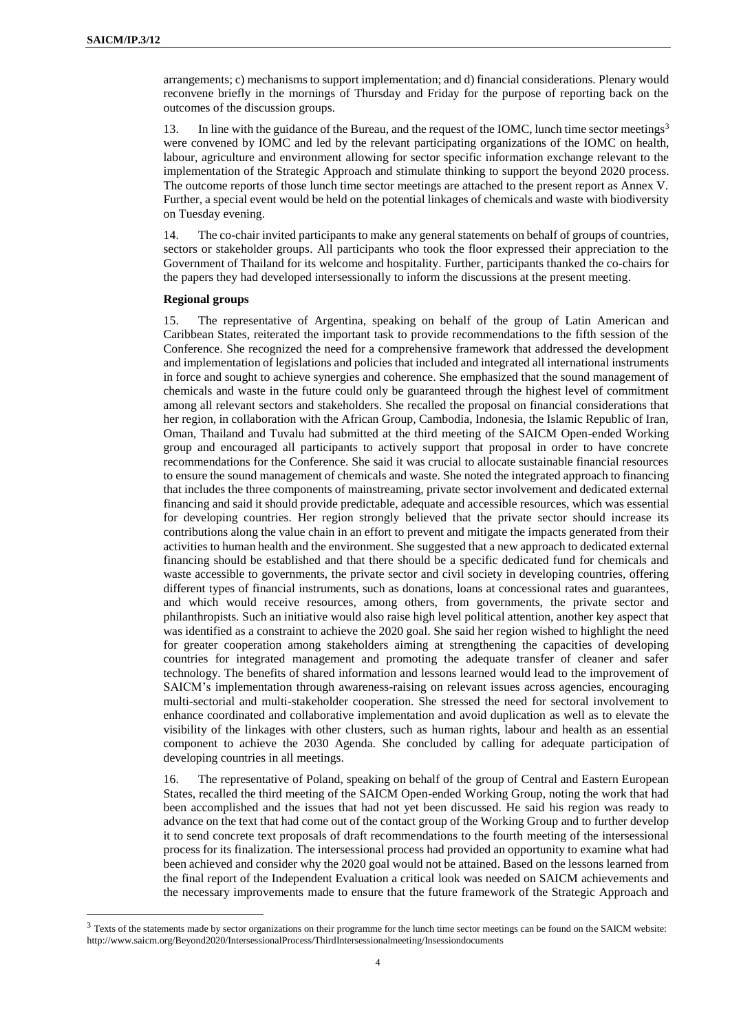arrangements; c) mechanisms to support implementation; and d) financial considerations. Plenary would reconvene briefly in the mornings of Thursday and Friday for the purpose of reporting back on the outcomes of the discussion groups.

13. In line with the guidance of the Bureau, and the request of the IOMC, lunch time sector meetings[3] were convened by IOMC and led by the relevant participating organizations of the IOMC on health, labour, agriculture and environment allowing for sector specific information exchange relevant to the implementation of the Strategic Approach and stimulate thinking to support the beyond 2020 process. The outcome reports of those lunch time sector meetings are attached to the present report as Annex V. Further, a special event would be held on the potential linkages of chemicals and waste with biodiversity on Tuesday evening.

14. The co-chair invited participants to make any general statements on behalf of groups of countries, sectors or stakeholder groups. All participants who took the floor expressed their appreciation to the Government of Thailand for its welcome and hospitality. Further, participants thanked the co-chairs for the papers they had developed intersessionally to inform the discussions at the present meeting.

**Regional groups**

15. The representative of Argentina, speaking on behalf of the group of Latin American and Caribbean States, reiterated the important task to provide recommendations to the fifth session of the Conference. She recognized the need for a comprehensive framework that addressed the development and implementation of legislations and policies that included and integrated all international instruments in force and sought to achieve synergies and coherence. She emphasized that the sound management of chemicals and waste in the future could only be guaranteed through the highest level of commitment among all relevant sectors and stakeholders. She recalled the proposal on financial considerations that her region, in collaboration with the African Group, Cambodia, Indonesia, the Islamic Republic of Iran, Oman, Thailand and Tuvalu had submitted at the third meeting of the SAICM Open-ended Working group and encouraged all participants to actively support that proposal in order to have concrete recommendations for the Conference. She said it was crucial to allocate sustainable financial resources to ensure the sound management of chemicals and waste. She noted the integrated approach to financing that includes the three components of mainstreaming, private sector involvement and dedicated external financing and said it should provide predictable, adequate and accessible resources, which was essential for developing countries. Her region strongly believed that the private sector should increase its contributions along the value chain in an effort to prevent and mitigate the impacts generated from their activities to human health and the environment. She suggested that a new approach to dedicated external financing should be established and that there should be a specific dedicated fund for chemicals and waste accessible to governments, the private sector and civil society in developing countries, offering different types of financial instruments, such as donations, loans at concessional rates and guarantees, and which would receive resources, among others, from governments, the private sector and philanthropists. Such an initiative would also raise high level political attention, another key aspect that was identified as a constraint to achieve the 2020 goal. She said her region wished to highlight the need for greater cooperation among stakeholders aiming at strengthening the capacities of developing countries for integrated management and promoting the adequate transfer of cleaner and safer technology. The benefits of shared information and lessons learned would lead to the improvement of SAICM's implementation through awareness-raising on relevant issues across agencies, encouraging multi-sectorial and multi-stakeholder cooperation. She stressed the need for sectoral involvement to enhance coordinated and collaborative implementation and avoid duplication as well as to elevate the visibility of the linkages with other clusters, such as human rights, labour and health as an essential component to achieve the 2030 Agenda. She concluded by calling for adequate participation of developing countries in all meetings.

16. The representative of Poland, speaking on behalf of the group of Central and Eastern European States, recalled the third meeting of the SAICM Open-ended Working Group, noting the work that had been accomplished and the issues that had not yet been discussed. He said his region was ready to advance on the text that had come out of the contact group of the Working Group and to further develop it to send concrete text proposals of draft recommendations to the fourth meeting of the intersessional process for its finalization. The intersessional process had provided an opportunity to examine what had been achieved and consider why the 2020 goal would not be attained. Based on the lessons learned from the final report of the Independent Evaluation a critical look was needed on SAICM achievements and the necessary improvements made to ensure that the future framework of the Strategic Approach and

[3] Texts of the statements made by sector organizations on their programme for the lunch time sector meetings can be found on the SAICM website: http://www.saicm.org/Beyond2020/IntersessionalProcess/ThirdIntersessionalmeeting/Insessiondocuments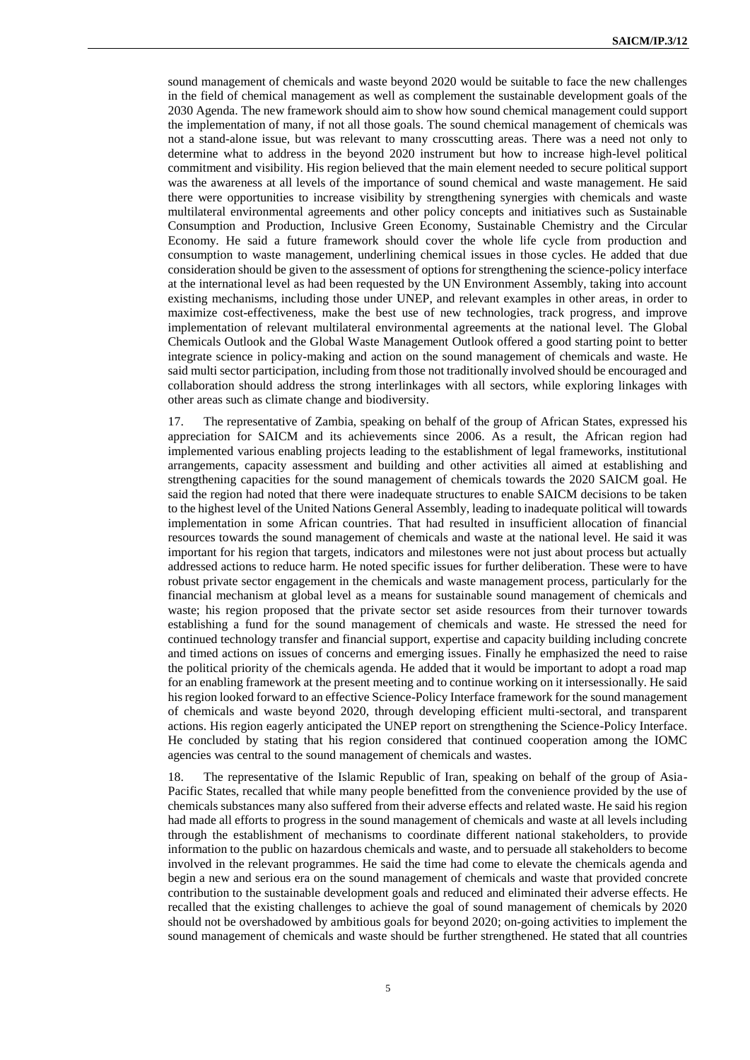sound management of chemicals and waste beyond 2020 would be suitable to face the new challenges in the field of chemical management as well as complement the sustainable development goals of the 2030 Agenda. The new framework should aim to show how sound chemical management could support the implementation of many, if not all those goals. The sound chemical management of chemicals was not a stand-alone issue, but was relevant to many crosscutting areas. There was a need not only to determine what to address in the beyond 2020 instrument but how to increase high-level political commitment and visibility. His region believed that the main element needed to secure political support was the awareness at all levels of the importance of sound chemical and waste management. He said there were opportunities to increase visibility by strengthening synergies with chemicals and waste multilateral environmental agreements and other policy concepts and initiatives such as Sustainable Consumption and Production, Inclusive Green Economy, Sustainable Chemistry and the Circular Economy. He said a future framework should cover the whole life cycle from production and consumption to waste management, underlining chemical issues in those cycles. He added that due consideration should be given to the assessment of options for strengthening the science-policy interface at the international level as had been requested by the UN Environment Assembly, taking into account existing mechanisms, including those under UNEP, and relevant examples in other areas, in order to maximize cost-effectiveness, make the best use of new technologies, track progress, and improve implementation of relevant multilateral environmental agreements at the national level. The Global Chemicals Outlook and the Global Waste Management Outlook offered a good starting point to better integrate science in policy-making and action on the sound management of chemicals and waste. He said multi sector participation, including from those not traditionally involved should be encouraged and collaboration should address the strong interlinkages with all sectors, while exploring linkages with other areas such as climate change and biodiversity.

17. The representative of Zambia, speaking on behalf of the group of African States, expressed his appreciation for SAICM and its achievements since 2006. As a result, the African region had implemented various enabling projects leading to the establishment of legal frameworks, institutional arrangements, capacity assessment and building and other activities all aimed at establishing and strengthening capacities for the sound management of chemicals towards the 2020 SAICM goal. He said the region had noted that there were inadequate structures to enable SAICM decisions to be taken to the highest level of the United Nations General Assembly, leading to inadequate political will towards implementation in some African countries. That had resulted in insufficient allocation of financial resources towards the sound management of chemicals and waste at the national level. He said it was important for his region that targets, indicators and milestones were not just about process but actually addressed actions to reduce harm. He noted specific issues for further deliberation. These were to have robust private sector engagement in the chemicals and waste management process, particularly for the financial mechanism at global level as a means for sustainable sound management of chemicals and waste; his region proposed that the private sector set aside resources from their turnover towards establishing a fund for the sound management of chemicals and waste. He stressed the need for continued technology transfer and financial support, expertise and capacity building including concrete and timed actions on issues of concerns and emerging issues. Finally he emphasized the need to raise the political priority of the chemicals agenda. He added that it would be important to adopt a road map for an enabling framework at the present meeting and to continue working on it intersessionally. He said his region looked forward to an effective Science-Policy Interface framework for the sound management of chemicals and waste beyond 2020, through developing efficient multi-sectoral, and transparent actions. His region eagerly anticipated the UNEP report on strengthening the Science-Policy Interface. He concluded by stating that his region considered that continued cooperation among the IOMC agencies was central to the sound management of chemicals and wastes.

18. The representative of the Islamic Republic of Iran, speaking on behalf of the group of Asia-Pacific States, recalled that while many people benefitted from the convenience provided by the use of chemicals substances many also suffered from their adverse effects and related waste. He said his region had made all efforts to progress in the sound management of chemicals and waste at all levels including through the establishment of mechanisms to coordinate different national stakeholders, to provide information to the public on hazardous chemicals and waste, and to persuade all stakeholders to become involved in the relevant programmes. He said the time had come to elevate the chemicals agenda and begin a new and serious era on the sound management of chemicals and waste that provided concrete contribution to the sustainable development goals and reduced and eliminated their adverse effects. He recalled that the existing challenges to achieve the goal of sound management of chemicals by 2020 should not be overshadowed by ambitious goals for beyond 2020; on-going activities to implement the sound management of chemicals and waste should be further strengthened. He stated that all countries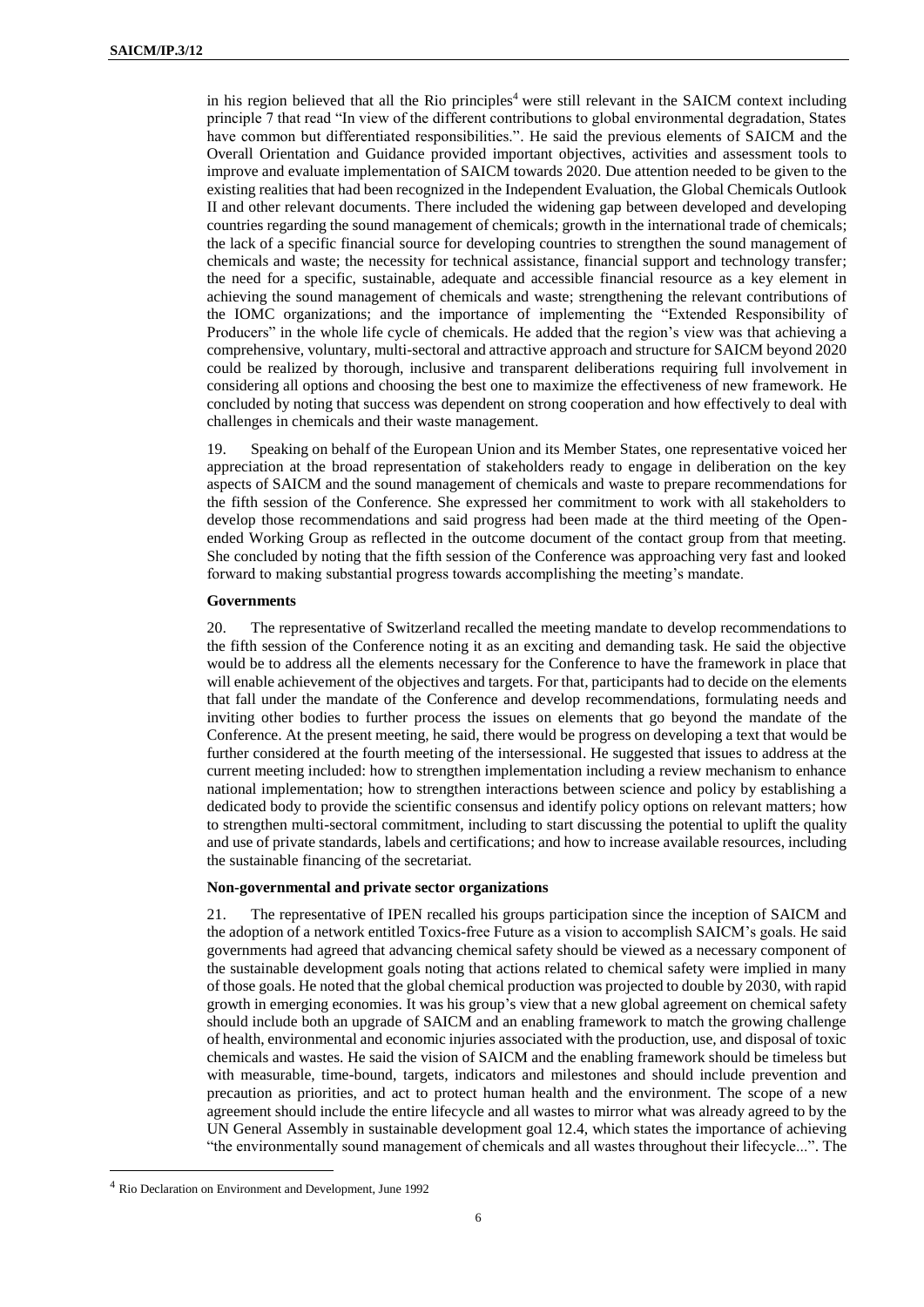in his region believed that all the Rio principles[4] were still relevant in the SAICM context including principle 7 that read "In view of the different contributions to global environmental degradation, States have common but differentiated responsibilities.". He said the previous elements of SAICM and the Overall Orientation and Guidance provided important objectives, activities and assessment tools to improve and evaluate implementation of SAICM towards 2020. Due attention needed to be given to the existing realities that had been recognized in the Independent Evaluation, the Global Chemicals Outlook II and other relevant documents. There included the widening gap between developed and developing countries regarding the sound management of chemicals; growth in the international trade of chemicals; the lack of a specific financial source for developing countries to strengthen the sound management of chemicals and waste; the necessity for technical assistance, financial support and technology transfer; the need for a specific, sustainable, adequate and accessible financial resource as a key element in achieving the sound management of chemicals and waste; strengthening the relevant contributions of the IOMC organizations; and the importance of implementing the "Extended Responsibility of Producers" in the whole life cycle of chemicals. He added that the region's view was that achieving a comprehensive, voluntary, multi-sectoral and attractive approach and structure for SAICM beyond 2020 could be realized by thorough, inclusive and transparent deliberations requiring full involvement in considering all options and choosing the best one to maximize the effectiveness of new framework. He concluded by noting that success was dependent on strong cooperation and how effectively to deal with challenges in chemicals and their waste management.

19. Speaking on behalf of the European Union and its Member States, one representative voiced her appreciation at the broad representation of stakeholders ready to engage in deliberation on the key aspects of SAICM and the sound management of chemicals and waste to prepare recommendations for the fifth session of the Conference. She expressed her commitment to work with all stakeholders to develop those recommendations and said progress had been made at the third meeting of the Open-ended Working Group as reflected in the outcome document of the contact group from that meeting. She concluded by noting that the fifth session of the Conference was approaching very fast and looked forward to making substantial progress towards accomplishing the meeting's mandate.

**Governments**

20. The representative of Switzerland recalled the meeting mandate to develop recommendations to the fifth session of the Conference noting it as an exciting and demanding task. He said the objective would be to address all the elements necessary for the Conference to have the framework in place that will enable achievement of the objectives and targets. For that, participants had to decide on the elements that fall under the mandate of the Conference and develop recommendations, formulating needs and inviting other bodies to further process the issues on elements that go beyond the mandate of the Conference. At the present meeting, he said, there would be progress on developing a text that would be further considered at the fourth meeting of the intersessional. He suggested that issues to address at the current meeting included: how to strengthen implementation including a review mechanism to enhance national implementation; how to strengthen interactions between science and policy by establishing a dedicated body to provide the scientific consensus and identify policy options on relevant matters; how to strengthen multi-sectoral commitment, including to start discussing the potential to uplift the quality and use of private standards, labels and certifications; and how to increase available resources, including the sustainable financing of the secretariat.

**Non-governmental and private sector organizations**

21. The representative of IPEN recalled his groups participation since the inception of SAICM and the adoption of a network entitled Toxics-free Future as a vision to accomplish SAICM's goals. He said governments had agreed that advancing chemical safety should be viewed as a necessary component of the sustainable development goals noting that actions related to chemical safety were implied in many of those goals. He noted that the global chemical production was projected to double by 2030, with rapid growth in emerging economies. It was his group's view that a new global agreement on chemical safety should include both an upgrade of SAICM and an enabling framework to match the growing challenge of health, environmental and economic injuries associated with the production, use, and disposal of toxic chemicals and wastes. He said the vision of SAICM and the enabling framework should be timeless but with measurable, time-bound, targets, indicators and milestones and should include prevention and precaution as priorities, and act to protect human health and the environment. The scope of a new agreement should include the entire lifecycle and all wastes to mirror what was already agreed to by the UN General Assembly in sustainable development goal 12.4, which states the importance of achieving "the environmentally sound management of chemicals and all wastes throughout their lifecycle...". The

[4] Rio Declaration on Environment and Development, June 1992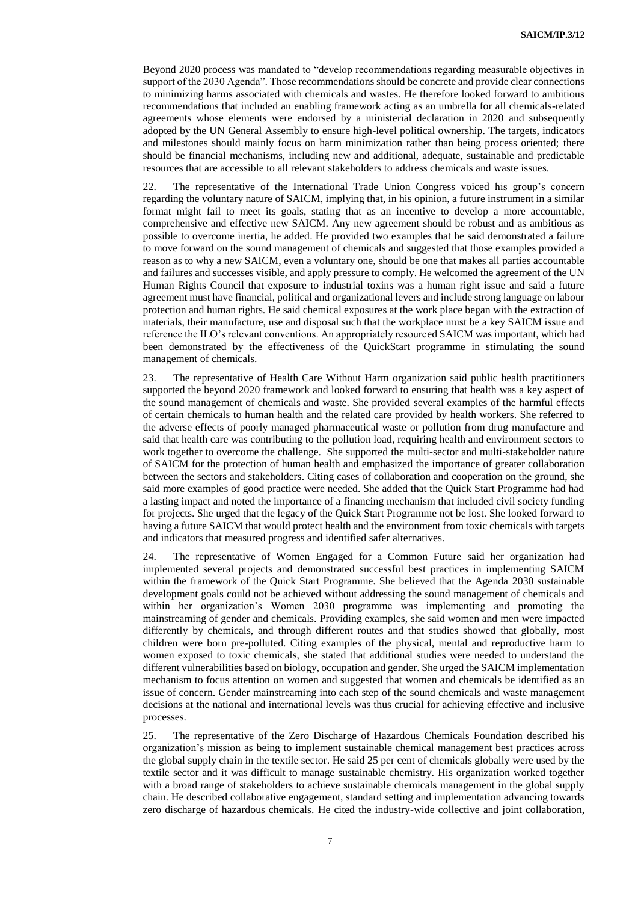Beyond 2020 process was mandated to "develop recommendations regarding measurable objectives in support of the 2030 Agenda". Those recommendations should be concrete and provide clear connections to minimizing harms associated with chemicals and wastes. He therefore looked forward to ambitious recommendations that included an enabling framework acting as an umbrella for all chemicals-related agreements whose elements were endorsed by a ministerial declaration in 2020 and subsequently adopted by the UN General Assembly to ensure high-level political ownership. The targets, indicators and milestones should mainly focus on harm minimization rather than being process oriented; there should be financial mechanisms, including new and additional, adequate, sustainable and predictable resources that are accessible to all relevant stakeholders to address chemicals and waste issues.

22. The representative of the International Trade Union Congress voiced his group's concern regarding the voluntary nature of SAICM, implying that, in his opinion, a future instrument in a similar format might fail to meet its goals, stating that as an incentive to develop a more accountable, comprehensive and effective new SAICM. Any new agreement should be robust and as ambitious as possible to overcome inertia, he added. He provided two examples that he said demonstrated a failure to move forward on the sound management of chemicals and suggested that those examples provided a reason as to why a new SAICM, even a voluntary one, should be one that makes all parties accountable and failures and successes visible, and apply pressure to comply. He welcomed the agreement of the UN Human Rights Council that exposure to industrial toxins was a human right issue and said a future agreement must have financial, political and organizational levers and include strong language on labour protection and human rights. He said chemical exposures at the work place began with the extraction of materials, their manufacture, use and disposal such that the workplace must be a key SAICM issue and reference the ILO's relevant conventions. An appropriately resourced SAICM was important, which had been demonstrated by the effectiveness of the QuickStart programme in stimulating the sound management of chemicals.

23. The representative of Health Care Without Harm organization said public health practitioners supported the beyond 2020 framework and looked forward to ensuring that health was a key aspect of the sound management of chemicals and waste. She provided several examples of the harmful effects of certain chemicals to human health and the related care provided by health workers. She referred to the adverse effects of poorly managed pharmaceutical waste or pollution from drug manufacture and said that health care was contributing to the pollution load, requiring health and environment sectors to work together to overcome the challenge. She supported the multi-sector and multi-stakeholder nature of SAICM for the protection of human health and emphasized the importance of greater collaboration between the sectors and stakeholders. Citing cases of collaboration and cooperation on the ground, she said more examples of good practice were needed. She added that the Quick Start Programme had had a lasting impact and noted the importance of a financing mechanism that included civil society funding for projects. She urged that the legacy of the Quick Start Programme not be lost. She looked forward to having a future SAICM that would protect health and the environment from toxic chemicals with targets and indicators that measured progress and identified safer alternatives.

24. The representative of Women Engaged for a Common Future said her organization had implemented several projects and demonstrated successful best practices in implementing SAICM within the framework of the Quick Start Programme. She believed that the Agenda 2030 sustainable development goals could not be achieved without addressing the sound management of chemicals and within her organization's Women 2030 programme was implementing and promoting the mainstreaming of gender and chemicals. Providing examples, she said women and men were impacted differently by chemicals, and through different routes and that studies showed that globally, most children were born pre-polluted. Citing examples of the physical, mental and reproductive harm to women exposed to toxic chemicals, she stated that additional studies were needed to understand the different vulnerabilities based on biology, occupation and gender. She urged the SAICM implementation mechanism to focus attention on women and suggested that women and chemicals be identified as an issue of concern. Gender mainstreaming into each step of the sound chemicals and waste management decisions at the national and international levels was thus crucial for achieving effective and inclusive processes.

25. The representative of the Zero Discharge of Hazardous Chemicals Foundation described his organization's mission as being to implement sustainable chemical management best practices across the global supply chain in the textile sector. He said 25 per cent of chemicals globally were used by the textile sector and it was difficult to manage sustainable chemistry. His organization worked together with a broad range of stakeholders to achieve sustainable chemicals management in the global supply chain. He described collaborative engagement, standard setting and implementation advancing towards zero discharge of hazardous chemicals. He cited the industry-wide collective and joint collaboration,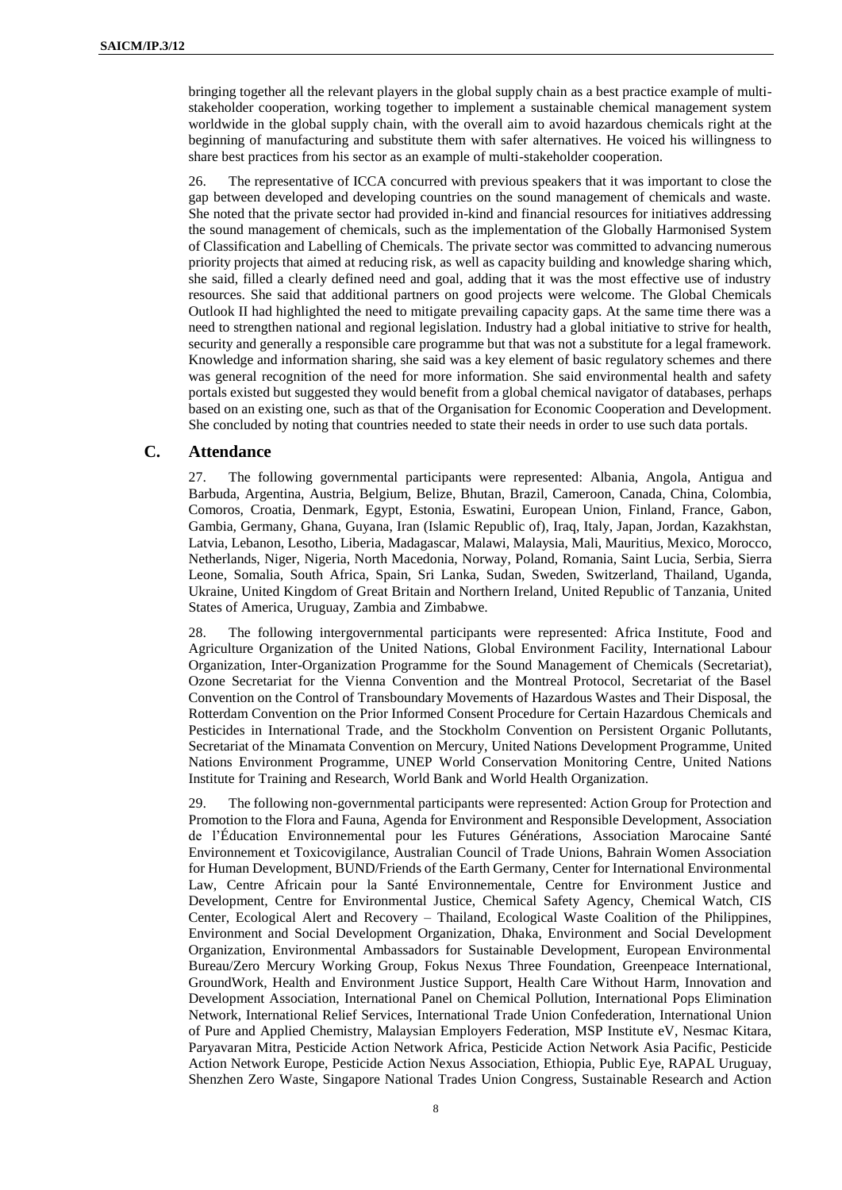bringing together all the relevant players in the global supply chain as a best practice example of multi-stakeholder cooperation, working together to implement a sustainable chemical management system worldwide in the global supply chain, with the overall aim to avoid hazardous chemicals right at the beginning of manufacturing and substitute them with safer alternatives. He voiced his willingness to share best practices from his sector as an example of multi-stakeholder cooperation.

26. The representative of ICCA concurred with previous speakers that it was important to close the gap between developed and developing countries on the sound management of chemicals and waste. She noted that the private sector had provided in-kind and financial resources for initiatives addressing the sound management of chemicals, such as the implementation of the Globally Harmonised System of Classification and Labelling of Chemicals. The private sector was committed to advancing numerous priority projects that aimed at reducing risk, as well as capacity building and knowledge sharing which, she said, filled a clearly defined need and goal, adding that it was the most effective use of industry resources. She said that additional partners on good projects were welcome. The Global Chemicals Outlook II had highlighted the need to mitigate prevailing capacity gaps. At the same time there was a need to strengthen national and regional legislation. Industry had a global initiative to strive for health, security and generally a responsible care programme but that was not a substitute for a legal framework. Knowledge and information sharing, she said was a key element of basic regulatory schemes and there was general recognition of the need for more information. She said environmental health and safety portals existed but suggested they would benefit from a global chemical navigator of databases, perhaps based on an existing one, such as that of the Organisation for Economic Cooperation and Development. She concluded by noting that countries needed to state their needs in order to use such data portals.

## C. Attendance

27. The following governmental participants were represented: Albania, Angola, Antigua and Barbuda, Argentina, Austria, Belgium, Belize, Bhutan, Brazil, Cameroon, Canada, China, Colombia, Comoros, Croatia, Denmark, Egypt, Estonia, Eswatini, European Union, Finland, France, Gabon, Gambia, Germany, Ghana, Guyana, Iran (Islamic Republic of), Iraq, Italy, Japan, Jordan, Kazakhstan, Latvia, Lebanon, Lesotho, Liberia, Madagascar, Malawi, Malaysia, Mali, Mauritius, Mexico, Morocco, Netherlands, Niger, Nigeria, North Macedonia, Norway, Poland, Romania, Saint Lucia, Serbia, Sierra Leone, Somalia, South Africa, Spain, Sri Lanka, Sudan, Sweden, Switzerland, Thailand, Uganda, Ukraine, United Kingdom of Great Britain and Northern Ireland, United Republic of Tanzania, United States of America, Uruguay, Zambia and Zimbabwe.

28. The following intergovernmental participants were represented: Africa Institute, Food and Agriculture Organization of the United Nations, Global Environment Facility, International Labour Organization, Inter-Organization Programme for the Sound Management of Chemicals (Secretariat), Ozone Secretariat for the Vienna Convention and the Montreal Protocol, Secretariat of the Basel Convention on the Control of Transboundary Movements of Hazardous Wastes and Their Disposal, the Rotterdam Convention on the Prior Informed Consent Procedure for Certain Hazardous Chemicals and Pesticides in International Trade, and the Stockholm Convention on Persistent Organic Pollutants, Secretariat of the Minamata Convention on Mercury, United Nations Development Programme, United Nations Environment Programme, UNEP World Conservation Monitoring Centre, United Nations Institute for Training and Research, World Bank and World Health Organization.

29. The following non-governmental participants were represented: Action Group for Protection and Promotion to the Flora and Fauna, Agenda for Environment and Responsible Development, Association de l'Éducation Environnementale pour les Futures Générations, Association Marocaine Santé Environnement et Toxicovigilance, Australian Council of Trade Unions, Bahrain Women Association for Human Development, BUND/Friends of the Earth Germany, Center for International Environmental Law, Centre Africain pour la Santé Environnementale, Centre for Environment Justice and Development, Centre for Environmental Justice, Chemical Safety Agency, Chemical Watch, CIS Center, Ecological Alert and Recovery – Thailand, Ecological Waste Coalition of the Philippines, Environment and Social Development Organization, Dhaka, Environment and Social Development Organization, Environmental Ambassadors for Sustainable Development, European Environmental Bureau/Zero Mercury Working Group, Fokus Nexus Three Foundation, Greenpeace International, GroundWork, Health and Environment Justice Support, Health Care Without Harm, Innovation and Development Association, International Panel on Chemical Pollution, International Pops Elimination Network, International Relief Services, International Trade Union Confederation, International Union of Pure and Applied Chemistry, Malaysian Employers Federation, MSP Institute eV, Nesmac Kitara, Paryavaran Mitra, Pesticide Action Network Africa, Pesticide Action Network Asia Pacific, Pesticide Action Network Europe, Pesticide Action Nexus Association, Ethiopia, Public Eye, RAPAL Uruguay, Shenzhen Zero Waste, Singapore National Trades Union Congress, Sustainable Research and Action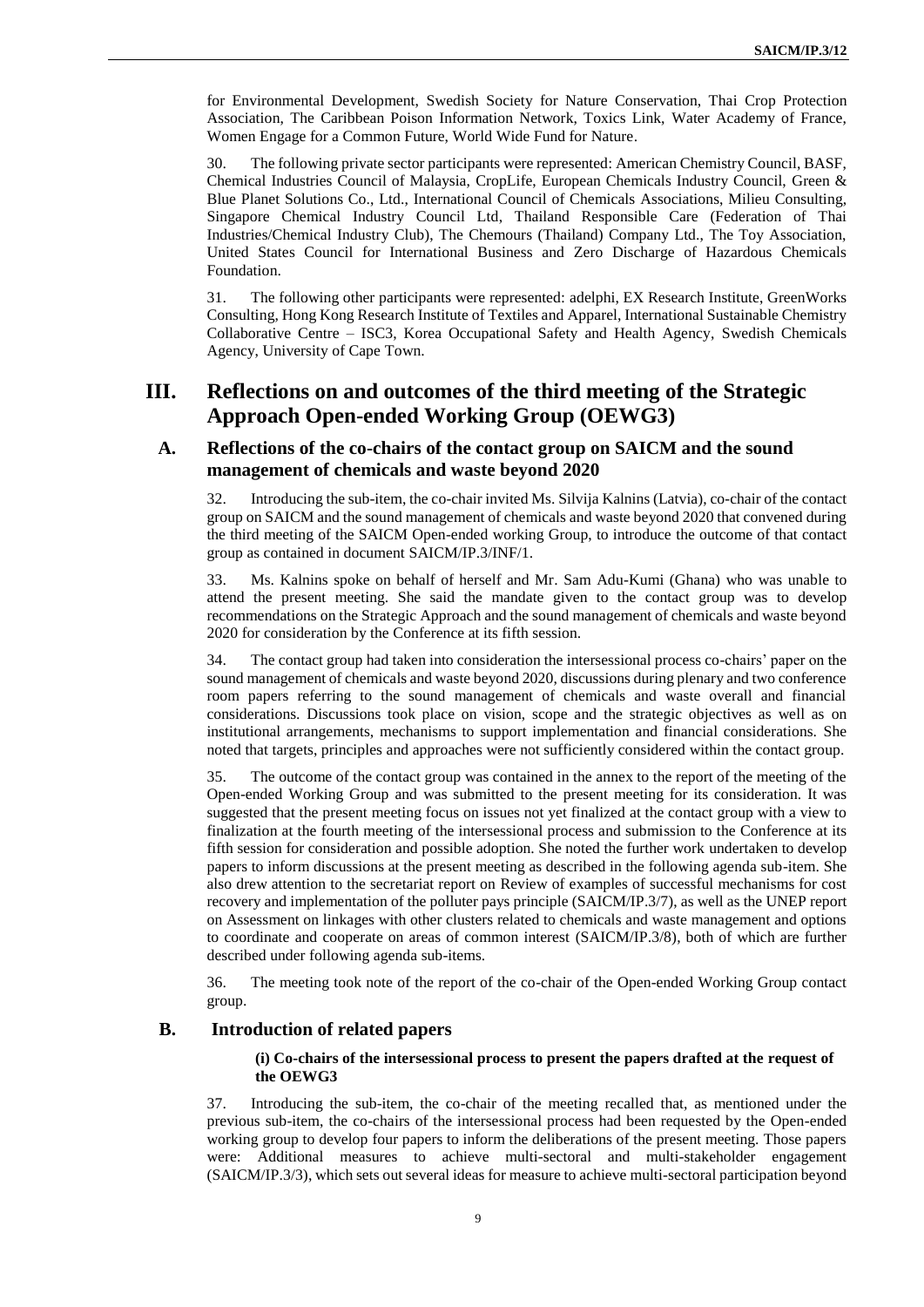for Environmental Development, Swedish Society for Nature Conservation, Thai Crop Protection Association, The Caribbean Poison Information Network, Toxics Link, Water Academy of France, Women Engage for a Common Future, World Wide Fund for Nature.

30. The following private sector participants were represented: American Chemistry Council, BASF, Chemical Industries Council of Malaysia, CropLife, European Chemicals Industry Council, Green & Blue Planet Solutions Co., Ltd., International Council of Chemicals Associations, Milieu Consulting, Singapore Chemical Industry Council Ltd, Thailand Responsible Care (Federation of Thai Industries/Chemical Industry Club), The Chemours (Thailand) Company Ltd., The Toy Association, United States Council for International Business and Zero Discharge of Hazardous Chemicals Foundation.

31. The following other participants were represented: adelphi, EX Research Institute, GreenWorks Consulting, Hong Kong Research Institute of Textiles and Apparel, International Sustainable Chemistry Collaborative Centre – ISC3, Korea Occupational Safety and Health Agency, Swedish Chemicals Agency, University of Cape Town.

# III. Reflections on and outcomes of the third meeting of the Strategic Approach Open-ended Working Group (OEWG3)

## A. Reflections of the co-chairs of the contact group on SAICM and the sound management of chemicals and waste beyond 2020

32. Introducing the sub-item, the co-chair invited Ms. Silvija Kalnins (Latvia), co-chair of the contact group on SAICM and the sound management of chemicals and waste beyond 2020 that convened during the third meeting of the SAICM Open-ended working Group, to introduce the outcome of that contact group as contained in document SAICM/IP.3/INF/1.

33. Ms. Kalnins spoke on behalf of herself and Mr. Sam Adu-Kumi (Ghana) who was unable to attend the present meeting. She said the mandate given to the contact group was to develop recommendations on the Strategic Approach and the sound management of chemicals and waste beyond 2020 for consideration by the Conference at its fifth session.

34. The contact group had taken into consideration the intersessional process co-chairs' paper on the sound management of chemicals and waste beyond 2020, discussions during plenary and two conference room papers referring to the sound management of chemicals and waste overall and financial considerations. Discussions took place on vision, scope and the strategic objectives as well as on institutional arrangements, mechanisms to support implementation and financial considerations. She noted that targets, principles and approaches were not sufficiently considered within the contact group.

35. The outcome of the contact group was contained in the annex to the report of the meeting of the Open-ended Working Group and was submitted to the present meeting for its consideration. It was suggested that the present meeting focus on issues not yet finalized at the contact group with a view to finalization at the fourth meeting of the intersessional process and submission to the Conference at its fifth session for consideration and possible adoption. She noted the further work undertaken to develop papers to inform discussions at the present meeting as described in the following agenda sub-item. She also drew attention to the secretariat report on Review of examples of successful mechanisms for cost recovery and implementation of the polluter pays principle (SAICM/IP.3/7), as well as the UNEP report on Assessment on linkages with other clusters related to chemicals and waste management and options to coordinate and cooperate on areas of common interest (SAICM/IP.3/8), both of which are further described under following agenda sub-items.

36. The meeting took note of the report of the co-chair of the Open-ended Working Group contact group.

## B. Introduction of related papers

### (i) Co-chairs of the intersessional process to present the papers drafted at the request of the OEWG3

37. Introducing the sub-item, the co-chair of the meeting recalled that, as mentioned under the previous sub-item, the co-chairs of the intersessional process had been requested by the Open-ended working group to develop four papers to inform the deliberations of the present meeting. Those papers were: Additional measures to achieve multi-sectoral and multi-stakeholder engagement (SAICM/IP.3/3), which sets out several ideas for measure to achieve multi-sectoral participation beyond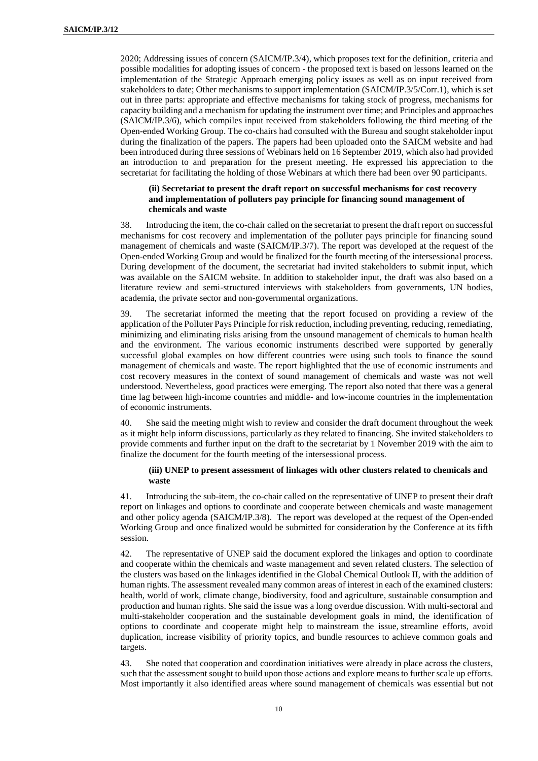2020; Addressing issues of concern (SAICM/IP.3/4), which proposes text for the definition, criteria and possible modalities for adopting issues of concern - the proposed text is based on lessons learned on the implementation of the Strategic Approach emerging policy issues as well as on input received from stakeholders to date; Other mechanisms to support implementation (SAICM/IP.3/5/Corr.1), which is set out in three parts: appropriate and effective mechanisms for taking stock of progress, mechanisms for capacity building and a mechanism for updating the instrument over time; and Principles and approaches (SAICM/IP.3/6), which compiles input received from stakeholders following the third meeting of the Open-ended Working Group. The co-chairs had consulted with the Bureau and sought stakeholder input during the finalization of the papers. The papers had been uploaded onto the SAICM website and had been introduced during three sessions of Webinars held on 16 September 2019, which also had provided an introduction to and preparation for the present meeting. He expressed his appreciation to the secretariat for facilitating the holding of those Webinars at which there had been over 90 participants.

#### (ii) Secretariat to present the draft report on successful mechanisms for cost recovery and implementation of polluters pay principle for financing sound management of chemicals and waste

38. Introducing the item, the co-chair called on the secretariat to present the draft report on successful mechanisms for cost recovery and implementation of the polluter pays principle for financing sound management of chemicals and waste (SAICM/IP.3/7). The report was developed at the request of the Open-ended Working Group and would be finalized for the fourth meeting of the intersessional process. During development of the document, the secretariat had invited stakeholders to submit input, which was available on the SAICM website. In addition to stakeholder input, the draft was also based on a literature review and semi-structured interviews with stakeholders from governments, UN bodies, academia, the private sector and non-governmental organizations.

39. The secretariat informed the meeting that the report focused on providing a review of the application of the Polluter Pays Principle for risk reduction, including preventing, reducing, remediating, minimizing and eliminating risks arising from the unsound management of chemicals to human health and the environment. The various economic instruments described were supported by generally successful global examples on how different countries were using such tools to finance the sound management of chemicals and waste. The report highlighted that the use of economic instruments and cost recovery measures in the context of sound management of chemicals and waste was not well understood. Nevertheless, good practices were emerging. The report also noted that there was a general time lag between high-income countries and middle- and low-income countries in the implementation of economic instruments.

40. She said the meeting might wish to review and consider the draft document throughout the week as it might help inform discussions, particularly as they related to financing. She invited stakeholders to provide comments and further input on the draft to the secretariat by 1 November 2019 with the aim to finalize the document for the fourth meeting of the intersessional process.

#### (iii) UNEP to present assessment of linkages with other clusters related to chemicals and waste

41. Introducing the sub-item, the co-chair called on the representative of UNEP to present their draft report on linkages and options to coordinate and cooperate between chemicals and waste management and other policy agenda (SAICM/IP.3/8). The report was developed at the request of the Open-ended Working Group and once finalized would be submitted for consideration by the Conference at its fifth session.

42. The representative of UNEP said the document explored the linkages and option to coordinate and cooperate within the chemicals and waste management and seven related clusters. The selection of the clusters was based on the linkages identified in the Global Chemical Outlook II, with the addition of human rights. The assessment revealed many common areas of interest in each of the examined clusters: health, world of work, climate change, biodiversity, food and agriculture, sustainable consumption and production and human rights. She said the issue was a long overdue discussion. With multi-sectoral and multi-stakeholder cooperation and the sustainable development goals in mind, the identification of options to coordinate and cooperate might help to mainstream the issue, streamline efforts, avoid duplication, increase visibility of priority topics, and bundle resources to achieve common goals and targets.

43. She noted that cooperation and coordination initiatives were already in place across the clusters, such that the assessment sought to build upon those actions and explore means to further scale up efforts. Most importantly it also identified areas where sound management of chemicals was essential but not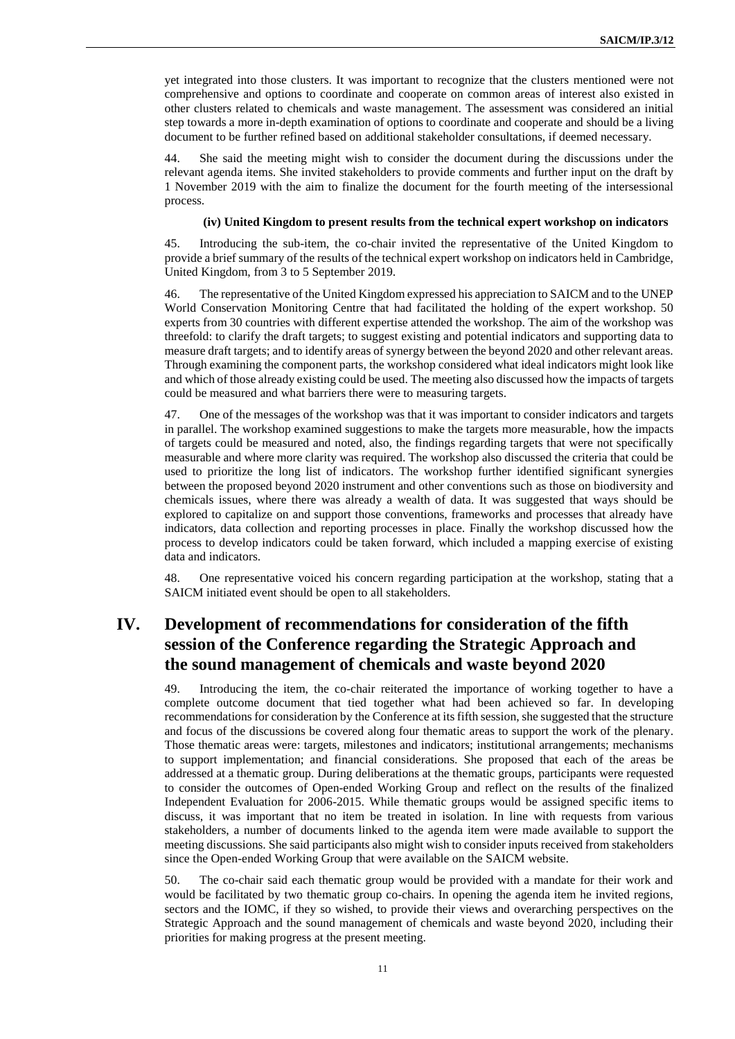yet integrated into those clusters. It was important to recognize that the clusters mentioned were not comprehensive and options to coordinate and cooperate on common areas of interest also existed in other clusters related to chemicals and waste management. The assessment was considered an initial step towards a more in-depth examination of options to coordinate and cooperate and should be a living document to be further refined based on additional stakeholder consultations, if deemed necessary.

44. She said the meeting might wish to consider the document during the discussions under the relevant agenda items. She invited stakeholders to provide comments and further input on the draft by 1 November 2019 with the aim to finalize the document for the fourth meeting of the intersessional process.

#### (iv) United Kingdom to present results from the technical expert workshop on indicators

45. Introducing the sub-item, the co-chair invited the representative of the United Kingdom to provide a brief summary of the results of the technical expert workshop on indicators held in Cambridge, United Kingdom, from 3 to 5 September 2019.

46. The representative of the United Kingdom expressed his appreciation to SAICM and to the UNEP World Conservation Monitoring Centre that had facilitated the holding of the expert workshop. 50 experts from 30 countries with different expertise attended the workshop. The aim of the workshop was threefold: to clarify the draft targets; to suggest existing and potential indicators and supporting data to measure draft targets; and to identify areas of synergy between the beyond 2020 and other relevant areas. Through examining the component parts, the workshop considered what ideal indicators might look like and which of those already existing could be used. The meeting also discussed how the impacts of targets could be measured and what barriers there were to measuring targets.

47. One of the messages of the workshop was that it was important to consider indicators and targets in parallel. The workshop examined suggestions to make the targets more measurable, how the impacts of targets could be measured and noted, also, the findings regarding targets that were not specifically measurable and where more clarity was required. The workshop also discussed the criteria that could be used to prioritize the long list of indicators. The workshop further identified significant synergies between the proposed beyond 2020 instrument and other conventions such as those on biodiversity and chemicals issues, where there was already a wealth of data. It was suggested that ways should be explored to capitalize on and support those conventions, frameworks and processes that already have indicators, data collection and reporting processes in place. Finally the workshop discussed how the process to develop indicators could be taken forward, which included a mapping exercise of existing data and indicators.

48. One representative voiced his concern regarding participation at the workshop, stating that a SAICM initiated event should be open to all stakeholders.

## IV. Development of recommendations for consideration of the fifth session of the Conference regarding the Strategic Approach and the sound management of chemicals and waste beyond 2020

49. Introducing the item, the co-chair reiterated the importance of working together to have a complete outcome document that tied together what had been achieved so far. In developing recommendations for consideration by the Conference at its fifth session, she suggested that the structure and focus of the discussions be covered along four thematic areas to support the work of the plenary. Those thematic areas were: targets, milestones and indicators; institutional arrangements; mechanisms to support implementation; and financial considerations. She proposed that each of the areas be addressed at a thematic group. During deliberations at the thematic groups, participants were requested to consider the outcomes of Open-ended Working Group and reflect on the results of the finalized Independent Evaluation for 2006-2015. While thematic groups would be assigned specific items to discuss, it was important that no item be treated in isolation. In line with requests from various stakeholders, a number of documents linked to the agenda item were made available to support the meeting discussions. She said participants also might wish to consider inputs received from stakeholders since the Open-ended Working Group that were available on the SAICM website.

50. The co-chair said each thematic group would be provided with a mandate for their work and would be facilitated by two thematic group co-chairs. In opening the agenda item he invited regions, sectors and the IOMC, if they so wished, to provide their views and overarching perspectives on the Strategic Approach and the sound management of chemicals and waste beyond 2020, including their priorities for making progress at the present meeting.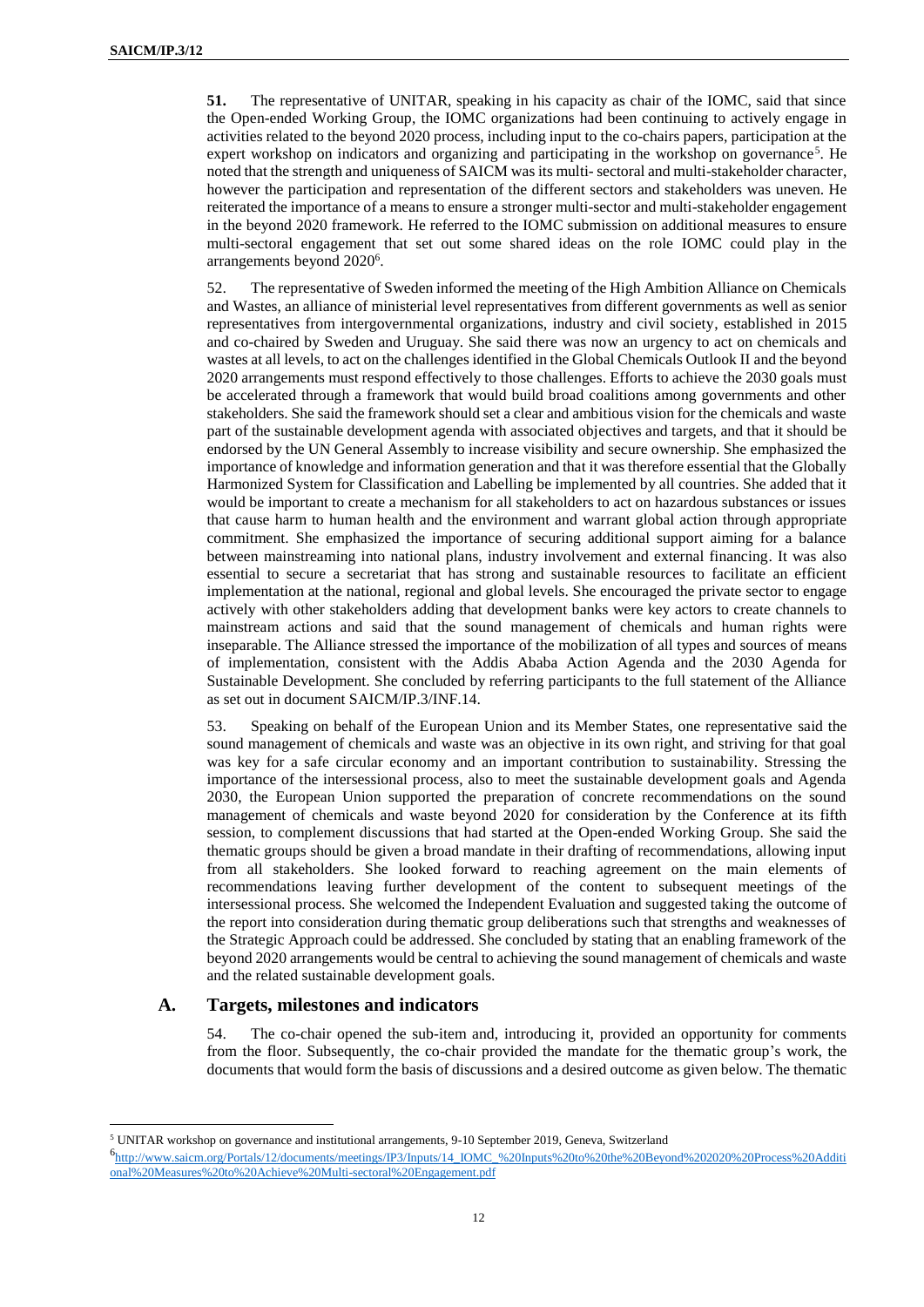**51.** The representative of UNITAR, speaking in his capacity as chair of the IOMC, said that since the Open-ended Working Group, the IOMC organizations had been continuing to actively engage in activities related to the beyond 2020 process, including input to the co-chairs papers, participation at the expert workshop on indicators and organizing and participating in the workshop on governance[5]. He noted that the strength and uniqueness of SAICM was its multi- sectoral and multi-stakeholder character, however the participation and representation of the different sectors and stakeholders was uneven. He reiterated the importance of a means to ensure a stronger multi-sector and multi-stakeholder engagement in the beyond 2020 framework. He referred to the IOMC submission on additional measures to ensure multi-sectoral engagement that set out some shared ideas on the role IOMC could play in the arrangements beyond 2020[6].

52. The representative of Sweden informed the meeting of the High Ambition Alliance on Chemicals and Wastes, an alliance of ministerial level representatives from different governments as well as senior representatives from intergovernmental organizations, industry and civil society, established in 2015 and co-chaired by Sweden and Uruguay. She said there was now an urgency to act on chemicals and wastes at all levels, to act on the challenges identified in the Global Chemicals Outlook II and the beyond 2020 arrangements must respond effectively to those challenges. Efforts to achieve the 2030 goals must be accelerated through a framework that would build broad coalitions among governments and other stakeholders. She said the framework should set a clear and ambitious vision for the chemicals and waste part of the sustainable development agenda with associated objectives and targets, and that it should be endorsed by the UN General Assembly to increase visibility and secure ownership. She emphasized the importance of knowledge and information generation and that it was therefore essential that the Globally Harmonized System for Classification and Labelling be implemented by all countries. She added that it would be important to create a mechanism for all stakeholders to act on hazardous substances or issues that cause harm to human health and the environment and warrant global action through appropriate commitment. She emphasized the importance of securing additional support aiming for a balance between mainstreaming into national plans, industry involvement and external financing. It was also essential to secure a secretariat that has strong and sustainable resources to facilitate an efficient implementation at the national, regional and global levels. She encouraged the private sector to engage actively with other stakeholders adding that development banks were key actors to create channels to mainstream actions and said that the sound management of chemicals and human rights were inseparable. The Alliance stressed the importance of the mobilization of all types and sources of means of implementation, consistent with the Addis Ababa Action Agenda and the 2030 Agenda for Sustainable Development. She concluded by referring participants to the full statement of the Alliance as set out in document SAICM/IP.3/INF.14.

53. Speaking on behalf of the European Union and its Member States, one representative said the sound management of chemicals and waste was an objective in its own right, and striving for that goal was key for a safe circular economy and an important contribution to sustainability. Stressing the importance of the intersessional process, also to meet the sustainable development goals and Agenda 2030, the European Union supported the preparation of concrete recommendations on the sound management of chemicals and waste beyond 2020 for consideration by the Conference at its fifth session, to complement discussions that had started at the Open-ended Working Group. She said the thematic groups should be given a broad mandate in their drafting of recommendations, allowing input from all stakeholders. She looked forward to reaching agreement on the main elements of recommendations leaving further development of the content to subsequent meetings of the intersessional process. She welcomed the Independent Evaluation and suggested taking the outcome of the report into consideration during thematic group deliberations such that strengths and weaknesses of the Strategic Approach could be addressed. She concluded by stating that an enabling framework of the beyond 2020 arrangements would be central to achieving the sound management of chemicals and waste and the related sustainable development goals.

## A. Targets, milestones and indicators

54. The co-chair opened the sub-item and, introducing it, provided an opportunity for comments from the floor. Subsequently, the co-chair provided the mandate for the thematic group's work, the documents that would form the basis of discussions and a desired outcome as given below. The thematic

---

[5] UNITAR workshop on governance and institutional arrangements, 9-10 September 2019, Geneva, Switzerland

[6] http://www.saicm.org/Portals/12/documents/meetings/IP3/Inputs/14_IOMC_%20Inputs%20to%20the%20Beyond%202020%20Process%20Additional%20Measures%20to%20Achieve%20Multi-sectoral%20Engagement.pdf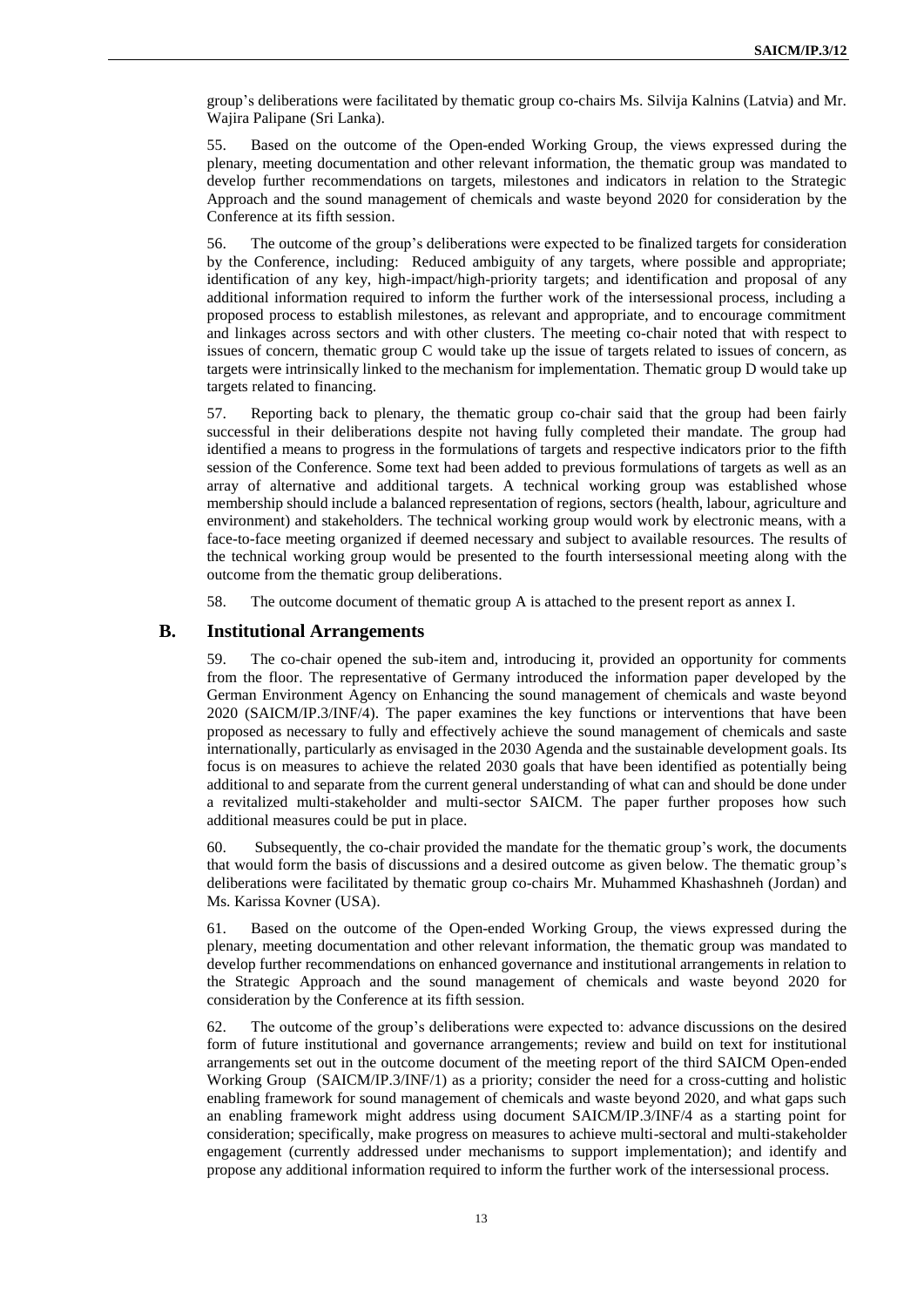group's deliberations were facilitated by thematic group co-chairs Ms. Silvija Kalnins (Latvia) and Mr. Wajira Palipane (Sri Lanka).

55. Based on the outcome of the Open-ended Working Group, the views expressed during the plenary, meeting documentation and other relevant information, the thematic group was mandated to develop further recommendations on targets, milestones and indicators in relation to the Strategic Approach and the sound management of chemicals and waste beyond 2020 for consideration by the Conference at its fifth session.

56. The outcome of the group's deliberations were expected to be finalized targets for consideration by the Conference, including: Reduced ambiguity of any targets, where possible and appropriate; identification of any key, high-impact/high-priority targets; and identification and proposal of any additional information required to inform the further work of the intersessional process, including a proposed process to establish milestones, as relevant and appropriate, and to encourage commitment and linkages across sectors and with other clusters. The meeting co-chair noted that with respect to issues of concern, thematic group C would take up the issue of targets related to issues of concern, as targets were intrinsically linked to the mechanism for implementation. Thematic group D would take up targets related to financing.

57. Reporting back to plenary, the thematic group co-chair said that the group had been fairly successful in their deliberations despite not having fully completed their mandate. The group had identified a means to progress in the formulations of targets and respective indicators prior to the fifth session of the Conference. Some text had been added to previous formulations of targets as well as an array of alternative and additional targets. A technical working group was established whose membership should include a balanced representation of regions, sectors (health, labour, agriculture and environment) and stakeholders. The technical working group would work by electronic means, with a face-to-face meeting organized if deemed necessary and subject to available resources. The results of the technical working group would be presented to the fourth intersessional meeting along with the outcome from the thematic group deliberations.

58. The outcome document of thematic group A is attached to the present report as annex I.

## B. Institutional Arrangements

59. The co-chair opened the sub-item and, introducing it, provided an opportunity for comments from the floor. The representative of Germany introduced the information paper developed by the German Environment Agency on Enhancing the sound management of chemicals and waste beyond 2020 (SAICM/IP.3/INF/4). The paper examines the key functions or interventions that have been proposed as necessary to fully and effectively achieve the sound management of chemicals and saste internationally, particularly as envisaged in the 2030 Agenda and the sustainable development goals. Its focus is on measures to achieve the related 2030 goals that have been identified as potentially being additional to and separate from the current general understanding of what can and should be done under a revitalized multi-stakeholder and multi-sector SAICM. The paper further proposes how such additional measures could be put in place.

60. Subsequently, the co-chair provided the mandate for the thematic group's work, the documents that would form the basis of discussions and a desired outcome as given below. The thematic group's deliberations were facilitated by thematic group co-chairs Mr. Muhammed Khashashneh (Jordan) and Ms. Karissa Kovner (USA).

61. Based on the outcome of the Open-ended Working Group, the views expressed during the plenary, meeting documentation and other relevant information, the thematic group was mandated to develop further recommendations on enhanced governance and institutional arrangements in relation to the Strategic Approach and the sound management of chemicals and waste beyond 2020 for consideration by the Conference at its fifth session.

62. The outcome of the group's deliberations were expected to: advance discussions on the desired form of future institutional and governance arrangements; review and build on text for institutional arrangements set out in the outcome document of the meeting report of the third SAICM Open-ended Working Group (SAICM/IP.3/INF/1) as a priority; consider the need for a cross-cutting and holistic enabling framework for sound management of chemicals and waste beyond 2020, and what gaps such an enabling framework might address using document SAICM/IP.3/INF/4 as a starting point for consideration; specifically, make progress on measures to achieve multi-sectoral and multi-stakeholder engagement (currently addressed under mechanisms to support implementation); and identify and propose any additional information required to inform the further work of the intersessional process.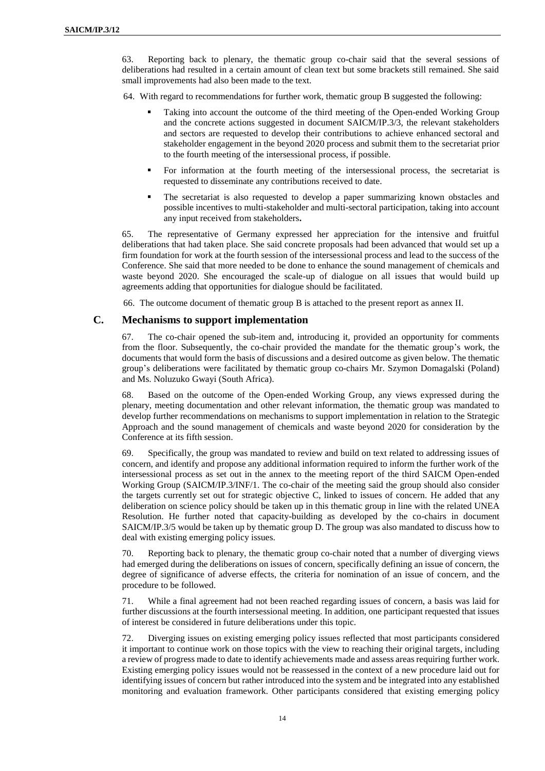63. Reporting back to plenary, the thematic group co-chair said that the several sessions of deliberations had resulted in a certain amount of clean text but some brackets still remained. She said small improvements had also been made to the text.

64. With regard to recommendations for further work, thematic group B suggested the following:

- Taking into account the outcome of the third meeting of the Open-ended Working Group and the concrete actions suggested in document SAICM/IP.3/3, the relevant stakeholders and sectors are requested to develop their contributions to achieve enhanced sectoral and stakeholder engagement in the beyond 2020 process and submit them to the secretariat prior to the fourth meeting of the intersessional process, if possible.
- For information at the fourth meeting of the intersessional process, the secretariat is requested to disseminate any contributions received to date.
- The secretariat is also requested to develop a paper summarizing known obstacles and possible incentives to multi-stakeholder and multi-sectoral participation, taking into account any input received from stakeholders**.**

65. The representative of Germany expressed her appreciation for the intensive and fruitful deliberations that had taken place. She said concrete proposals had been advanced that would set up a firm foundation for work at the fourth session of the intersessional process and lead to the success of the Conference. She said that more needed to be done to enhance the sound management of chemicals and waste beyond 2020. She encouraged the scale-up of dialogue on all issues that would build up agreements adding that opportunities for dialogue should be facilitated.

66. The outcome document of thematic group B is attached to the present report as annex II.

## C. Mechanisms to support implementation

67. The co-chair opened the sub-item and, introducing it, provided an opportunity for comments from the floor. Subsequently, the co-chair provided the mandate for the thematic group's work, the documents that would form the basis of discussions and a desired outcome as given below. The thematic group's deliberations were facilitated by thematic group co-chairs Mr. Szymon Domagalski (Poland) and Ms. Noluzuko Gwayi (South Africa).

68. Based on the outcome of the Open-ended Working Group, any views expressed during the plenary, meeting documentation and other relevant information, the thematic group was mandated to develop further recommendations on mechanisms to support implementation in relation to the Strategic Approach and the sound management of chemicals and waste beyond 2020 for consideration by the Conference at its fifth session.

69. Specifically, the group was mandated to review and build on text related to addressing issues of concern, and identify and propose any additional information required to inform the further work of the intersessional process as set out in the annex to the meeting report of the third SAICM Open-ended Working Group (SAICM/IP.3/INF/1. The co-chair of the meeting said the group should also consider the targets currently set out for strategic objective C, linked to issues of concern. He added that any deliberation on science policy should be taken up in this thematic group in line with the related UNEA Resolution. He further noted that capacity-building as developed by the co-chairs in document SAICM/IP.3/5 would be taken up by thematic group D. The group was also mandated to discuss how to deal with existing emerging policy issues.

70. Reporting back to plenary, the thematic group co-chair noted that a number of diverging views had emerged during the deliberations on issues of concern, specifically defining an issue of concern, the degree of significance of adverse effects, the criteria for nomination of an issue of concern, and the procedure to be followed.

71. While a final agreement had not been reached regarding issues of concern, a basis was laid for further discussions at the fourth intersessional meeting. In addition, one participant requested that issues of interest be considered in future deliberations under this topic.

72. Diverging issues on existing emerging policy issues reflected that most participants considered it important to continue work on those topics with the view to reaching their original targets, including a review of progress made to date to identify achievements made and assess areas requiring further work. Existing emerging policy issues would not be reassessed in the context of a new procedure laid out for identifying issues of concern but rather introduced into the system and be integrated into any established monitoring and evaluation framework. Other participants considered that existing emerging policy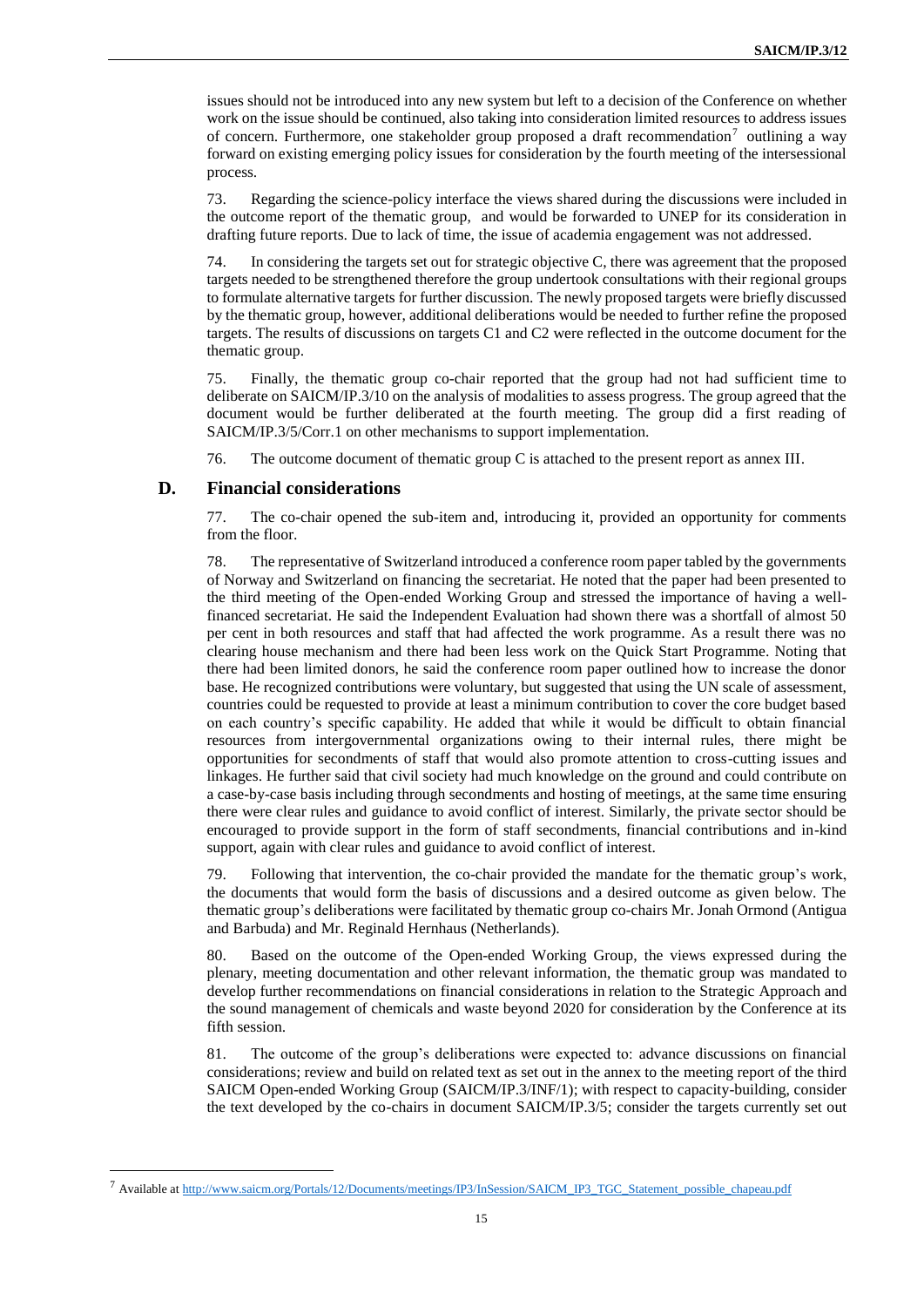issues should not be introduced into any new system but left to a decision of the Conference on whether work on the issue should be continued, also taking into consideration limited resources to address issues of concern. Furthermore, one stakeholder group proposed a draft recommendation[7] outlining a way forward on existing emerging policy issues for consideration by the fourth meeting of the intersessional process.

73. Regarding the science-policy interface the views shared during the discussions were included in the outcome report of the thematic group, and would be forwarded to UNEP for its consideration in drafting future reports. Due to lack of time, the issue of academia engagement was not addressed.

74. In considering the targets set out for strategic objective C, there was agreement that the proposed targets needed to be strengthened therefore the group undertook consultations with their regional groups to formulate alternative targets for further discussion. The newly proposed targets were briefly discussed by the thematic group, however, additional deliberations would be needed to further refine the proposed targets. The results of discussions on targets C1 and C2 were reflected in the outcome document for the thematic group.

75. Finally, the thematic group co-chair reported that the group had not had sufficient time to deliberate on SAICM/IP.3/10 on the analysis of modalities to assess progress. The group agreed that the document would be further deliberated at the fourth meeting. The group did a first reading of SAICM/IP.3/5/Corr.1 on other mechanisms to support implementation.

76. The outcome document of thematic group C is attached to the present report as annex III.

## D. Financial considerations

77. The co-chair opened the sub-item and, introducing it, provided an opportunity for comments from the floor.

78. The representative of Switzerland introduced a conference room paper tabled by the governments of Norway and Switzerland on financing the secretariat. He noted that the paper had been presented to the third meeting of the Open-ended Working Group and stressed the importance of having a well-financed secretariat. He said the Independent Evaluation had shown there was a shortfall of almost 50 per cent in both resources and staff that had affected the work programme. As a result there was no clearing house mechanism and there had been less work on the Quick Start Programme. Noting that there had been limited donors, he said the conference room paper outlined how to increase the donor base. He recognized contributions were voluntary, but suggested that using the UN scale of assessment, countries could be requested to provide at least a minimum contribution to cover the core budget based on each country's specific capability. He added that while it would be difficult to obtain financial resources from intergovernmental organizations owing to their internal rules, there might be opportunities for secondments of staff that would also promote attention to cross-cutting issues and linkages. He further said that civil society had much knowledge on the ground and could contribute on a case-by-case basis including through secondments and hosting of meetings, at the same time ensuring there were clear rules and guidance to avoid conflict of interest. Similarly, the private sector should be encouraged to provide support in the form of staff secondments, financial contributions and in-kind support, again with clear rules and guidance to avoid conflict of interest.

79. Following that intervention, the co-chair provided the mandate for the thematic group's work, the documents that would form the basis of discussions and a desired outcome as given below. The thematic group's deliberations were facilitated by thematic group co-chairs Mr. Jonah Ormond (Antigua and Barbuda) and Mr. Reginald Hernhaus (Netherlands).

80. Based on the outcome of the Open-ended Working Group, the views expressed during the plenary, meeting documentation and other relevant information, the thematic group was mandated to develop further recommendations on financial considerations in relation to the Strategic Approach and the sound management of chemicals and waste beyond 2020 for consideration by the Conference at its fifth session.

81. The outcome of the group's deliberations were expected to: advance discussions on financial considerations; review and build on related text as set out in the annex to the meeting report of the third SAICM Open-ended Working Group (SAICM/IP.3/INF/1); with respect to capacity-building, consider the text developed by the co-chairs in document SAICM/IP.3/5; consider the targets currently set out

---

[7] Available at http://www.saicm.org/Portals/12/Documents/meetings/IP3/InSession/SAICM_IP3_TGC_Statement_possible_chapeau.pdf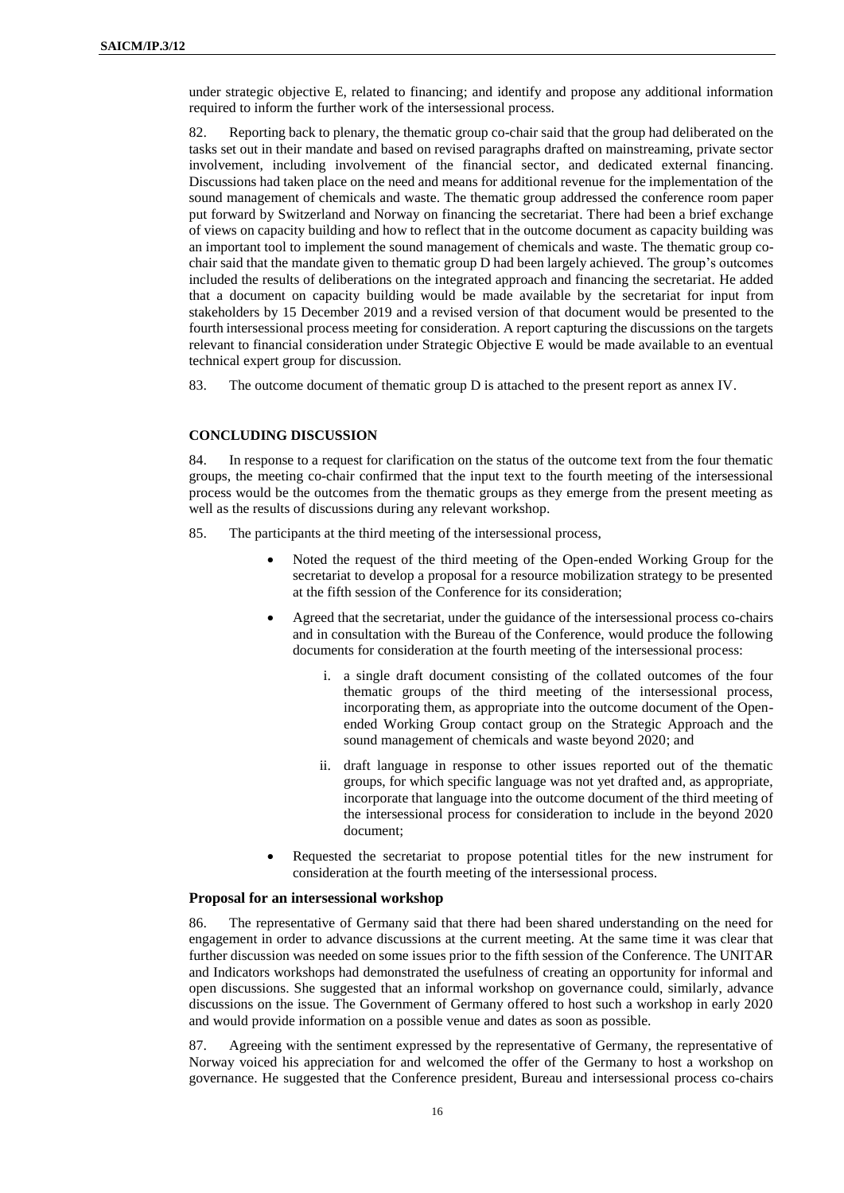under strategic objective E, related to financing; and identify and propose any additional information required to inform the further work of the intersessional process.

82. Reporting back to plenary, the thematic group co-chair said that the group had deliberated on the tasks set out in their mandate and based on revised paragraphs drafted on mainstreaming, private sector involvement, including involvement of the financial sector, and dedicated external financing. Discussions had taken place on the need and means for additional revenue for the implementation of the sound management of chemicals and waste. The thematic group addressed the conference room paper put forward by Switzerland and Norway on financing the secretariat. There had been a brief exchange of views on capacity building and how to reflect that in the outcome document as capacity building was an important tool to implement the sound management of chemicals and waste. The thematic group co-chair said that the mandate given to thematic group D had been largely achieved. The group's outcomes included the results of deliberations on the integrated approach and financing the secretariat. He added that a document on capacity building would be made available by the secretariat for input from stakeholders by 15 December 2019 and a revised version of that document would be presented to the fourth intersessional process meeting for consideration. A report capturing the discussions on the targets relevant to financial consideration under Strategic Objective E would be made available to an eventual technical expert group for discussion.

83. The outcome document of thematic group D is attached to the present report as annex IV.

**CONCLUDING DISCUSSION**

84. In response to a request for clarification on the status of the outcome text from the four thematic groups, the meeting co-chair confirmed that the input text to the fourth meeting of the intersessional process would be the outcomes from the thematic groups as they emerge from the present meeting as well as the results of discussions during any relevant workshop.

85. The participants at the third meeting of the intersessional process,

- Noted the request of the third meeting of the Open-ended Working Group for the secretariat to develop a proposal for a resource mobilization strategy to be presented at the fifth session of the Conference for its consideration;
- Agreed that the secretariat, under the guidance of the intersessional process co-chairs and in consultation with the Bureau of the Conference, would produce the following documents for consideration at the fourth meeting of the intersessional process:
    i. a single draft document consisting of the collated outcomes of the four thematic groups of the third meeting of the intersessional process, incorporating them, as appropriate into the outcome document of the Open-ended Working Group contact group on the Strategic Approach and the sound management of chemicals and waste beyond 2020; and
    ii. draft language in response to other issues reported out of the thematic groups, for which specific language was not yet drafted and, as appropriate, incorporate that language into the outcome document of the third meeting of the intersessional process for consideration to include in the beyond 2020 document;
- Requested the secretariat to propose potential titles for the new instrument for consideration at the fourth meeting of the intersessional process.

**Proposal for an intersessional workshop**

86. The representative of Germany said that there had been shared understanding on the need for engagement in order to advance discussions at the current meeting. At the same time it was clear that further discussion was needed on some issues prior to the fifth session of the Conference. The UNITAR and Indicators workshops had demonstrated the usefulness of creating an opportunity for informal and open discussions. She suggested that an informal workshop on governance could, similarly, advance discussions on the issue. The Government of Germany offered to host such a workshop in early 2020 and would provide information on a possible venue and dates as soon as possible.

87. Agreeing with the sentiment expressed by the representative of Germany, the representative of Norway voiced his appreciation for and welcomed the offer of the Germany to host a workshop on governance. He suggested that the Conference president, Bureau and intersessional process co-chairs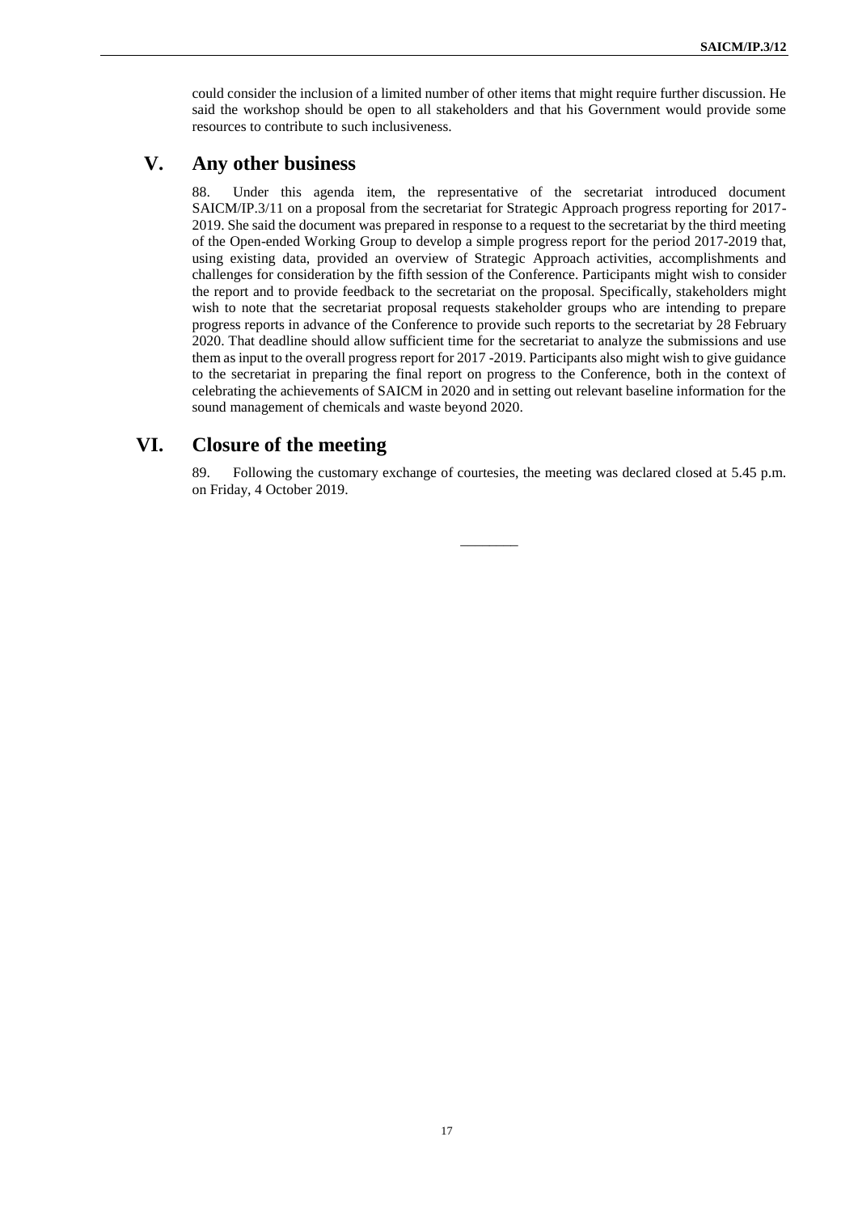could consider the inclusion of a limited number of other items that might require further discussion. He said the workshop should be open to all stakeholders and that his Government would provide some resources to contribute to such inclusiveness.

## V. Any other business

88. Under this agenda item, the representative of the secretariat introduced document SAICM/IP.3/11 on a proposal from the secretariat for Strategic Approach progress reporting for 2017-2019. She said the document was prepared in response to a request to the secretariat by the third meeting of the Open-ended Working Group to develop a simple progress report for the period 2017-2019 that, using existing data, provided an overview of Strategic Approach activities, accomplishments and challenges for consideration by the fifth session of the Conference. Participants might wish to consider the report and to provide feedback to the secretariat on the proposal. Specifically, stakeholders might wish to note that the secretariat proposal requests stakeholder groups who are intending to prepare progress reports in advance of the Conference to provide such reports to the secretariat by 28 February 2020. That deadline should allow sufficient time for the secretariat to analyze the submissions and use them as input to the overall progress report for 2017 -2019. Participants also might wish to give guidance to the secretariat in preparing the final report on progress to the Conference, both in the context of celebrating the achievements of SAICM in 2020 and in setting out relevant baseline information for the sound management of chemicals and waste beyond 2020.

## VI. Closure of the meeting

89. Following the customary exchange of courtesies, the meeting was declared closed at 5.45 p.m. on Friday, 4 October 2019.

________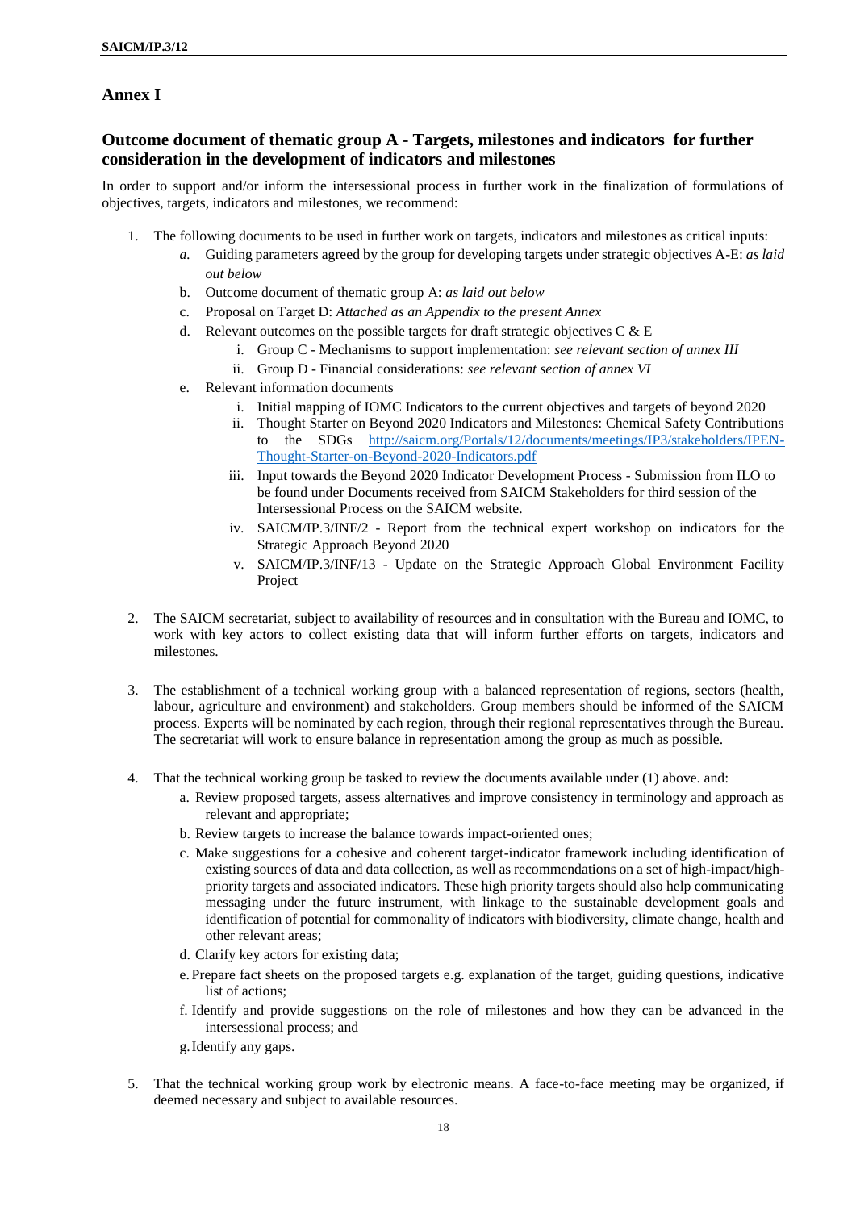## Annex I

### Outcome document of thematic group A - Targets, milestones and indicators for further consideration in the development of indicators and milestones

In order to support and/or inform the intersessional process in further work in the finalization of formulations of objectives, targets, indicators and milestones, we recommend:

1. The following documents to be used in further work on targets, indicators and milestones as critical inputs:
   a. Guiding parameters agreed by the group for developing targets under strategic objectives A-E: *as laid out below*
   b. Outcome document of thematic group A: *as laid out below*
   c. Proposal on Target D: *Attached as an Appendix to the present Annex*
   d. Relevant outcomes on the possible targets for draft strategic objectives C & E
      i. Group C - Mechanisms to support implementation: *see relevant section of annex III*
      ii. Group D - Financial considerations: *see relevant section of annex VI*
   e. Relevant information documents
      i. Initial mapping of IOMC Indicators to the current objectives and targets of beyond 2020
      ii. Thought Starter on Beyond 2020 Indicators and Milestones: Chemical Safety Contributions to the SDGs http://saicm.org/Portals/12/documents/meetings/IP3/stakeholders/IPEN-Thought-Starter-on-Beyond-2020-Indicators.pdf
      iii. Input towards the Beyond 2020 Indicator Development Process - Submission from ILO to be found under Documents received from SAICM Stakeholders for third session of the Intersessional Process on the SAICM website.
      iv. SAICM/IP.3/INF/2 - Report from the technical expert workshop on indicators for the Strategic Approach Beyond 2020
      v. SAICM/IP.3/INF/13 - Update on the Strategic Approach Global Environment Facility Project

2. The SAICM secretariat, subject to availability of resources and in consultation with the Bureau and IOMC, to work with key actors to collect existing data that will inform further efforts on targets, indicators and milestones.

3. The establishment of a technical working group with a balanced representation of regions, sectors (health, labour, agriculture and environment) and stakeholders. Group members should be informed of the SAICM process. Experts will be nominated by each region, through their regional representatives through the Bureau. The secretariat will work to ensure balance in representation among the group as much as possible.

4. That the technical working group be tasked to review the documents available under (1) above. and:
   a. Review proposed targets, assess alternatives and improve consistency in terminology and approach as relevant and appropriate;
   b. Review targets to increase the balance towards impact-oriented ones;
   c. Make suggestions for a cohesive and coherent target-indicator framework including identification of existing sources of data and data collection, as well as recommendations on a set of high-impact/high-priority targets and associated indicators. These high priority targets should also help communicating messaging under the future instrument, with linkage to the sustainable development goals and identification of potential for commonality of indicators with biodiversity, climate change, health and other relevant areas;
   d. Clarify key actors for existing data;
   e. Prepare fact sheets on the proposed targets e.g. explanation of the target, guiding questions, indicative list of actions;
   f. Identify and provide suggestions on the role of milestones and how they can be advanced in the intersessional process; and
   g. Identify any gaps.

5. That the technical working group work by electronic means. A face-to-face meeting may be organized, if deemed necessary and subject to available resources.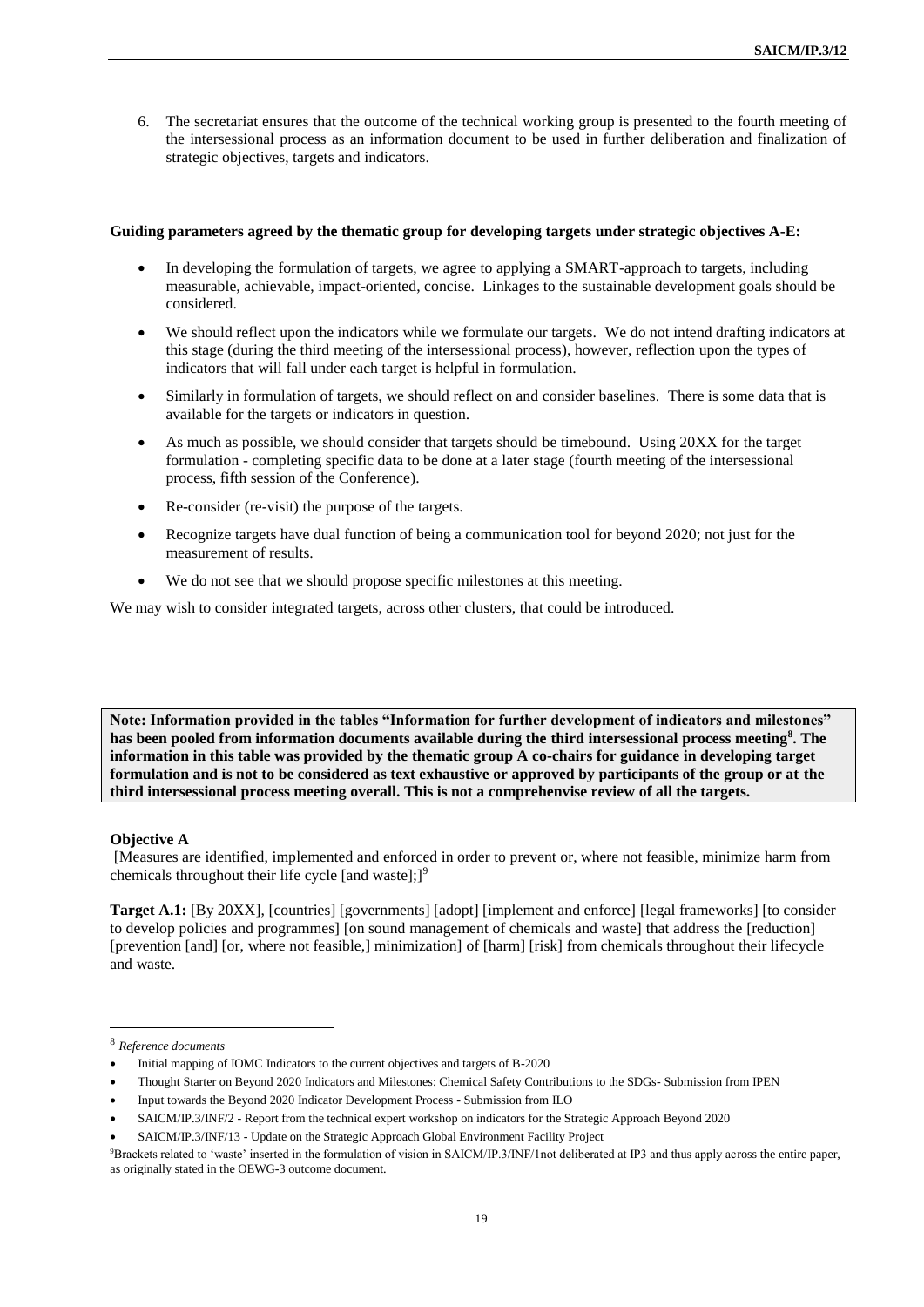6. The secretariat ensures that the outcome of the technical working group is presented to the fourth meeting of the intersessional process as an information document to be used in further deliberation and finalization of strategic objectives, targets and indicators.

**Guiding parameters agreed by the thematic group for developing targets under strategic objectives A-E:**

- In developing the formulation of targets, we agree to applying a SMART-approach to targets, including measurable, achievable, impact-oriented, concise. Linkages to the sustainable development goals should be considered.
- We should reflect upon the indicators while we formulate our targets. We do not intend drafting indicators at this stage (during the third meeting of the intersessional process), however, reflection upon the types of indicators that will fall under each target is helpful in formulation.
- Similarly in formulation of targets, we should reflect on and consider baselines. There is some data that is available for the targets or indicators in question.
- As much as possible, we should consider that targets should be timebound. Using 20XX for the target formulation - completing specific data to be done at a later stage (fourth meeting of the intersessional process, fifth session of the Conference).
- Re-consider (re-visit) the purpose of the targets.
- Recognize targets have dual function of being a communication tool for beyond 2020; not just for the measurement of results.
- We do not see that we should propose specific milestones at this meeting.

We may wish to consider integrated targets, across other clusters, that could be introduced.

**Note: Information provided in the tables "Information for further development of indicators and milestones" has been pooled from information documents available during the third intersessional process meeting[8]. The information in this table was provided by the thematic group A co-chairs for guidance in developing target formulation and is not to be considered as text exhaustive or approved by participants of the group or at the third intersessional process meeting overall. This is not a comprehenvise review of all the targets.**

**Objective A**

[Measures are identified, implemented and enforced in order to prevent or, where not feasible, minimize harm from chemicals throughout their life cycle [and waste];][9]

**Target A.1:** [By 20XX], [countries] [governments] [adopt] [implement and enforce] [legal frameworks] [to consider to develop policies and programmes] [on sound management of chemicals and waste] that address the [reduction] [prevention [and] [or, where not feasible,] minimization] of [harm] [risk] from chemicals throughout their lifecycle and waste.

---

[8] *Reference documents*

- Initial mapping of IOMC Indicators to the current objectives and targets of B-2020
- Thought Starter on Beyond 2020 Indicators and Milestones: Chemical Safety Contributions to the SDGs- Submission from IPEN
- Input towards the Beyond 2020 Indicator Development Process - Submission from ILO
- SAICM/IP.3/INF/2 - Report from the technical expert workshop on indicators for the Strategic Approach Beyond 2020
- SAICM/IP.3/INF/13 - Update on the Strategic Approach Global Environment Facility Project

[9] Brackets related to 'waste' inserted in the formulation of vision in SAICM/IP.3/INF/1not deliberated at IP3 and thus apply across the entire paper, as originally stated in the OEWG-3 outcome document.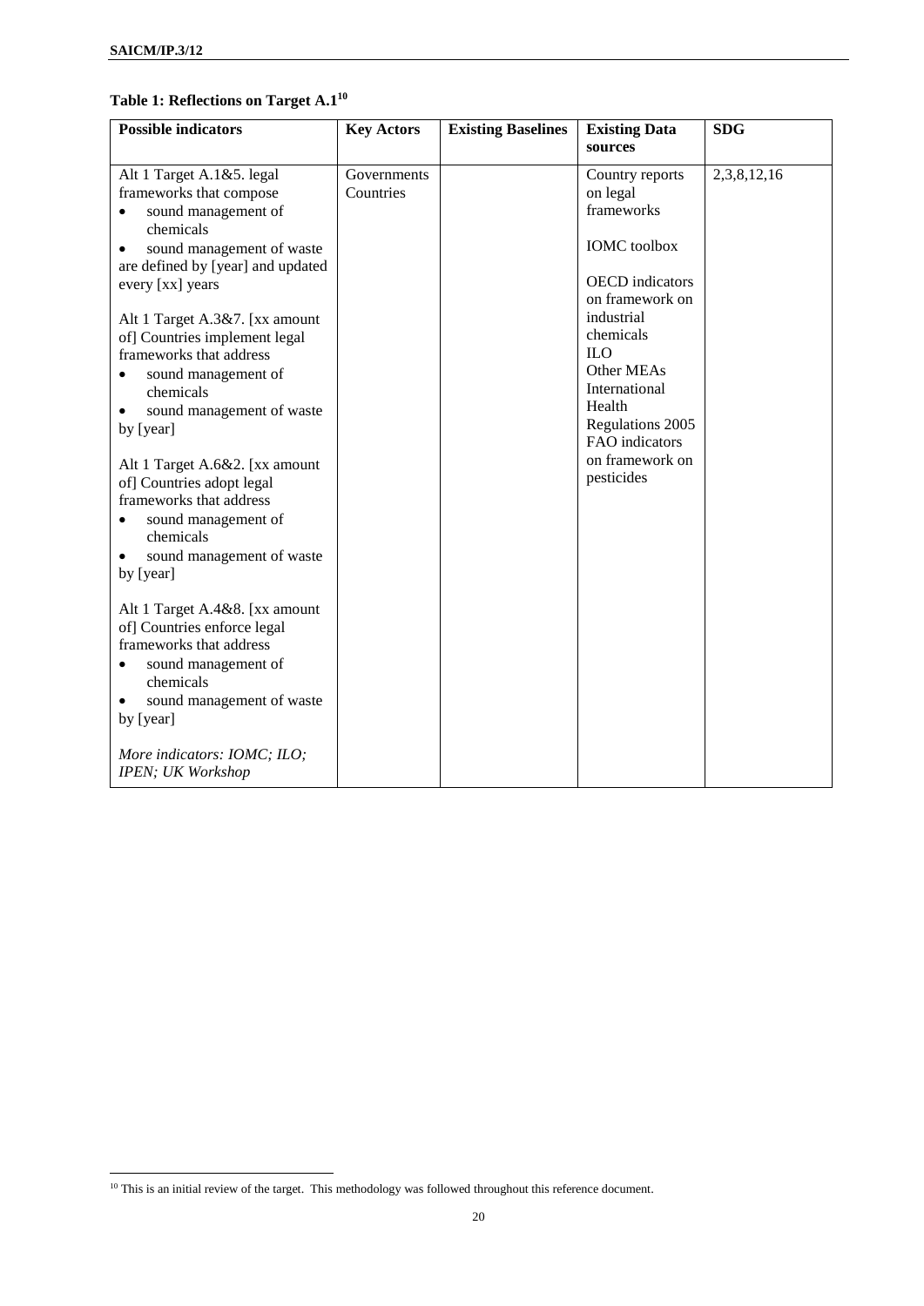**Table 1: Reflections on Target A.1[10]**

| Possible indicators | Key Actors | Existing Baselines | Existing Data sources | SDG |
|---|---|---|---|---|
| Alt 1 Target A.1&5. legal frameworks that compose<br>• sound management of chemicals<br>• sound management of waste<br>are defined by [year] and updated every [xx] years<br><br>Alt 1 Target A.3&7. [xx amount of] Countries implement legal frameworks that address<br>• sound management of chemicals<br>• sound management of waste<br>by [year]<br><br>Alt 1 Target A.6&2. [xx amount of] Countries adopt legal frameworks that address<br>• sound management of chemicals<br>• sound management of waste<br>by [year]<br><br>Alt 1 Target A.4&8. [xx amount of] Countries enforce legal frameworks that address<br>• sound management of chemicals<br>• sound management of waste<br>by [year]<br><br>*More indicators: IOMC; ILO; IPEN; UK Workshop* | Governments Countries | | Country reports on legal frameworks<br><br>IOMC toolbox<br><br>OECD indicators on framework on industrial chemicals<br>ILO<br>Other MEAs<br>International Health Regulations 2005<br>FAO indicators on framework on pesticides | 2,3,8,12,16 |

[10] This is an initial review of the target. This methodology was followed throughout this reference document.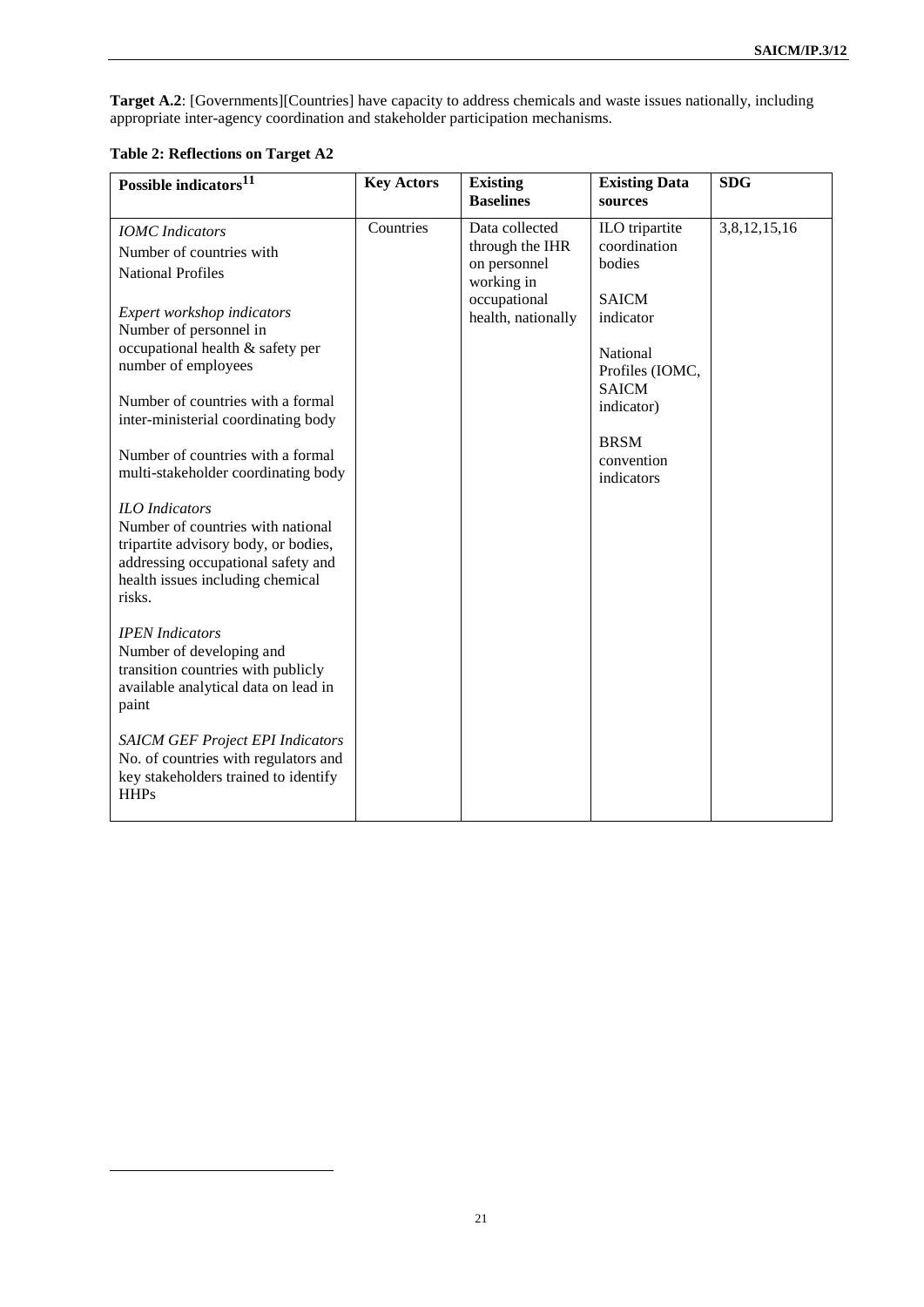**Target A.2**: [Governments][Countries] have capacity to address chemicals and waste issues nationally, including appropriate inter-agency coordination and stakeholder participation mechanisms.

**Table 2: Reflections on Target A2**

| Possible indicators[11] | Key Actors | Existing Baselines | Existing Data sources | SDG |
|---|---|---|---|---|
| *IOMC Indicators*<br>Number of countries with National Profiles<br><br>*Expert workshop indicators*<br>Number of personnel in occupational health & safety per number of employees<br><br>Number of countries with a formal inter-ministerial coordinating body<br><br>Number of countries with a formal multi-stakeholder coordinating body<br><br>*ILO Indicators*<br>Number of countries with national tripartite advisory body, or bodies, addressing occupational safety and health issues including chemical risks.<br><br>*IPEN Indicators*<br>Number of developing and transition countries with publicly available analytical data on lead in paint<br><br>*SAICM GEF Project EPI Indicators*<br>No. of countries with regulators and key stakeholders trained to identify HHPs | Countries | Data collected through the IHR on personnel working in occupational health, nationally | ILO tripartite coordination bodies<br><br>SAICM indicator<br><br>National Profiles (IOMC, SAICM indicator)<br><br>BRSM convention indicators | 3,8,12,15,16 |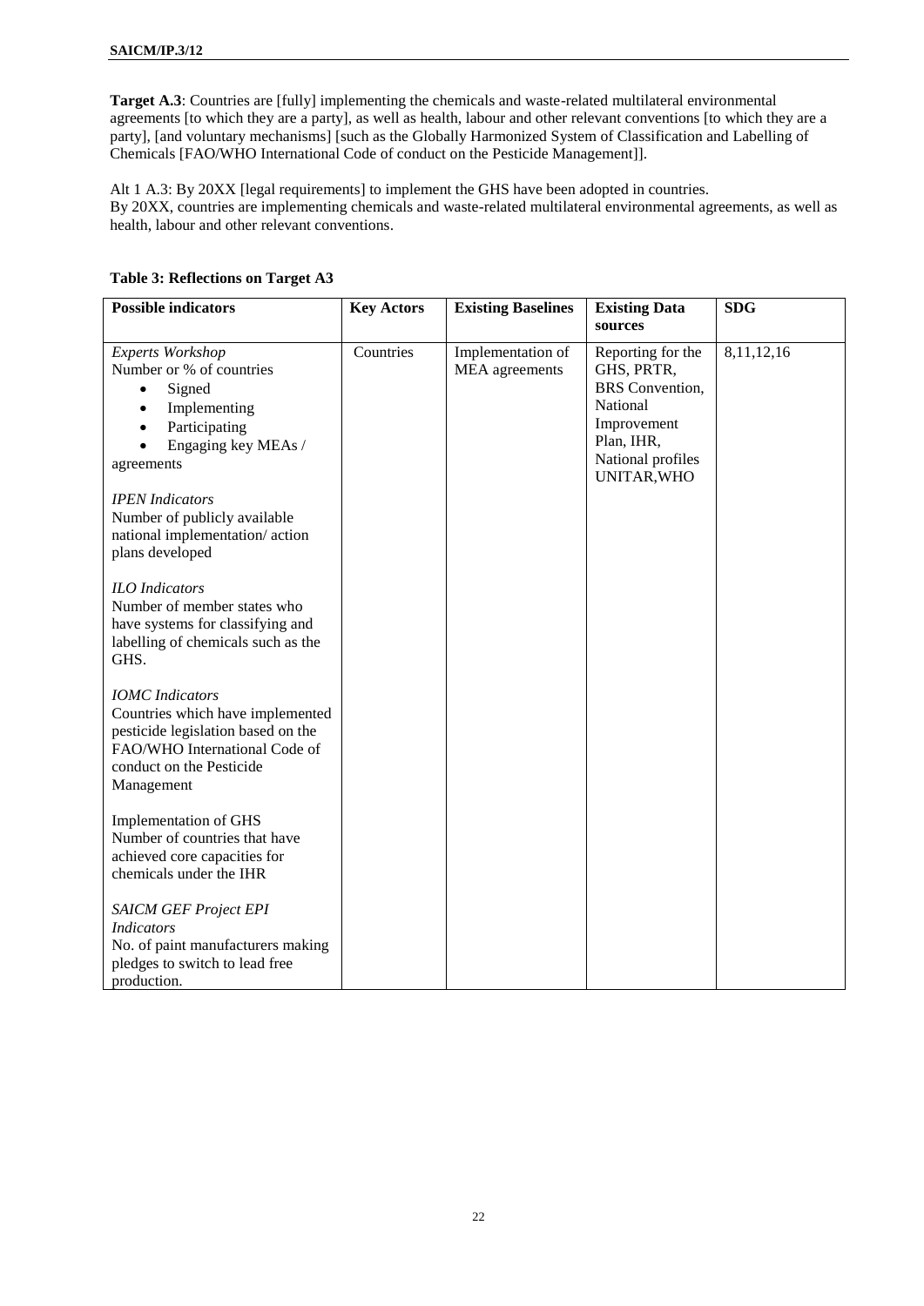**Target A.3**: Countries are [fully] implementing the chemicals and waste-related multilateral environmental agreements [to which they are a party], as well as health, labour and other relevant conventions [to which they are a party], [and voluntary mechanisms] [such as the Globally Harmonized System of Classification and Labelling of Chemicals [FAO/WHO International Code of conduct on the Pesticide Management]].

Alt 1 A.3: By 20XX [legal requirements] to implement the GHS have been adopted in countries.
By 20XX, countries are implementing chemicals and waste-related multilateral environmental agreements, as well as health, labour and other relevant conventions.

**Table 3: Reflections on Target A3**

| Possible indicators | Key Actors | Existing Baselines | Existing Data sources | SDG |
|---|---|---|---|---|
| *Experts Workshop*<br>Number or % of countries<br>• Signed<br>• Implementing<br>• Participating<br>• Engaging key MEAs / agreements<br><br>*IPEN Indicators*<br>Number of publicly available national implementation/ action plans developed<br><br>*ILO Indicators*<br>Number of member states who have systems for classifying and labelling of chemicals such as the GHS.<br><br>*IOMC Indicators*<br>Countries which have implemented pesticide legislation based on the FAO/WHO International Code of conduct on the Pesticide Management<br><br>Implementation of GHS<br>Number of countries that have achieved core capacities for chemicals under the IHR<br><br>*SAICM GEF Project EPI Indicators*<br>No. of paint manufacturers making pledges to switch to lead free production. | Countries | Implementation of MEA agreements | Reporting for the GHS, PRTR, BRS Convention, National Improvement Plan, IHR, National profiles UNITAR,WHO | 8,11,12,16 |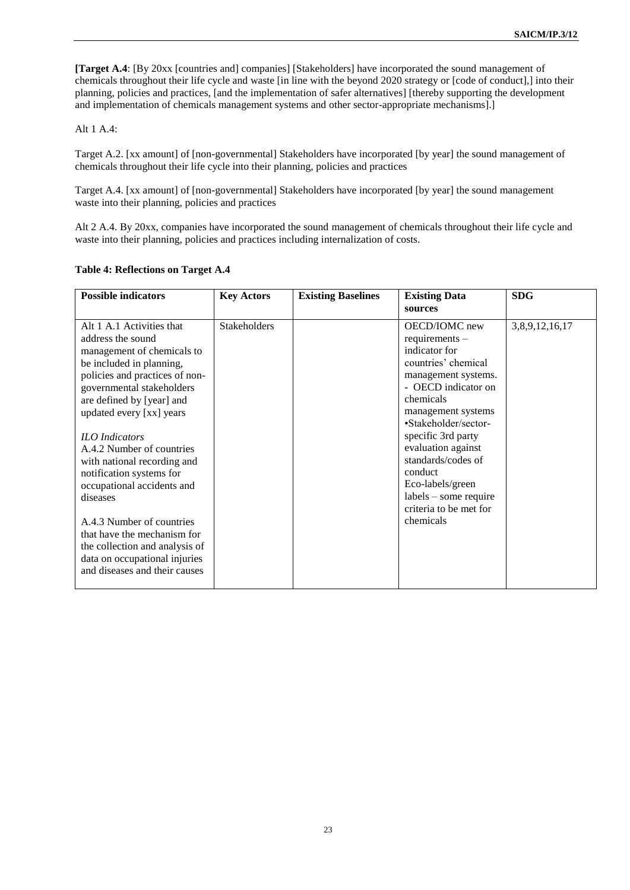**[Target A.4**: [By 20xx [countries and] companies] [Stakeholders] have incorporated the sound management of chemicals throughout their life cycle and waste [in line with the beyond 2020 strategy or [code of conduct],] into their planning, policies and practices, [and the implementation of safer alternatives] [thereby supporting the development and implementation of chemicals management systems and other sector-appropriate mechanisms].]

Alt 1 A.4:

Target A.2. [xx amount] of [non-governmental] Stakeholders have incorporated [by year] the sound management of chemicals throughout their life cycle into their planning, policies and practices

Target A.4. [xx amount] of [non-governmental] Stakeholders have incorporated [by year] the sound management waste into their planning, policies and practices

Alt 2 A.4. By 20xx, companies have incorporated the sound management of chemicals throughout their life cycle and waste into their planning, policies and practices including internalization of costs.

**Table 4: Reflections on Target A.4**

| Possible indicators | Key Actors | Existing Baselines | Existing Data sources | SDG |
|---|---|---|---|---|
| Alt 1 A.1 Activities that address the sound management of chemicals to be included in planning, policies and practices of non-governmental stakeholders are defined by [year] and updated every [xx] years<br><br>*ILO Indicators*<br>A.4.2 Number of countries with national recording and notification systems for occupational accidents and diseases<br><br>A.4.3 Number of countries that have the mechanism for the collection and analysis of data on occupational injuries and diseases and their causes | Stakeholders | | OECD/IOMC new requirements – indicator for countries' chemical management systems.<br>- OECD indicator on chemicals management systems<br>•Stakeholder/sector-specific 3rd party evaluation against standards/codes of conduct<br>Eco-labels/green labels – some require criteria to be met for chemicals | 3,8,9,12,16,17 |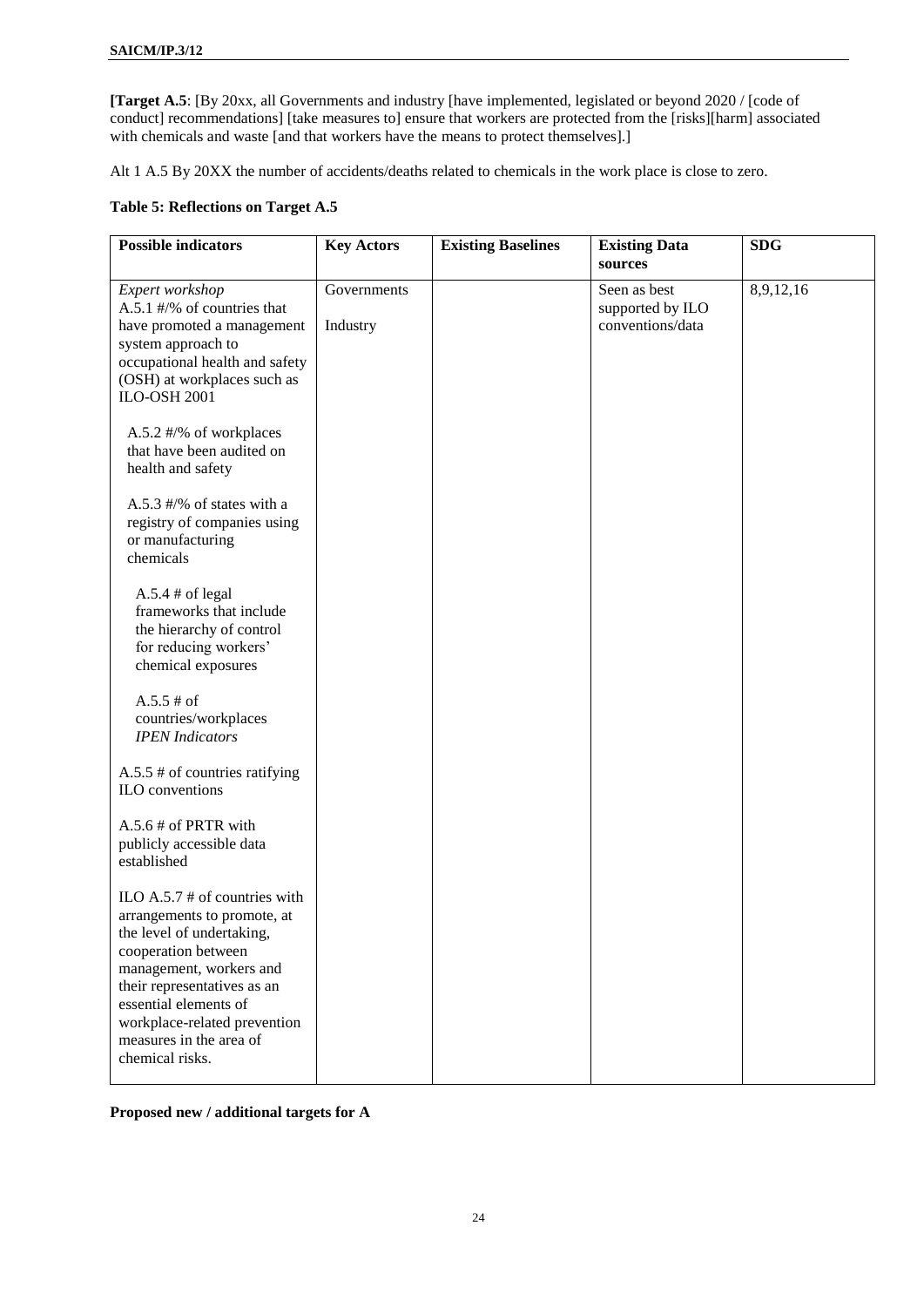**[Target A.5**: [By 20xx, all Governments and industry [have implemented, legislated or beyond 2020 / [code of conduct] recommendations] [take measures to] ensure that workers are protected from the [risks][harm] associated with chemicals and waste [and that workers have the means to protect themselves].]

Alt 1 A.5 By 20XX the number of accidents/deaths related to chemicals in the work place is close to zero.

**Table 5: Reflections on Target A.5**

| Possible indicators | Key Actors | Existing Baselines | Existing Data sources | SDG |
|---|---|---|---|---|
| *Expert workshop*<br>A.5.1 #/% of countries that have promoted a management system approach to occupational health and safety (OSH) at workplaces such as ILO-OSH 2001<br><br>A.5.2 #/% of workplaces that have been audited on health and safety<br><br>A.5.3 #/% of states with a registry of companies using or manufacturing chemicals<br><br>A.5.4 # of legal frameworks that include the hierarchy of control for reducing workers' chemical exposures<br><br>A.5.5 # of countries/workplaces<br>*IPEN Indicators*<br><br>A.5.5 # of countries ratifying ILO conventions<br><br>A.5.6 # of PRTR with publicly accessible data established<br><br>ILO A.5.7 # of countries with arrangements to promote, at the level of undertaking, cooperation between management, workers and their representatives as an essential elements of workplace-related prevention measures in the area of chemical risks. | Governments<br><br>Industry | | Seen as best supported by ILO conventions/data | 8,9,12,16 |

**Proposed new / additional targets for A**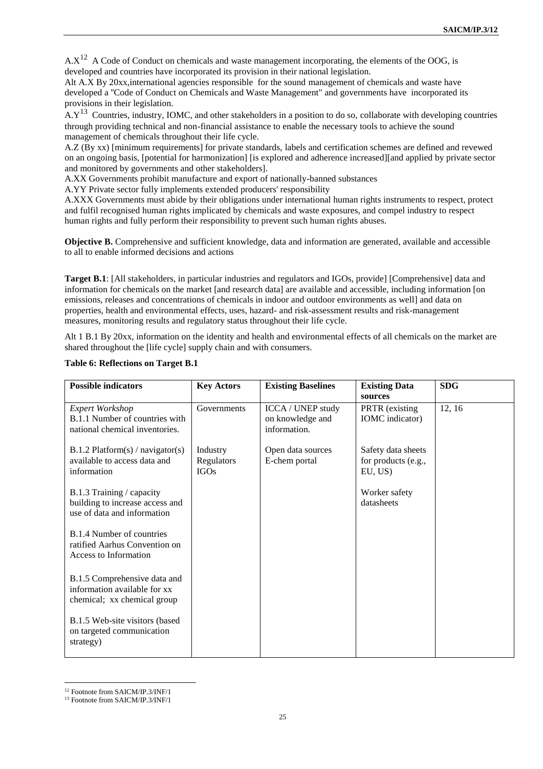A.X[12] A Code of Conduct on chemicals and waste management incorporating, the elements of the OOG, is developed and countries have incorporated its provision in their national legislation.

Alt A.X By 20xx,international agencies responsible for the sound management of chemicals and waste have developed a "Code of Conduct on Chemicals and Waste Management" and governments have incorporated its provisions in their legislation.

A.Y[13] Countries, industry, IOMC, and other stakeholders in a position to do so, collaborate with developing countries through providing technical and non-financial assistance to enable the necessary tools to achieve the sound management of chemicals throughout their life cycle.

A.Z (By xx) [minimum requirements] for private standards, labels and certification schemes are defined and revewed on an ongoing basis, [potential for harmonization] [is explored and adherence increased][and applied by private sector and monitored by governments and other stakeholders].

A.XX Governments prohibit manufacture and export of nationally-banned substances

A.YY Private sector fully implements extended producers' responsibility

A.XXX Governments must abide by their obligations under international human rights instruments to respect, protect and fulfil recognised human rights implicated by chemicals and waste exposures, and compel industry to respect human rights and fully perform their responsibility to prevent such human rights abuses.

**Objective B.** Comprehensive and sufficient knowledge, data and information are generated, available and accessible to all to enable informed decisions and actions

**Target B.1**: [All stakeholders, in particular industries and regulators and IGOs, provide] [Comprehensive] data and information for chemicals on the market [and research data] are available and accessible, including information [on emissions, releases and concentrations of chemicals in indoor and outdoor environments as well] and data on properties, health and environmental effects, uses, hazard- and risk-assessment results and risk-management measures, monitoring results and regulatory status throughout their life cycle.

Alt 1 B.1 By 20xx, information on the identity and health and environmental effects of all chemicals on the market are shared throughout the [life cycle] supply chain and with consumers.

**Table 6: Reflections on Target B.1**

| Possible indicators | Key Actors | Existing Baselines | Existing Data sources | SDG |
|---|---|---|---|---|
| *Expert Workshop*<br>B.1.1 Number of countries with national chemical inventories.<br><br>B.1.2 Platform(s) / navigator(s) available to access data and information<br><br>B.1.3 Training / capacity building to increase access and use of data and information<br><br>B.1.4 Number of countries ratified Aarhus Convention on Access to Information<br><br>B.1.5 Comprehensive data and information available for xx chemical; xx chemical group<br><br>B.1.5 Web-site visitors (based on targeted communication strategy) | Governments<br><br>Industry<br>Regulators<br>IGOs | ICCA / UNEP study on knowledge and information.<br><br>Open data sources<br>E-chem portal | PRTR (existing IOMC indicator)<br><br>Safety data sheets for products (e.g., EU, US)<br><br>Worker safety datasheets | 12, 16 |

[12] Footnote from SAICM/IP.3/INF/1

[13] Footnote from SAICM/IP.3/INF/1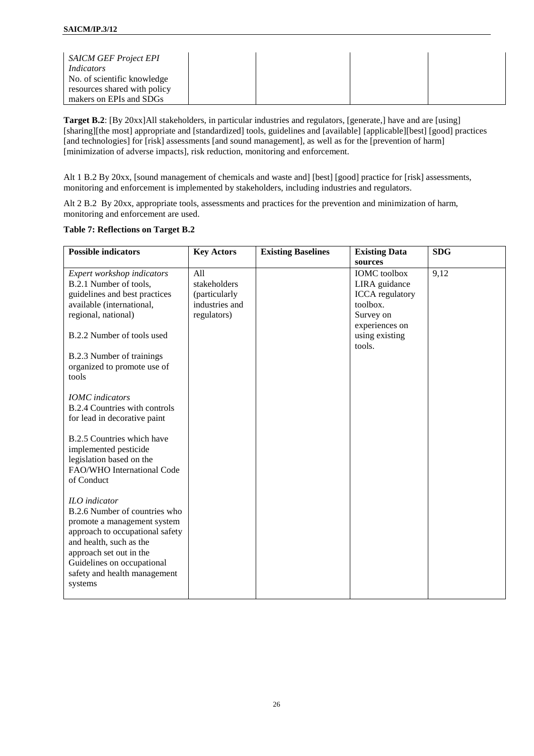| | | | | |
|---|---|---|---|---|
| *SAICM GEF Project EPI Indicators*<br>No. of scientific knowledge resources shared with policy makers on EPIs and SDGs | | | | |

**Target B.2**: [By 20xx]All stakeholders, in particular industries and regulators, [generate,] have and are [using] [sharing][the most] appropriate and [standardized] tools, guidelines and [available] [applicable][best] [good] practices [and technologies] for [risk] assessments [and sound management], as well as for the [prevention of harm] [minimization of adverse impacts], risk reduction, monitoring and enforcement.

Alt 1 B.2 By 20xx, [sound management of chemicals and waste and] [best] [good] practice for [risk] assessments, monitoring and enforcement is implemented by stakeholders, including industries and regulators.

Alt 2 B.2 By 20xx, appropriate tools, assessments and practices for the prevention and minimization of harm, monitoring and enforcement are used.

**Table 7: Reflections on Target B.2**

| Possible indicators | Key Actors | Existing Baselines | Existing Data sources | SDG |
|---|---|---|---|---|
| *Expert workshop indicators*<br>B.2.1 Number of tools, guidelines and best practices available (international, regional, national)<br><br>B.2.2 Number of tools used<br><br>B.2.3 Number of trainings organized to promote use of tools<br><br>*IOMC indicators*<br>B.2.4 Countries with controls for lead in decorative paint<br><br>B.2.5 Countries which have implemented pesticide legislation based on the FAO/WHO International Code of Conduct<br><br>*ILO indicator*<br>B.2.6 Number of countries who promote a management system approach to occupational safety and health, such as the approach set out in the Guidelines on occupational safety and health management systems | All stakeholders (particularly industries and regulators) | | IOMC toolbox<br>LIRA guidance<br>ICCA regulatory toolbox.<br>Survey on experiences on using existing tools. | 9,12 |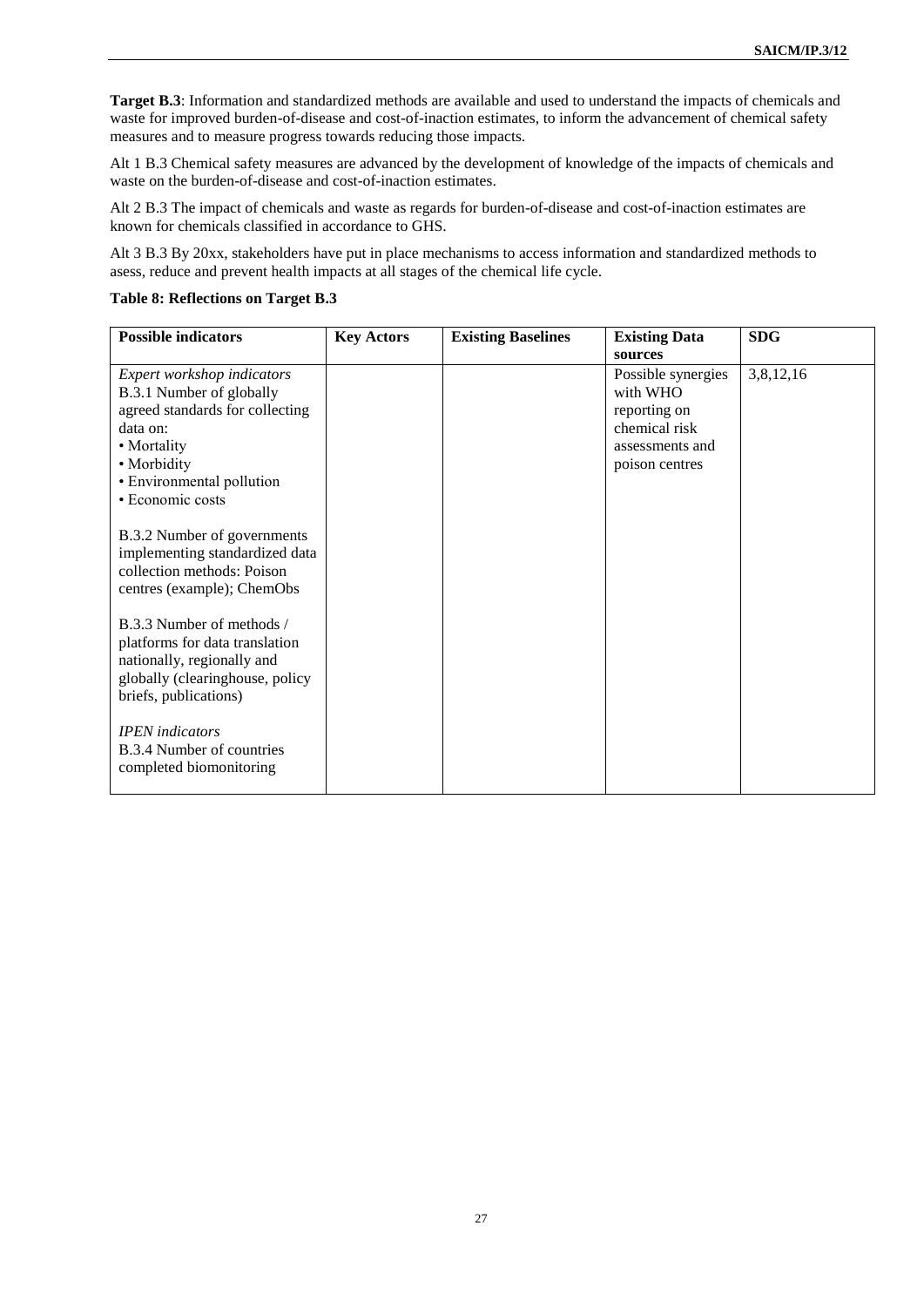**Target B.3**: Information and standardized methods are available and used to understand the impacts of chemicals and waste for improved burden-of-disease and cost-of-inaction estimates, to inform the advancement of chemical safety measures and to measure progress towards reducing those impacts.

Alt 1 B.3 Chemical safety measures are advanced by the development of knowledge of the impacts of chemicals and waste on the burden-of-disease and cost-of-inaction estimates.

Alt 2 B.3 The impact of chemicals and waste as regards for burden-of-disease and cost-of-inaction estimates are known for chemicals classified in accordance to GHS.

Alt 3 B.3 By 20xx, stakeholders have put in place mechanisms to access information and standardized methods to asess, reduce and prevent health impacts at all stages of the chemical life cycle.

**Table 8: Reflections on Target B.3**

| Possible indicators | Key Actors | Existing Baselines | Existing Data sources | SDG |
|---|---|---|---|---|
| *Expert workshop indicators*<br>B.3.1 Number of globally agreed standards for collecting data on:<br>• Mortality<br>• Morbidity<br>• Environmental pollution<br>• Economic costs<br><br>B.3.2 Number of governments implementing standardized data collection methods: Poison centres (example); ChemObs<br><br>B.3.3 Number of methods / platforms for data translation nationally, regionally and globally (clearinghouse, policy briefs, publications)<br><br>*IPEN indicators*<br>B.3.4 Number of countries completed biomonitoring | | | Possible synergies with WHO reporting on chemical risk assessments and poison centres | 3,8,12,16 |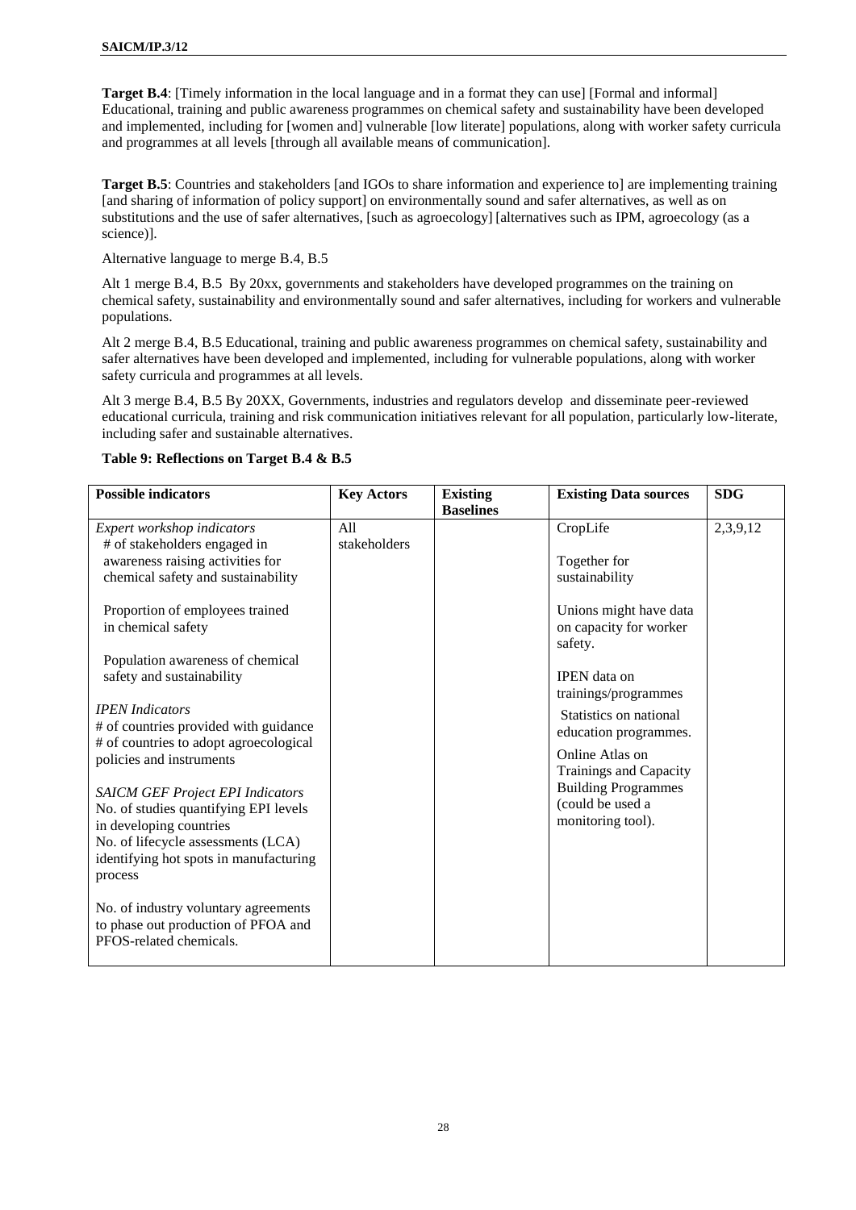**Target B.4**: [Timely information in the local language and in a format they can use] [Formal and informal] Educational, training and public awareness programmes on chemical safety and sustainability have been developed and implemented, including for [women and] vulnerable [low literate] populations, along with worker safety curricula and programmes at all levels [through all available means of communication].

**Target B.5**: Countries and stakeholders [and IGOs to share information and experience to] are implementing training [and sharing of information of policy support] on environmentally sound and safer alternatives, as well as on substitutions and the use of safer alternatives, [such as agroecology] [alternatives such as IPM, agroecology (as a science)].

Alternative language to merge B.4, B.5

Alt 1 merge B.4, B.5 By 20xx, governments and stakeholders have developed programmes on the training on chemical safety, sustainability and environmentally sound and safer alternatives, including for workers and vulnerable populations.

Alt 2 merge B.4, B.5 Educational, training and public awareness programmes on chemical safety, sustainability and safer alternatives have been developed and implemented, including for vulnerable populations, along with worker safety curricula and programmes at all levels.

Alt 3 merge B.4, B.5 By 20XX, Governments, industries and regulators develop and disseminate peer-reviewed educational curricula, training and risk communication initiatives relevant for all population, particularly low-literate, including safer and sustainable alternatives.

**Table 9: Reflections on Target B.4 & B.5**

| Possible indicators | Key Actors | Existing Baselines | Existing Data sources | SDG |
|---|---|---|---|---|
| *Expert workshop indicators*<br># of stakeholders engaged in awareness raising activities for chemical safety and sustainability<br><br>Proportion of employees trained in chemical safety<br><br>Population awareness of chemical safety and sustainability<br><br>*IPEN Indicators*<br># of countries provided with guidance<br># of countries to adopt agroecological policies and instruments<br><br>*SAICM GEF Project EPI Indicators*<br>No. of studies quantifying EPI levels in developing countries<br>No. of lifecycle assessments (LCA) identifying hot spots in manufacturing process<br><br>No. of industry voluntary agreements to phase out production of PFOA and PFOS-related chemicals. | All stakeholders | | CropLife<br><br>Together for sustainability<br><br>Unions might have data on capacity for worker safety.<br><br>IPEN data on trainings/programmes<br><br>Statistics on national education programmes.<br><br>Online Atlas on Trainings and Capacity Building Programmes (could be used a monitoring tool). | 2,3,9,12 |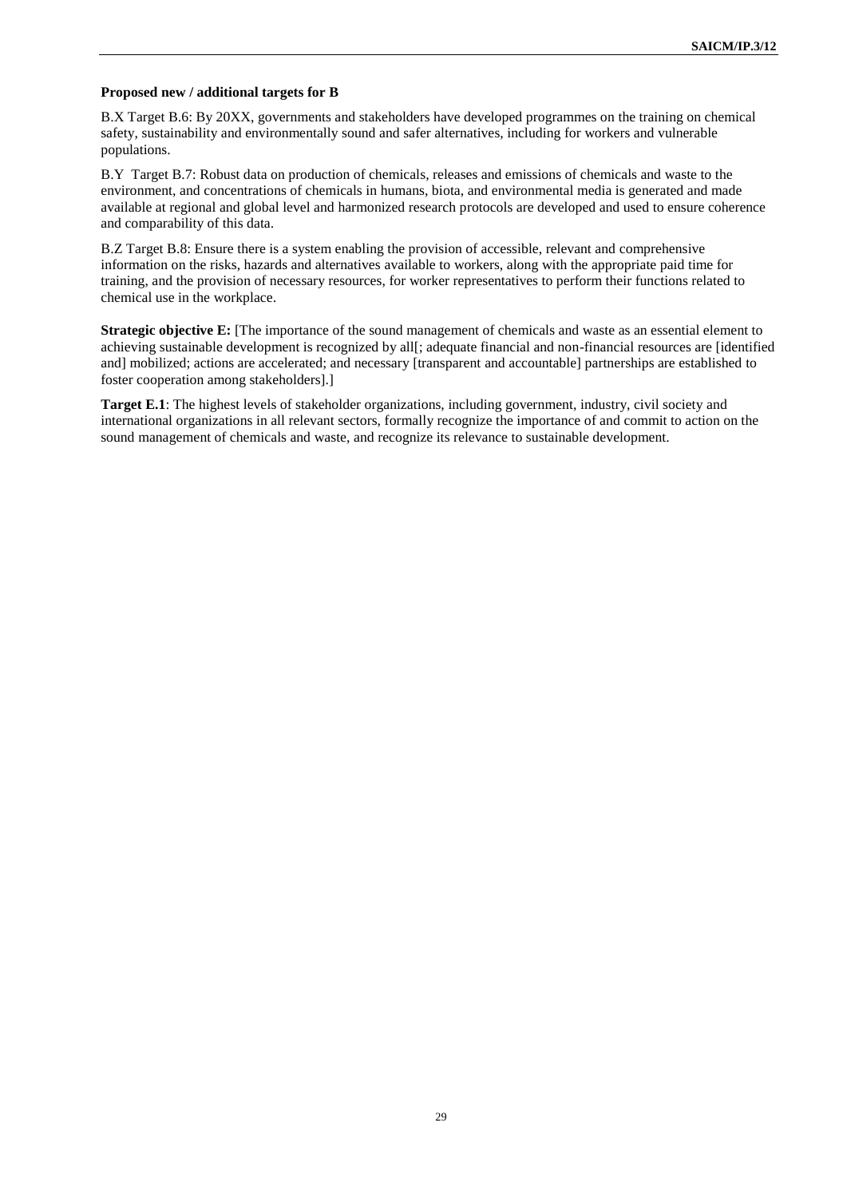**Proposed new / additional targets for B**

B.X Target B.6: By 20XX, governments and stakeholders have developed programmes on the training on chemical safety, sustainability and environmentally sound and safer alternatives, including for workers and vulnerable populations.

B.Y Target B.7: Robust data on production of chemicals, releases and emissions of chemicals and waste to the environment, and concentrations of chemicals in humans, biota, and environmental media is generated and made available at regional and global level and harmonized research protocols are developed and used to ensure coherence and comparability of this data.

B.Z Target B.8: Ensure there is a system enabling the provision of accessible, relevant and comprehensive information on the risks, hazards and alternatives available to workers, along with the appropriate paid time for training, and the provision of necessary resources, for worker representatives to perform their functions related to chemical use in the workplace.

**Strategic objective E:** [The importance of the sound management of chemicals and waste as an essential element to achieving sustainable development is recognized by all[; adequate financial and non-financial resources are [identified and] mobilized; actions are accelerated; and necessary [transparent and accountable] partnerships are established to foster cooperation among stakeholders].]

**Target E.1**: The highest levels of stakeholder organizations, including government, industry, civil society and international organizations in all relevant sectors, formally recognize the importance of and commit to action on the sound management of chemicals and waste, and recognize its relevance to sustainable development.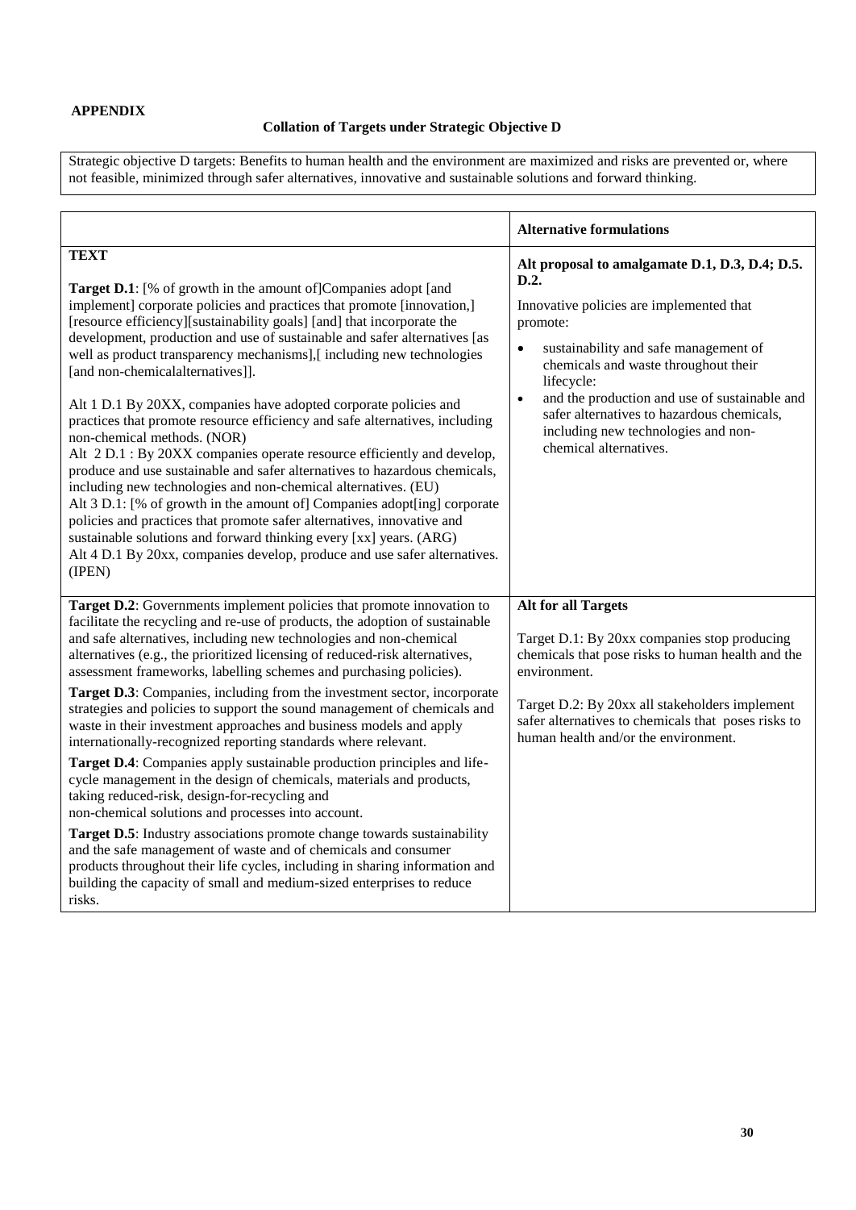**APPENDIX**

**Collation of Targets under Strategic Objective D**

| Strategic objective D targets: Benefits to human health and the environment are maximized and risks are prevented or, where not feasible, minimized through safer alternatives, innovative and sustainable solutions and forward thinking. |
|---|

| | **Alternative formulations** |
|---|---|
| **TEXT**<br><br>**Target D.1**: [% of growth in the amount of]Companies adopt [and implement] corporate policies and practices that promote [innovation,] [resource efficiency][sustainability goals] [and] that incorporate the development, production and use of sustainable and safer alternatives [as well as product transparency mechanisms],[ including new technologies [and non-chemicalalternatives]].<br><br>Alt 1 D.1 By 20XX, companies have adopted corporate policies and practices that promote resource efficiency and safe alternatives, including non-chemical methods. (NOR)<br>Alt 2 D.1 : By 20XX companies operate resource efficiently and develop, produce and use sustainable and safer alternatives to hazardous chemicals, including new technologies and non-chemical alternatives. (EU)<br>Alt 3 D.1: [% of growth in the amount of] Companies adopt[ing] corporate policies and practices that promote safer alternatives, innovative and sustainable solutions and forward thinking every [xx] years. (ARG)<br>Alt 4 D.1 By 20xx, companies develop, produce and use safer alternatives. (IPEN) | **Alt proposal to amalgamate D.1, D.3, D.4; D.5. D.2.**<br><br>Innovative policies are implemented that promote:<br><br>• sustainability and safe management of chemicals and waste throughout their lifecycle:<br>• and the production and use of sustainable and safer alternatives to hazardous chemicals, including new technologies and non-chemical alternatives. |
| **Target D.2**: Governments implement policies that promote innovation to facilitate the recycling and re-use of products, the adoption of sustainable and safe alternatives, including new technologies and non-chemical alternatives (e.g., the prioritized licensing of reduced-risk alternatives, assessment frameworks, labelling schemes and purchasing policies).<br><br>**Target D.3**: Companies, including from the investment sector, incorporate strategies and policies to support the sound management of chemicals and waste in their investment approaches and business models and apply internationally-recognized reporting standards where relevant.<br><br>**Target D.4**: Companies apply sustainable production principles and life-cycle management in the design of chemicals, materials and products, taking reduced-risk, design-for-recycling and non-chemical solutions and processes into account.<br><br>**Target D.5**: Industry associations promote change towards sustainability and the safe management of waste and of chemicals and consumer products throughout their life cycles, including in sharing information and building the capacity of small and medium-sized enterprises to reduce risks. | **Alt for all Targets**<br><br>Target D.1: By 20xx companies stop producing chemicals that pose risks to human health and the environment.<br><br>Target D.2: By 20xx all stakeholders implement safer alternatives to chemicals that poses risks to human health and/or the environment. |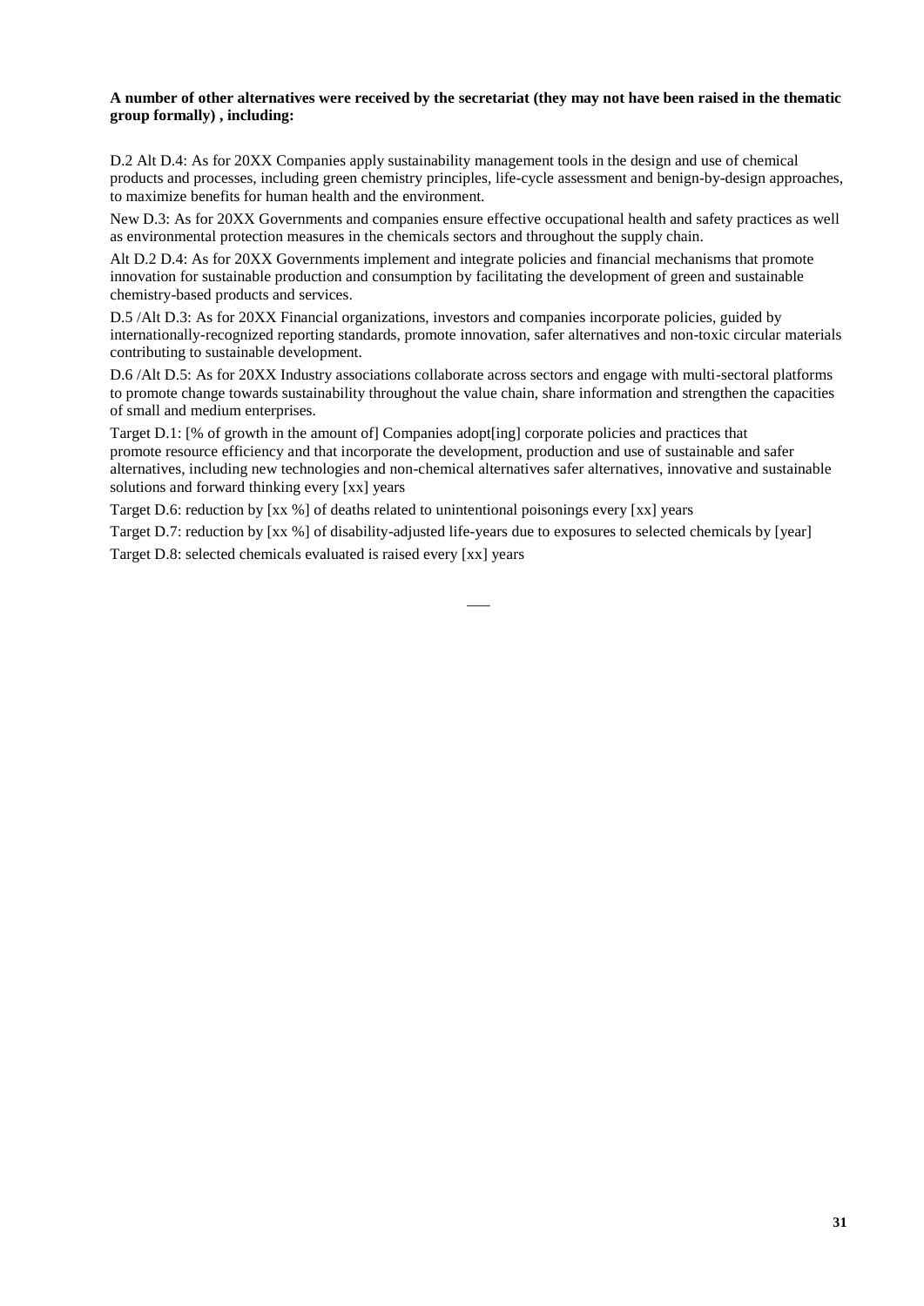**A number of other alternatives were received by the secretariat (they may not have been raised in the thematic group formally) , including:**

D.2 Alt D.4: As for 20XX Companies apply sustainability management tools in the design and use of chemical products and processes, including green chemistry principles, life-cycle assessment and benign-by-design approaches, to maximize benefits for human health and the environment.

New D.3: As for 20XX Governments and companies ensure effective occupational health and safety practices as well as environmental protection measures in the chemicals sectors and throughout the supply chain.

Alt D.2 D.4: As for 20XX Governments implement and integrate policies and financial mechanisms that promote innovation for sustainable production and consumption by facilitating the development of green and sustainable chemistry-based products and services.

D.5 /Alt D.3: As for 20XX Financial organizations, investors and companies incorporate policies, guided by internationally-recognized reporting standards, promote innovation, safer alternatives and non-toxic circular materials contributing to sustainable development.

D.6 /Alt D.5: As for 20XX Industry associations collaborate across sectors and engage with multi-sectoral platforms to promote change towards sustainability throughout the value chain, share information and strengthen the capacities of small and medium enterprises.

Target D.1: [% of growth in the amount of] Companies adopt[ing] corporate policies and practices that promote resource efficiency and that incorporate the development, production and use of sustainable and safer alternatives, including new technologies and non-chemical alternatives safer alternatives, innovative and sustainable solutions and forward thinking every [xx] years

Target D.6: reduction by [xx %] of deaths related to unintentional poisonings every [xx] years

Target D.7: reduction by [xx %] of disability-adjusted life-years due to exposures to selected chemicals by [year]

Target D.8: selected chemicals evaluated is raised every [xx] years

___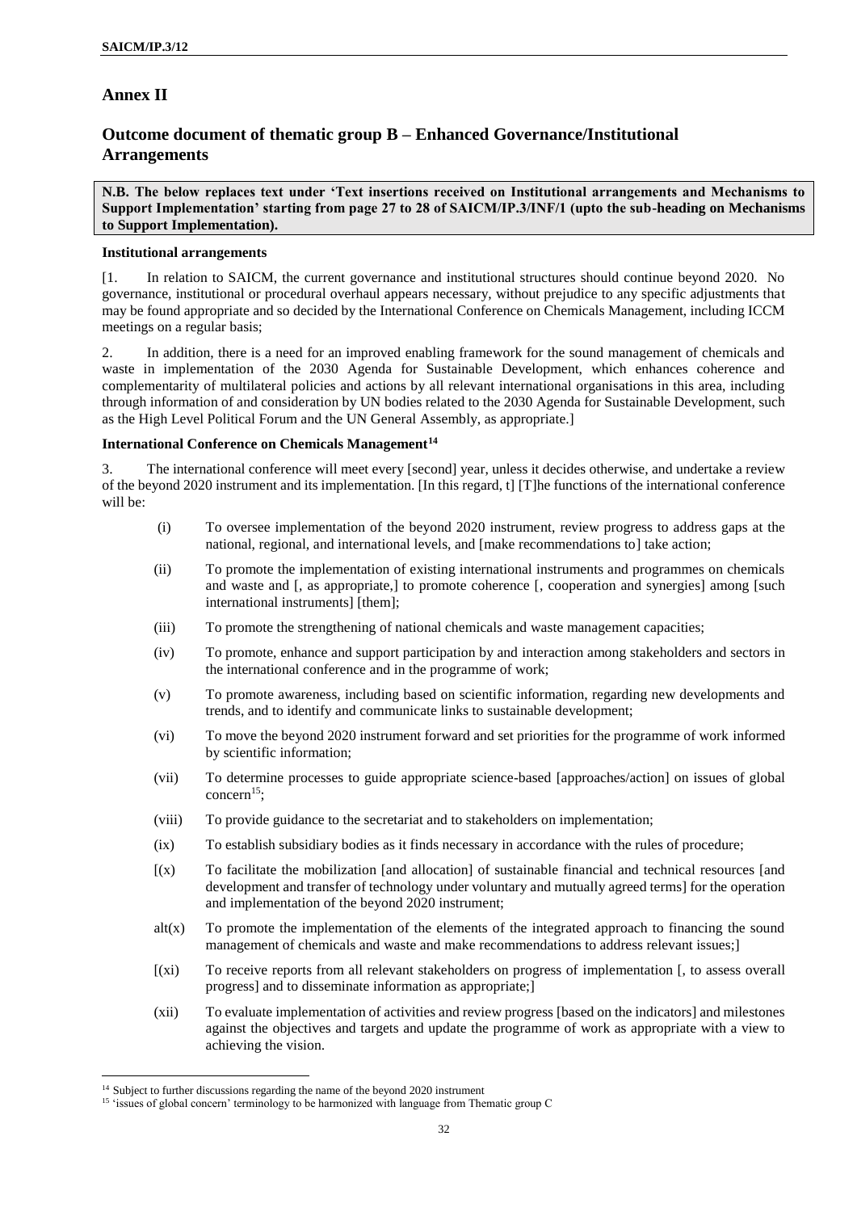# Annex II

## Outcome document of thematic group B – Enhanced Governance/Institutional Arrangements

**N.B. The below replaces text under 'Text insertions received on Institutional arrangements and Mechanisms to Support Implementation' starting from page 27 to 28 of SAICM/IP.3/INF/1 (upto the sub-heading on Mechanisms to Support Implementation).**

**Institutional arrangements**

[1. In relation to SAICM, the current governance and institutional structures should continue beyond 2020. No governance, institutional or procedural overhaul appears necessary, without prejudice to any specific adjustments that may be found appropriate and so decided by the International Conference on Chemicals Management, including ICCM meetings on a regular basis;

2. In addition, there is a need for an improved enabling framework for the sound management of chemicals and waste in implementation of the 2030 Agenda for Sustainable Development, which enhances coherence and complementarity of multilateral policies and actions by all relevant international organisations in this area, including through information of and consideration by UN bodies related to the 2030 Agenda for Sustainable Development, such as the High Level Political Forum and the UN General Assembly, as appropriate.]

**International Conference on Chemicals Management**[14]

3. The international conference will meet every [second] year, unless it decides otherwise, and undertake a review of the beyond 2020 instrument and its implementation. [In this regard, t] [T]he functions of the international conference will be:

(i) To oversee implementation of the beyond 2020 instrument, review progress to address gaps at the national, regional, and international levels, and [make recommendations to] take action;

(ii) To promote the implementation of existing international instruments and programmes on chemicals and waste and [, as appropriate,] to promote coherence [, cooperation and synergies] among [such international instruments] [them];

(iii) To promote the strengthening of national chemicals and waste management capacities;

(iv) To promote, enhance and support participation by and interaction among stakeholders and sectors in the international conference and in the programme of work;

(v) To promote awareness, including based on scientific information, regarding new developments and trends, and to identify and communicate links to sustainable development;

(vi) To move the beyond 2020 instrument forward and set priorities for the programme of work informed by scientific information;

(vii) To determine processes to guide appropriate science-based [approaches/action] on issues of global concern[15];

(viii) To provide guidance to the secretariat and to stakeholders on implementation;

(ix) To establish subsidiary bodies as it finds necessary in accordance with the rules of procedure;

[(x) To facilitate the mobilization [and allocation] of sustainable financial and technical resources [and development and transfer of technology under voluntary and mutually agreed terms] for the operation and implementation of the beyond 2020 instrument;

alt(x) To promote the implementation of the elements of the integrated approach to financing the sound management of chemicals and waste and make recommendations to address relevant issues;]

[(xi) To receive reports from all relevant stakeholders on progress of implementation [, to assess overall progress] and to disseminate information as appropriate;]

(xii) To evaluate implementation of activities and review progress [based on the indicators] and milestones against the objectives and targets and update the programme of work as appropriate with a view to achieving the vision.

---

[14] Subject to further discussions regarding the name of the beyond 2020 instrument

[15] 'issues of global concern' terminology to be harmonized with language from Thematic group C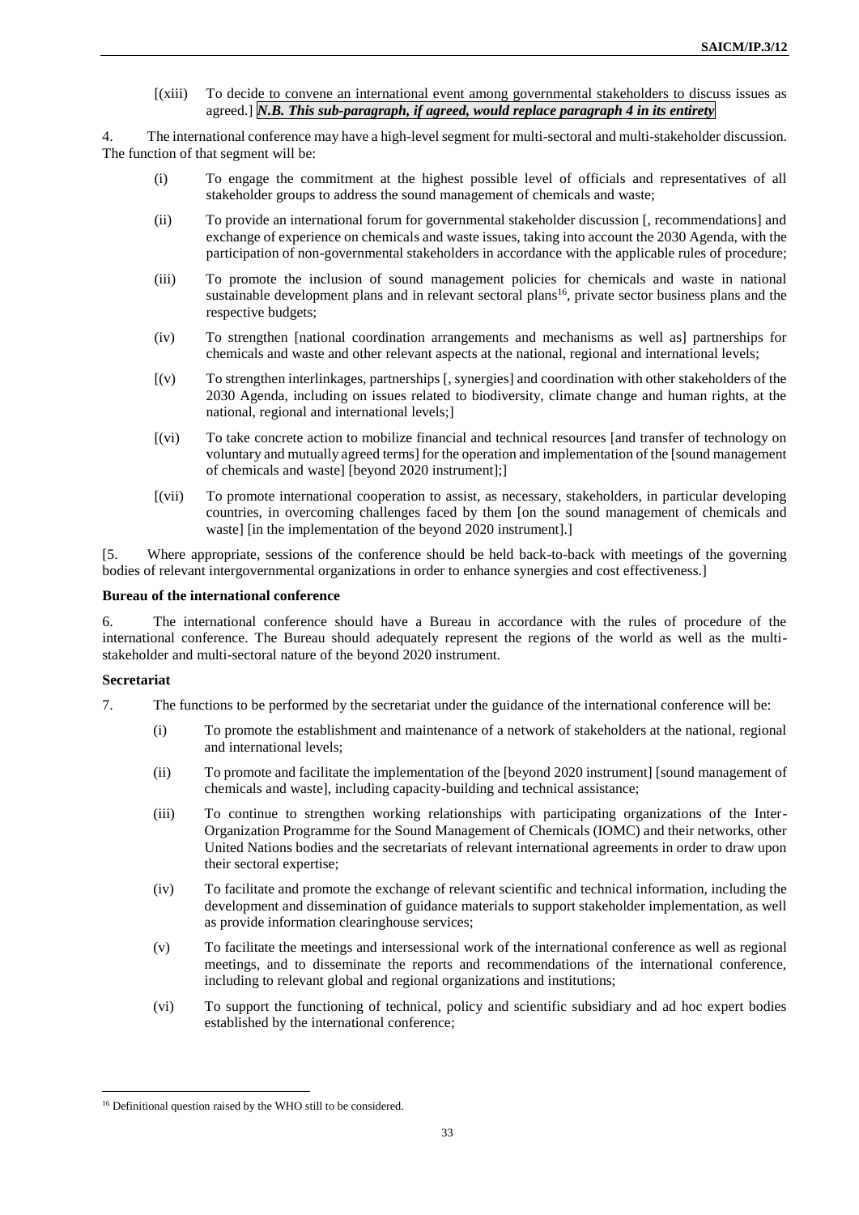[(xiii) To decide to convene an international event among governmental stakeholders to discuss issues as agreed.] ***N.B. This sub-paragraph, if agreed, would replace paragraph 4 in its entirety***

4. The international conference may have a high-level segment for multi-sectoral and multi-stakeholder discussion. The function of that segment will be:

(i) To engage the commitment at the highest possible level of officials and representatives of all stakeholder groups to address the sound management of chemicals and waste;

(ii) To provide an international forum for governmental stakeholder discussion [, recommendations] and exchange of experience on chemicals and waste issues, taking into account the 2030 Agenda, with the participation of non-governmental stakeholders in accordance with the applicable rules of procedure;

(iii) To promote the inclusion of sound management policies for chemicals and waste in national sustainable development plans and in relevant sectoral plans[16], private sector business plans and the respective budgets;

(iv) To strengthen [national coordination arrangements and mechanisms as well as] partnerships for chemicals and waste and other relevant aspects at the national, regional and international levels;

[(v) To strengthen interlinkages, partnerships [, synergies] and coordination with other stakeholders of the 2030 Agenda, including on issues related to biodiversity, climate change and human rights, at the national, regional and international levels;]

[(vi) To take concrete action to mobilize financial and technical resources [and transfer of technology on voluntary and mutually agreed terms] for the operation and implementation of the [sound management of chemicals and waste] [beyond 2020 instrument];]

[(vii) To promote international cooperation to assist, as necessary, stakeholders, in particular developing countries, in overcoming challenges faced by them [on the sound management of chemicals and waste] [in the implementation of the beyond 2020 instrument].]

[5. Where appropriate, sessions of the conference should be held back-to-back with meetings of the governing bodies of relevant intergovernmental organizations in order to enhance synergies and cost effectiveness.]

**Bureau of the international conference**

6. The international conference should have a Bureau in accordance with the rules of procedure of the international conference. The Bureau should adequately represent the regions of the world as well as the multi-stakeholder and multi-sectoral nature of the beyond 2020 instrument.

**Secretariat**

7. The functions to be performed by the secretariat under the guidance of the international conference will be:

(i) To promote the establishment and maintenance of a network of stakeholders at the national, regional and international levels;

(ii) To promote and facilitate the implementation of the [beyond 2020 instrument] [sound management of chemicals and waste], including capacity-building and technical assistance;

(iii) To continue to strengthen working relationships with participating organizations of the Inter-Organization Programme for the Sound Management of Chemicals (IOMC) and their networks, other United Nations bodies and the secretariats of relevant international agreements in order to draw upon their sectoral expertise;

(iv) To facilitate and promote the exchange of relevant scientific and technical information, including the development and dissemination of guidance materials to support stakeholder implementation, as well as provide information clearinghouse services;

(v) To facilitate the meetings and intersessional work of the international conference as well as regional meetings, and to disseminate the reports and recommendations of the international conference, including to relevant global and regional organizations and institutions;

(vi) To support the functioning of technical, policy and scientific subsidiary and ad hoc expert bodies established by the international conference;

---

[16] Definitional question raised by the WHO still to be considered.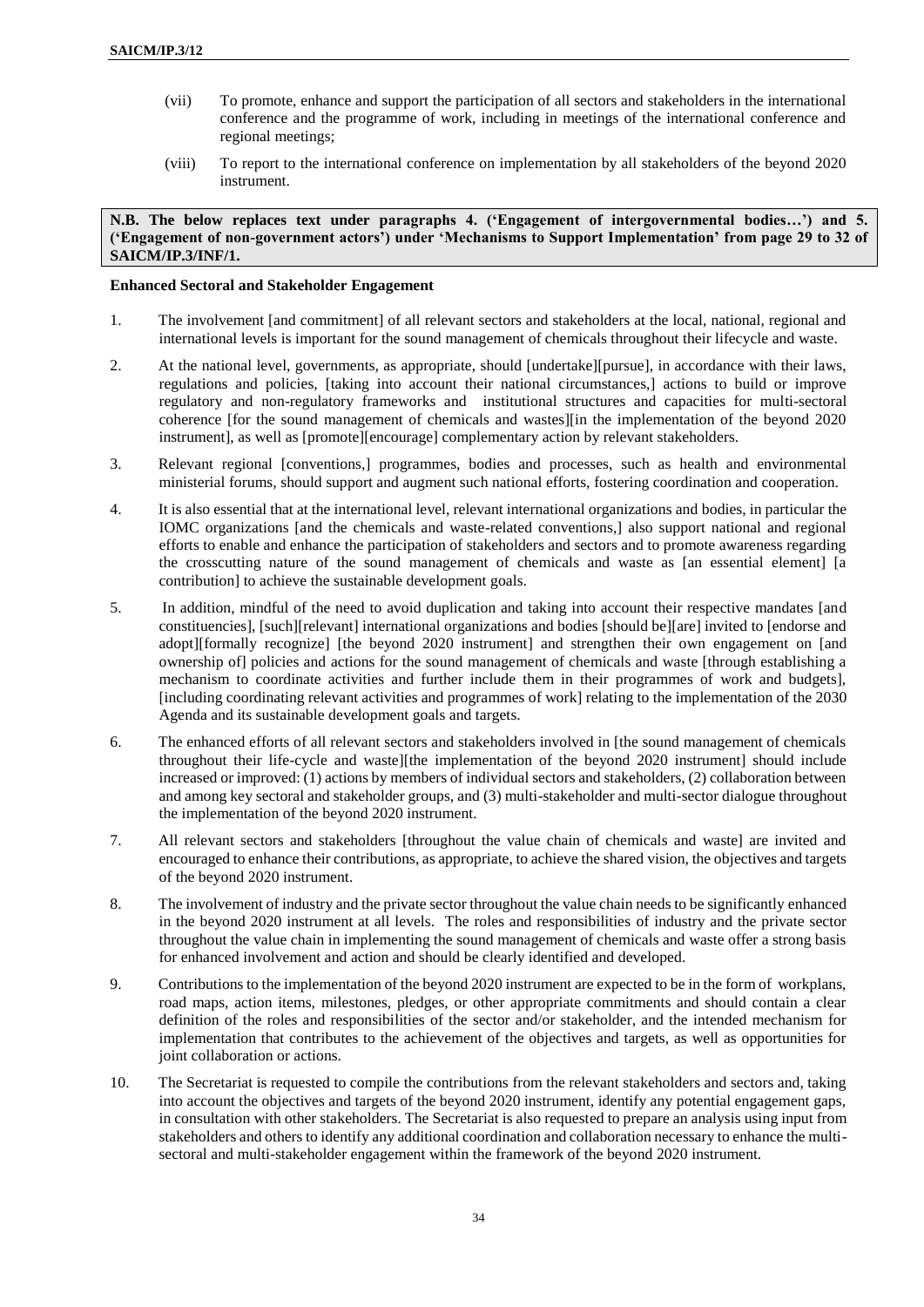(vii) To promote, enhance and support the participation of all sectors and stakeholders in the international conference and the programme of work, including in meetings of the international conference and regional meetings;

(viii) To report to the international conference on implementation by all stakeholders of the beyond 2020 instrument.

**N.B. The below replaces text under paragraphs 4. ('Engagement of intergovernmental bodies…') and 5. ('Engagement of non-government actors') under 'Mechanisms to Support Implementation' from page 29 to 32 of SAICM/IP.3/INF/1.**

**Enhanced Sectoral and Stakeholder Engagement**

1. The involvement [and commitment] of all relevant sectors and stakeholders at the local, national, regional and international levels is important for the sound management of chemicals throughout their lifecycle and waste.

2. At the national level, governments, as appropriate, should [undertake][pursue], in accordance with their laws, regulations and policies, [taking into account their national circumstances,] actions to build or improve regulatory and non-regulatory frameworks and institutional structures and capacities for multi-sectoral coherence [for the sound management of chemicals and wastes][in the implementation of the beyond 2020 instrument], as well as [promote][encourage] complementary action by relevant stakeholders.

3. Relevant regional [conventions,] programmes, bodies and processes, such as health and environmental ministerial forums, should support and augment such national efforts, fostering coordination and cooperation.

4. It is also essential that at the international level, relevant international organizations and bodies, in particular the IOMC organizations [and the chemicals and waste-related conventions,] also support national and regional efforts to enable and enhance the participation of stakeholders and sectors and to promote awareness regarding the crosscutting nature of the sound management of chemicals and waste as [an essential element] [a contribution] to achieve the sustainable development goals.

5. In addition, mindful of the need to avoid duplication and taking into account their respective mandates [and constituencies], [such][relevant] international organizations and bodies [should be][are] invited to [endorse and adopt][formally recognize] [the beyond 2020 instrument] and strengthen their own engagement on [and ownership of] policies and actions for the sound management of chemicals and waste [through establishing a mechanism to coordinate activities and further include them in their programmes of work and budgets], [including coordinating relevant activities and programmes of work] relating to the implementation of the 2030 Agenda and its sustainable development goals and targets.

6. The enhanced efforts of all relevant sectors and stakeholders involved in [the sound management of chemicals throughout their life-cycle and waste][the implementation of the beyond 2020 instrument] should include increased or improved: (1) actions by members of individual sectors and stakeholders, (2) collaboration between and among key sectoral and stakeholder groups, and (3) multi-stakeholder and multi-sector dialogue throughout the implementation of the beyond 2020 instrument.

7. All relevant sectors and stakeholders [throughout the value chain of chemicals and waste] are invited and encouraged to enhance their contributions, as appropriate, to achieve the shared vision, the objectives and targets of the beyond 2020 instrument.

8. The involvement of industry and the private sector throughout the value chain needs to be significantly enhanced in the beyond 2020 instrument at all levels. The roles and responsibilities of industry and the private sector throughout the value chain in implementing the sound management of chemicals and waste offer a strong basis for enhanced involvement and action and should be clearly identified and developed.

9. Contributions to the implementation of the beyond 2020 instrument are expected to be in the form of workplans, road maps, action items, milestones, pledges, or other appropriate commitments and should contain a clear definition of the roles and responsibilities of the sector and/or stakeholder, and the intended mechanism for implementation that contributes to the achievement of the objectives and targets, as well as opportunities for joint collaboration or actions.

10. The Secretariat is requested to compile the contributions from the relevant stakeholders and sectors and, taking into account the objectives and targets of the beyond 2020 instrument, identify any potential engagement gaps, in consultation with other stakeholders. The Secretariat is also requested to prepare an analysis using input from stakeholders and others to identify any additional coordination and collaboration necessary to enhance the multi-sectoral and multi-stakeholder engagement within the framework of the beyond 2020 instrument.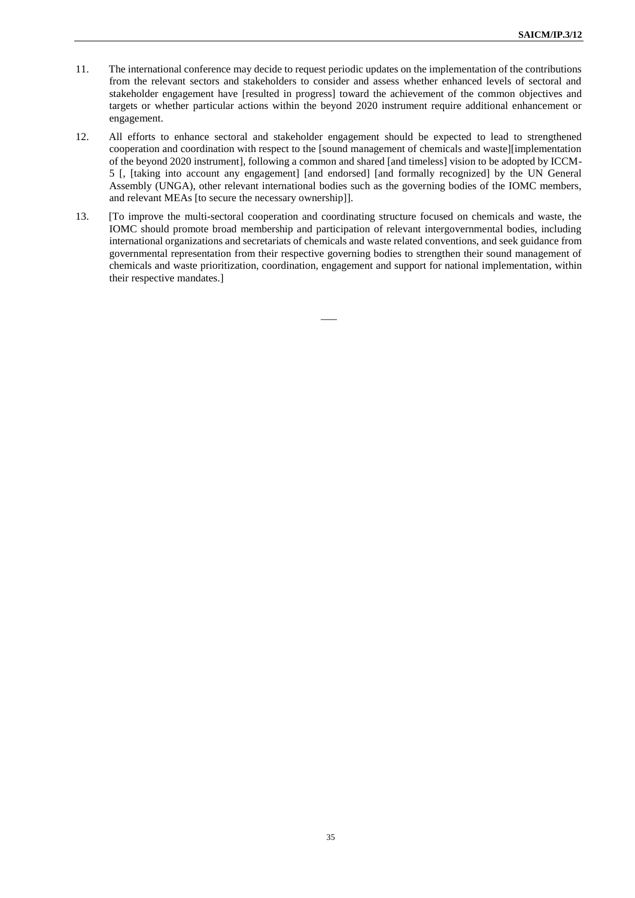11. The international conference may decide to request periodic updates on the implementation of the contributions from the relevant sectors and stakeholders to consider and assess whether enhanced levels of sectoral and stakeholder engagement have [resulted in progress] toward the achievement of the common objectives and targets or whether particular actions within the beyond 2020 instrument require additional enhancement or engagement.

12. All efforts to enhance sectoral and stakeholder engagement should be expected to lead to strengthened cooperation and coordination with respect to the [sound management of chemicals and waste][implementation of the beyond 2020 instrument], following a common and shared [and timeless] vision to be adopted by ICCM-5 [, [taking into account any engagement] [and endorsed] [and formally recognized] by the UN General Assembly (UNGA), other relevant international bodies such as the governing bodies of the IOMC members, and relevant MEAs [to secure the necessary ownership]].

13. [To improve the multi-sectoral cooperation and coordinating structure focused on chemicals and waste, the IOMC should promote broad membership and participation of relevant intergovernmental bodies, including international organizations and secretariats of chemicals and waste related conventions, and seek guidance from governmental representation from their respective governing bodies to strengthen their sound management of chemicals and waste prioritization, coordination, engagement and support for national implementation, within their respective mandates.]

___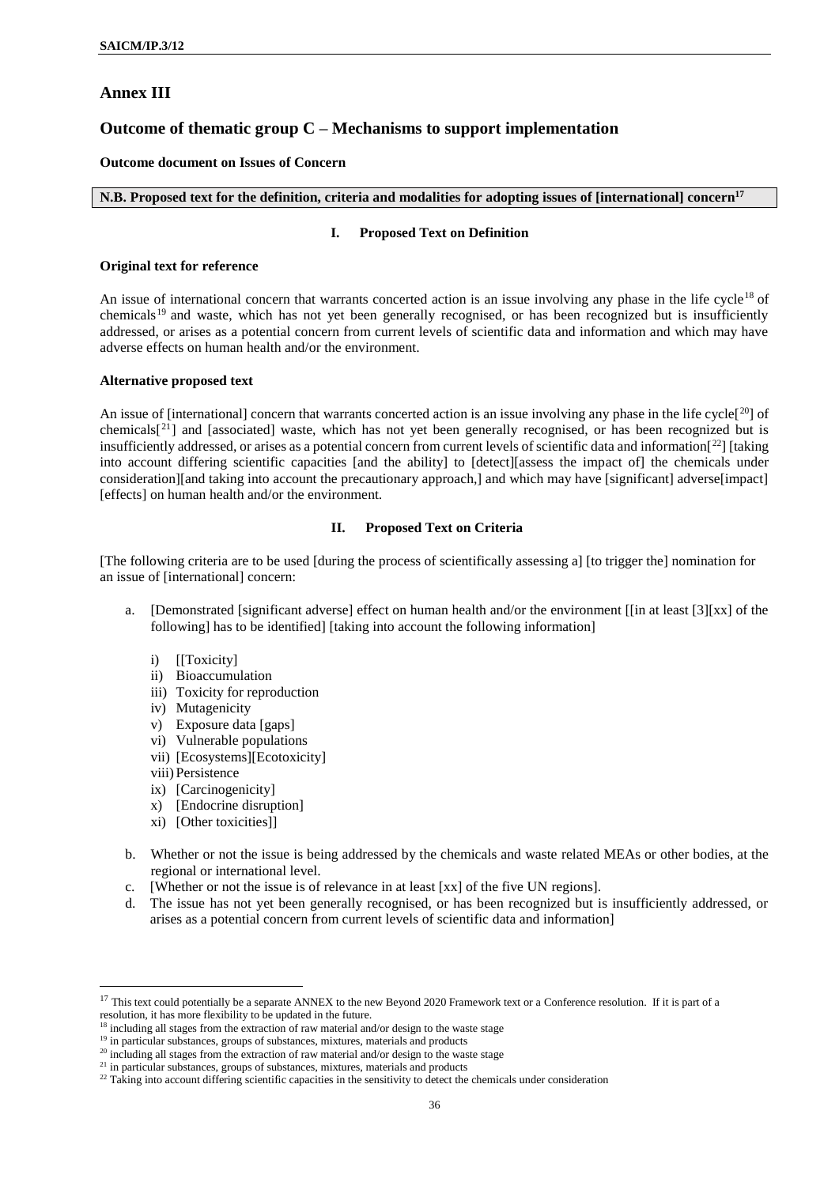# Annex III

## Outcome of thematic group C – Mechanisms to support implementation

**Outcome document on Issues of Concern**

**N.B. Proposed text for the definition, criteria and modalities for adopting issues of [international] concern[17]**

### I. Proposed Text on Definition

**Original text for reference**

An issue of international concern that warrants concerted action is an issue involving any phase in the life cycle[18] of chemicals[19] and waste, which has not yet been generally recognised, or has been recognized but is insufficiently addressed, or arises as a potential concern from current levels of scientific data and information and which may have adverse effects on human health and/or the environment.

**Alternative proposed text**

An issue of [international] concern that warrants concerted action is an issue involving any phase in the life cycle[[20]] of chemicals[[21]] and [associated] waste, which has not yet been generally recognised, or has been recognized but is insufficiently addressed, or arises as a potential concern from current levels of scientific data and information[[22]] [taking into account differing scientific capacities [and the ability] to [detect][assess the impact of] the chemicals under consideration][and taking into account the precautionary approach,] and which may have [significant] adverse[impact] [effects] on human health and/or the environment.

### II. Proposed Text on Criteria

[The following criteria are to be used [during the process of scientifically assessing a] [to trigger the] nomination for an issue of [international] concern:

a. [Demonstrated [significant adverse] effect on human health and/or the environment [[in at least [3][xx] of the following] has to be identified] [taking into account the following information]

   i) [[Toxicity]
   ii) Bioaccumulation
   iii) Toxicity for reproduction
   iv) Mutagenicity
   v) Exposure data [gaps]
   vi) Vulnerable populations
   vii) [Ecosystems][Ecotoxicity]
   viii) Persistence
   ix) [Carcinogenicity]
   x) [Endocrine disruption]
   xi) [Other toxicities]]

b. Whether or not the issue is being addressed by the chemicals and waste related MEAs or other bodies, at the regional or international level.

c. [Whether or not the issue is of relevance in at least [xx] of the five UN regions].

d. The issue has not yet been generally recognised, or has been recognized but is insufficiently addressed, or arises as a potential concern from current levels of scientific data and information]

---

[17] This text could potentially be a separate ANNEX to the new Beyond 2020 Framework text or a Conference resolution. If it is part of a resolution, it has more flexibility to be updated in the future.

[18] including all stages from the extraction of raw material and/or design to the waste stage

[19] in particular substances, groups of substances, mixtures, materials and products

[20] including all stages from the extraction of raw material and/or design to the waste stage

[21] in particular substances, groups of substances, mixtures, materials and products

[22] Taking into account differing scientific capacities in the sensitivity to detect the chemicals under consideration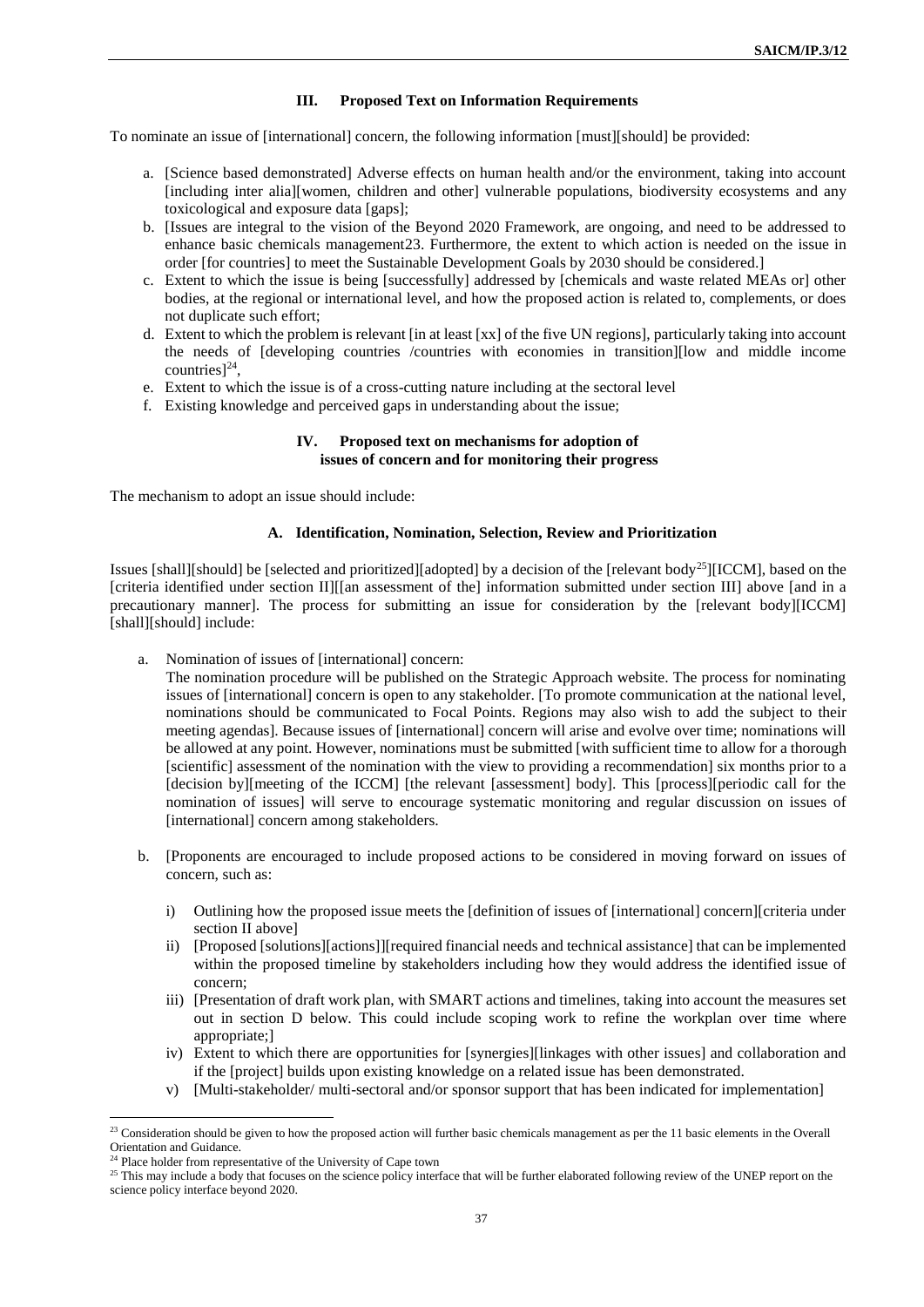### III. Proposed Text on Information Requirements

To nominate an issue of [international] concern, the following information [must][should] be provided:

a. [Science based demonstrated] Adverse effects on human health and/or the environment, taking into account [including inter alia][women, children and other] vulnerable populations, biodiversity ecosystems and any toxicological and exposure data [gaps];
b. [Issues are integral to the vision of the Beyond 2020 Framework, are ongoing, and need to be addressed to enhance basic chemicals management23. Furthermore, the extent to which action is needed on the issue in order [for countries] to meet the Sustainable Development Goals by 2030 should be considered.]
c. Extent to which the issue is being [successfully] addressed by [chemicals and waste related MEAs or] other bodies, at the regional or international level, and how the proposed action is related to, complements, or does not duplicate such effort;
d. Extent to which the problem is relevant [in at least [xx] of the five UN regions], particularly taking into account the needs of [developing countries /countries with economies in transition][low and middle income countries][24],
e. Extent to which the issue is of a cross-cutting nature including at the sectoral level
f. Existing knowledge and perceived gaps in understanding about the issue;

### IV. Proposed text on mechanisms for adoption of issues of concern and for monitoring their progress

The mechanism to adopt an issue should include:

#### A. Identification, Nomination, Selection, Review and Prioritization

Issues [shall][should] be [selected and prioritized][adopted] by a decision of the [relevant body[25]][ICCM], based on the [criteria identified under section II][[an assessment of the] information submitted under section III] above [and in a precautionary manner]. The process for submitting an issue for consideration by the [relevant body][ICCM] [shall][should] include:

a. Nomination of issues of [international] concern:
   The nomination procedure will be published on the Strategic Approach website. The process for nominating issues of [international] concern is open to any stakeholder. [To promote communication at the national level, nominations should be communicated to Focal Points. Regions may also wish to add the subject to their meeting agendas]. Because issues of [international] concern will arise and evolve over time; nominations will be allowed at any point. However, nominations must be submitted [with sufficient time to allow for a thorough [scientific] assessment of the nomination with the view to providing a recommendation] six months prior to a [decision by][meeting of the ICCM] [the relevant [assessment] body]. This [process][periodic call for the nomination of issues] will serve to encourage systematic monitoring and regular discussion on issues of [international] concern among stakeholders.

b. [Proponents are encouraged to include proposed actions to be considered in moving forward on issues of concern, such as:

   i) Outlining how the proposed issue meets the [definition of issues of [international] concern][criteria under section II above]
   ii) [Proposed [solutions][actions]][required financial needs and technical assistance] that can be implemented within the proposed timeline by stakeholders including how they would address the identified issue of concern;
   iii) [Presentation of draft work plan, with SMART actions and timelines, taking into account the measures set out in section D below. This could include scoping work to refine the workplan over time where appropriate;]
   iv) Extent to which there are opportunities for [synergies][linkages with other issues] and collaboration and if the [project] builds upon existing knowledge on a related issue has been demonstrated.
   v) [Multi-stakeholder/ multi-sectoral and/or sponsor support that has been indicated for implementation]

---

[23] Consideration should be given to how the proposed action will further basic chemicals management as per the 11 basic elements in the Overall Orientation and Guidance.

[24] Place holder from representative of the University of Cape town

[25] This may include a body that focuses on the science policy interface that will be further elaborated following review of the UNEP report on the science policy interface beyond 2020.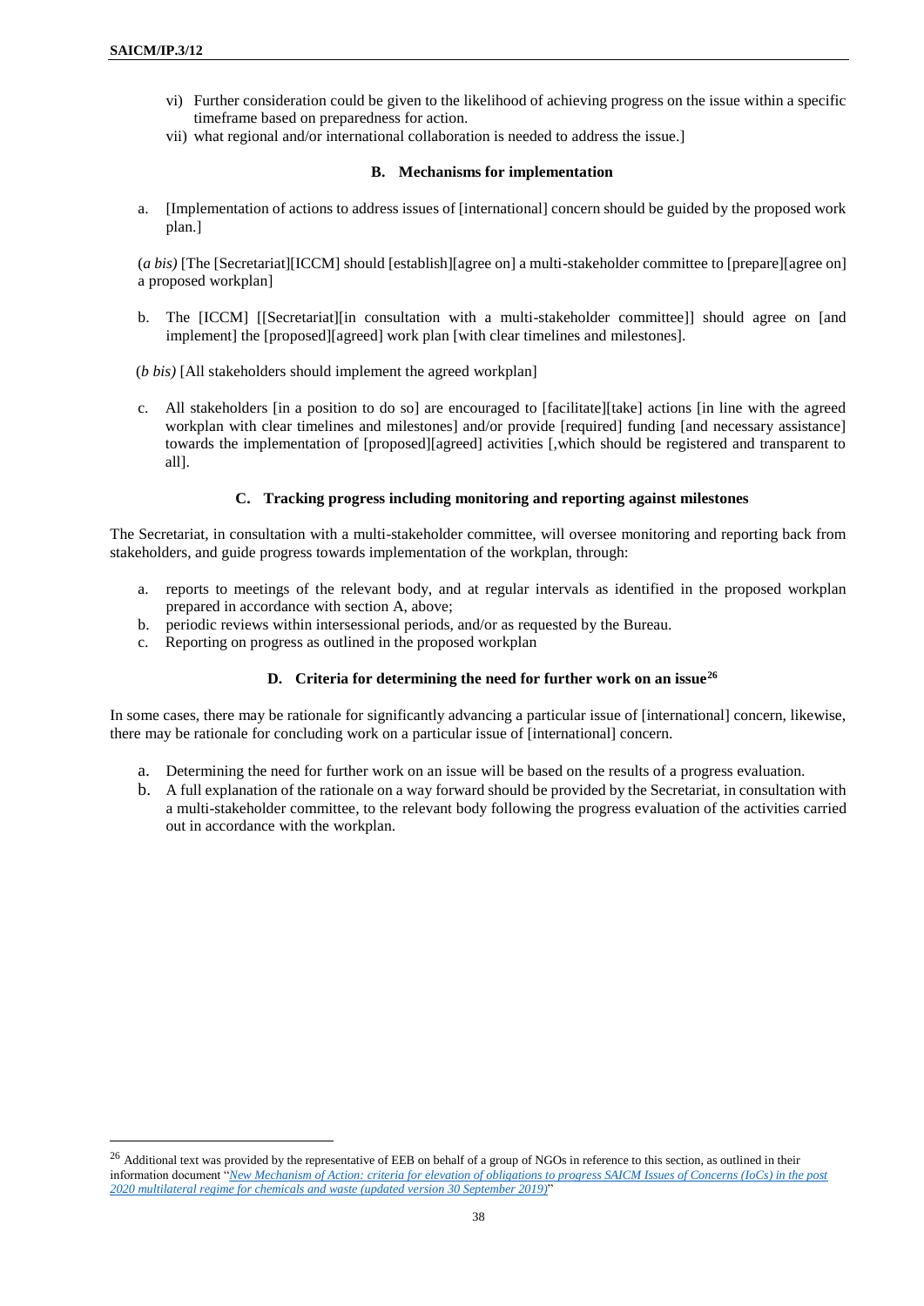vi) Further consideration could be given to the likelihood of achieving progress on the issue within a specific timeframe based on preparedness for action.

vii) what regional and/or international collaboration is needed to address the issue.]

### B. Mechanisms for implementation

a. [Implementation of actions to address issues of [international] concern should be guided by the proposed work plan.]

(*a bis)* [The [Secretariat][ICCM] should [establish][agree on] a multi-stakeholder committee to [prepare][agree on] a proposed workplan]

b. The [ICCM] [[Secretariat][in consultation with a multi-stakeholder committee]] should agree on [and implement] the [proposed][agreed] work plan [with clear timelines and milestones].

(*b bis)* [All stakeholders should implement the agreed workplan]

c. All stakeholders [in a position to do so] are encouraged to [facilitate][take] actions [in line with the agreed workplan with clear timelines and milestones] and/or provide [required] funding [and necessary assistance] towards the implementation of [proposed][agreed] activities [,which should be registered and transparent to all].

### C. Tracking progress including monitoring and reporting against milestones

The Secretariat, in consultation with a multi-stakeholder committee, will oversee monitoring and reporting back from stakeholders, and guide progress towards implementation of the workplan, through:

a. reports to meetings of the relevant body, and at regular intervals as identified in the proposed workplan prepared in accordance with section A, above;
b. periodic reviews within intersessional periods, and/or as requested by the Bureau.
c. Reporting on progress as outlined in the proposed workplan

### D. Criteria for determining the need for further work on an issue[26]

In some cases, there may be rationale for significantly advancing a particular issue of [international] concern, likewise, there may be rationale for concluding work on a particular issue of [international] concern.

a. Determining the need for further work on an issue will be based on the results of a progress evaluation.
b. A full explanation of the rationale on a way forward should be provided by the Secretariat, in consultation with a multi-stakeholder committee, to the relevant body following the progress evaluation of the activities carried out in accordance with the workplan.

---

[26] Additional text was provided by the representative of EEB on behalf of a group of NGOs in reference to this section, as outlined in their information document "*New Mechanism of Action: criteria for elevation of obligations to progress SAICM Issues of Concerns (IoCs) in the post 2020 multilateral regime for chemicals and waste (updated version 30 September 2019)*"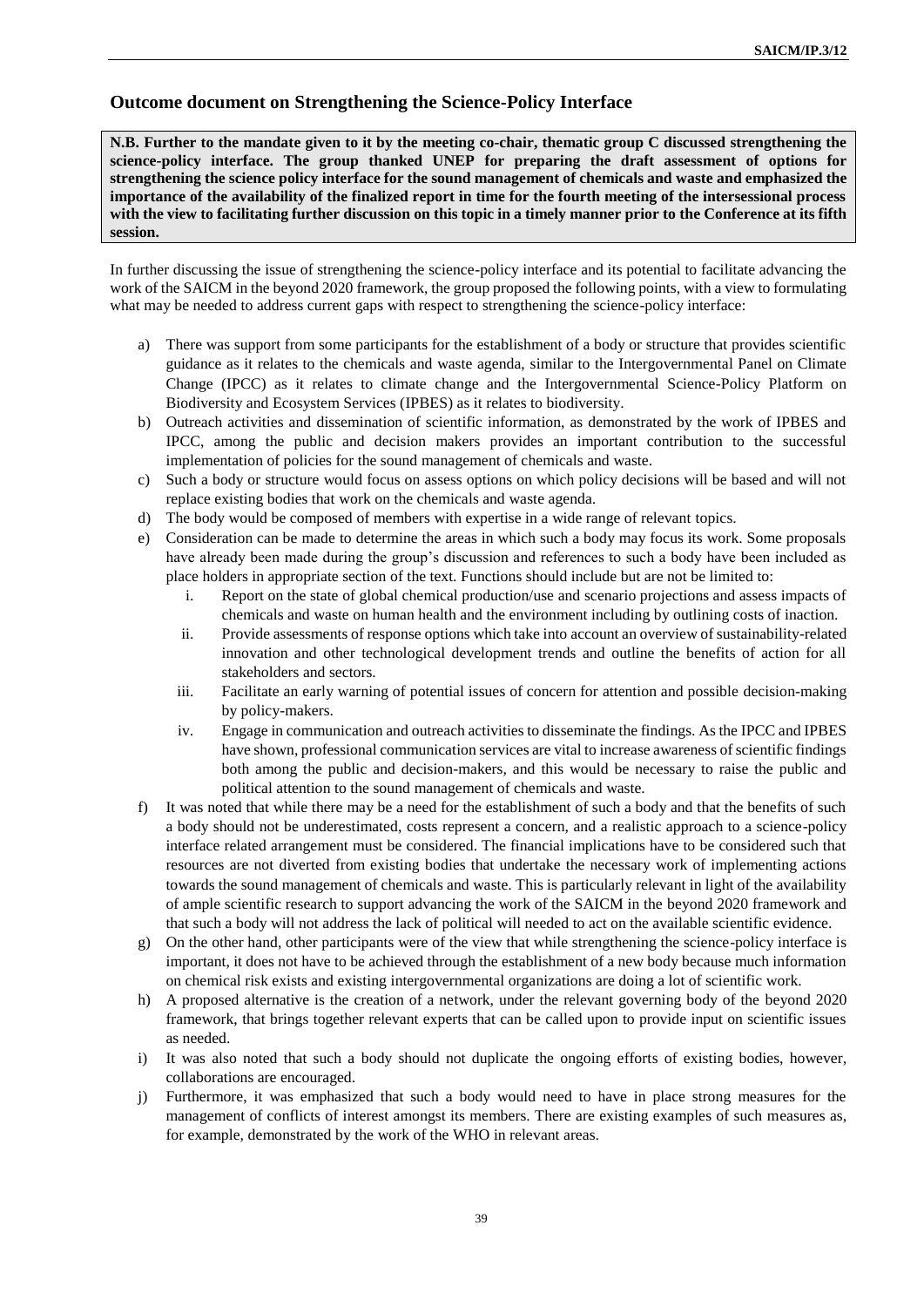## Outcome document on Strengthening the Science-Policy Interface

**N.B. Further to the mandate given to it by the meeting co-chair, thematic group C discussed strengthening the science-policy interface. The group thanked UNEP for preparing the draft assessment of options for strengthening the science policy interface for the sound management of chemicals and waste and emphasized the importance of the availability of the finalized report in time for the fourth meeting of the intersessional process with the view to facilitating further discussion on this topic in a timely manner prior to the Conference at its fifth session.**

In further discussing the issue of strengthening the science-policy interface and its potential to facilitate advancing the work of the SAICM in the beyond 2020 framework, the group proposed the following points, with a view to formulating what may be needed to address current gaps with respect to strengthening the science-policy interface:

a) There was support from some participants for the establishment of a body or structure that provides scientific guidance as it relates to the chemicals and waste agenda, similar to the Intergovernmental Panel on Climate Change (IPCC) as it relates to climate change and the Intergovernmental Science-Policy Platform on Biodiversity and Ecosystem Services (IPBES) as it relates to biodiversity.

b) Outreach activities and dissemination of scientific information, as demonstrated by the work of IPBES and IPCC, among the public and decision makers provides an important contribution to the successful implementation of policies for the sound management of chemicals and waste.

c) Such a body or structure would focus on assess options on which policy decisions will be based and will not replace existing bodies that work on the chemicals and waste agenda.

d) The body would be composed of members with expertise in a wide range of relevant topics.

e) Consideration can be made to determine the areas in which such a body may focus its work. Some proposals have already been made during the group's discussion and references to such a body have been included as place holders in appropriate section of the text. Functions should include but are not be limited to:

   i. Report on the state of global chemical production/use and scenario projections and assess impacts of chemicals and waste on human health and the environment including by outlining costs of inaction.

   ii. Provide assessments of response options which take into account an overview of sustainability-related innovation and other technological development trends and outline the benefits of action for all stakeholders and sectors.

   iii. Facilitate an early warning of potential issues of concern for attention and possible decision-making by policy-makers.

   iv. Engage in communication and outreach activities to disseminate the findings. As the IPCC and IPBES have shown, professional communication services are vital to increase awareness of scientific findings both among the public and decision-makers, and this would be necessary to raise the public and political attention to the sound management of chemicals and waste.

f) It was noted that while there may be a need for the establishment of such a body and that the benefits of such a body should not be underestimated, costs represent a concern, and a realistic approach to a science-policy interface related arrangement must be considered. The financial implications have to be considered such that resources are not diverted from existing bodies that undertake the necessary work of implementing actions towards the sound management of chemicals and waste. This is particularly relevant in light of the availability of ample scientific research to support advancing the work of the SAICM in the beyond 2020 framework and that such a body will not address the lack of political will needed to act on the available scientific evidence.

g) On the other hand, other participants were of the view that while strengthening the science-policy interface is important, it does not have to be achieved through the establishment of a new body because much information on chemical risk exists and existing intergovernmental organizations are doing a lot of scientific work.

h) A proposed alternative is the creation of a network, under the relevant governing body of the beyond 2020 framework, that brings together relevant experts that can be called upon to provide input on scientific issues as needed.

i) It was also noted that such a body should not duplicate the ongoing efforts of existing bodies, however, collaborations are encouraged.

j) Furthermore, it was emphasized that such a body would need to have in place strong measures for the management of conflicts of interest amongst its members. There are existing examples of such measures as, for example, demonstrated by the work of the WHO in relevant areas.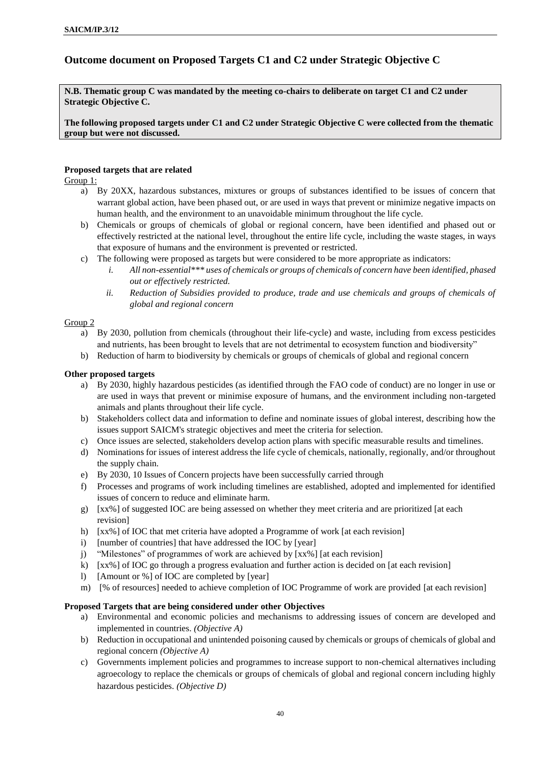## Outcome document on Proposed Targets C1 and C2 under Strategic Objective C

**N.B. Thematic group C was mandated by the meeting co-chairs to deliberate on target C1 and C2 under Strategic Objective C.**

**The following proposed targets under C1 and C2 under Strategic Objective C were collected from the thematic group but were not discussed.**

**Proposed targets that are related**

Group 1:

a) By 20XX, hazardous substances, mixtures or groups of substances identified to be issues of concern that warrant global action, have been phased out, or are used in ways that prevent or minimize negative impacts on human health, and the environment to an unavoidable minimum throughout the life cycle.

b) Chemicals or groups of chemicals of global or regional concern, have been identified and phased out or effectively restricted at the national level, throughout the entire life cycle, including the waste stages, in ways that exposure of humans and the environment is prevented or restricted.

c) The following were proposed as targets but were considered to be more appropriate as indicators:
   - *i. All non-essential*** uses of chemicals or groups of chemicals of concern have been identified, phased out or effectively restricted.*
   - *ii. Reduction of Subsidies provided to produce, trade and use chemicals and groups of chemicals of global and regional concern*

Group 2

a) By 2030, pollution from chemicals (throughout their life-cycle) and waste, including from excess pesticides and nutrients, has been brought to levels that are not detrimental to ecosystem function and biodiversity"

b) Reduction of harm to biodiversity by chemicals or groups of chemicals of global and regional concern

**Other proposed targets**

a) By 2030, highly hazardous pesticides (as identified through the FAO code of conduct) are no longer in use or are used in ways that prevent or minimise exposure of humans, and the environment including non-targeted animals and plants throughout their life cycle.

b) Stakeholders collect data and information to define and nominate issues of global interest, describing how the issues support SAICM's strategic objectives and meet the criteria for selection.

c) Once issues are selected, stakeholders develop action plans with specific measurable results and timelines.

d) Nominations for issues of interest address the life cycle of chemicals, nationally, regionally, and/or throughout the supply chain.

e) By 2030, 10 Issues of Concern projects have been successfully carried through

f) Processes and programs of work including timelines are established, adopted and implemented for identified issues of concern to reduce and eliminate harm.

g) [xx%] of suggested IOC are being assessed on whether they meet criteria and are prioritized [at each revision]

h) [xx%] of IOC that met criteria have adopted a Programme of work [at each revision]

i) [number of countries] that have addressed the IOC by [year]

j) "Milestones" of programmes of work are achieved by [xx%] [at each revision]

k) [xx%] of IOC go through a progress evaluation and further action is decided on [at each revision]

l) [Amount or %] of IOC are completed by [year]

m) [% of resources] needed to achieve completion of IOC Programme of work are provided [at each revision]

**Proposed Targets that are being considered under other Objectives**

a) Environmental and economic policies and mechanisms to addressing issues of concern are developed and implemented in countries. *(Objective A)*

b) Reduction in occupational and unintended poisoning caused by chemicals or groups of chemicals of global and regional concern *(Objective A)*

c) Governments implement policies and programmes to increase support to non-chemical alternatives including agroecology to replace the chemicals or groups of chemicals of global and regional concern including highly hazardous pesticides. *(Objective D)*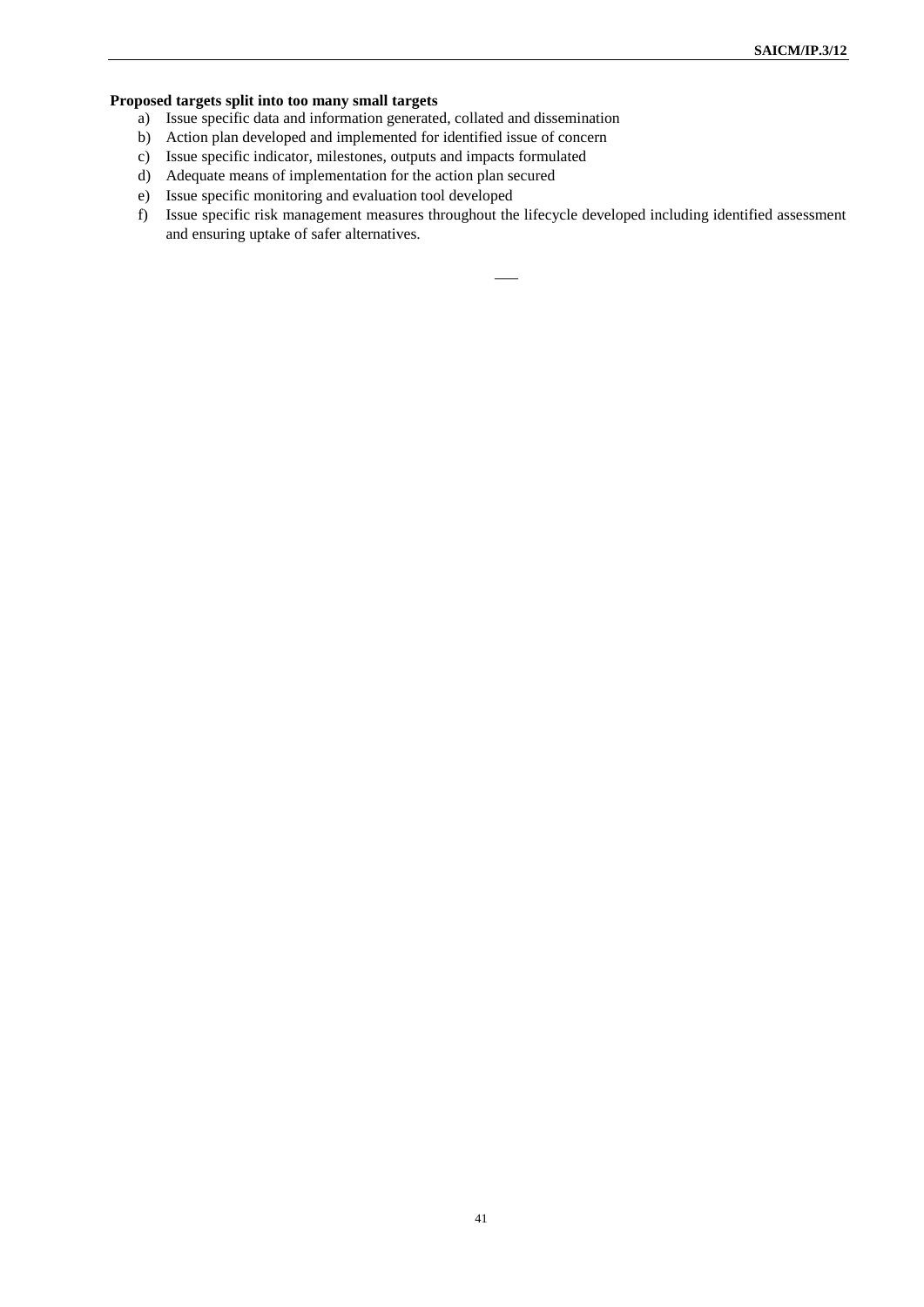**Proposed targets split into too many small targets**

a) Issue specific data and information generated, collated and dissemination
b) Action plan developed and implemented for identified issue of concern
c) Issue specific indicator, milestones, outputs and impacts formulated
d) Adequate means of implementation for the action plan secured
e) Issue specific monitoring and evaluation tool developed
f) Issue specific risk management measures throughout the lifecycle developed including identified assessment and ensuring uptake of safer alternatives.

\_\_\_\_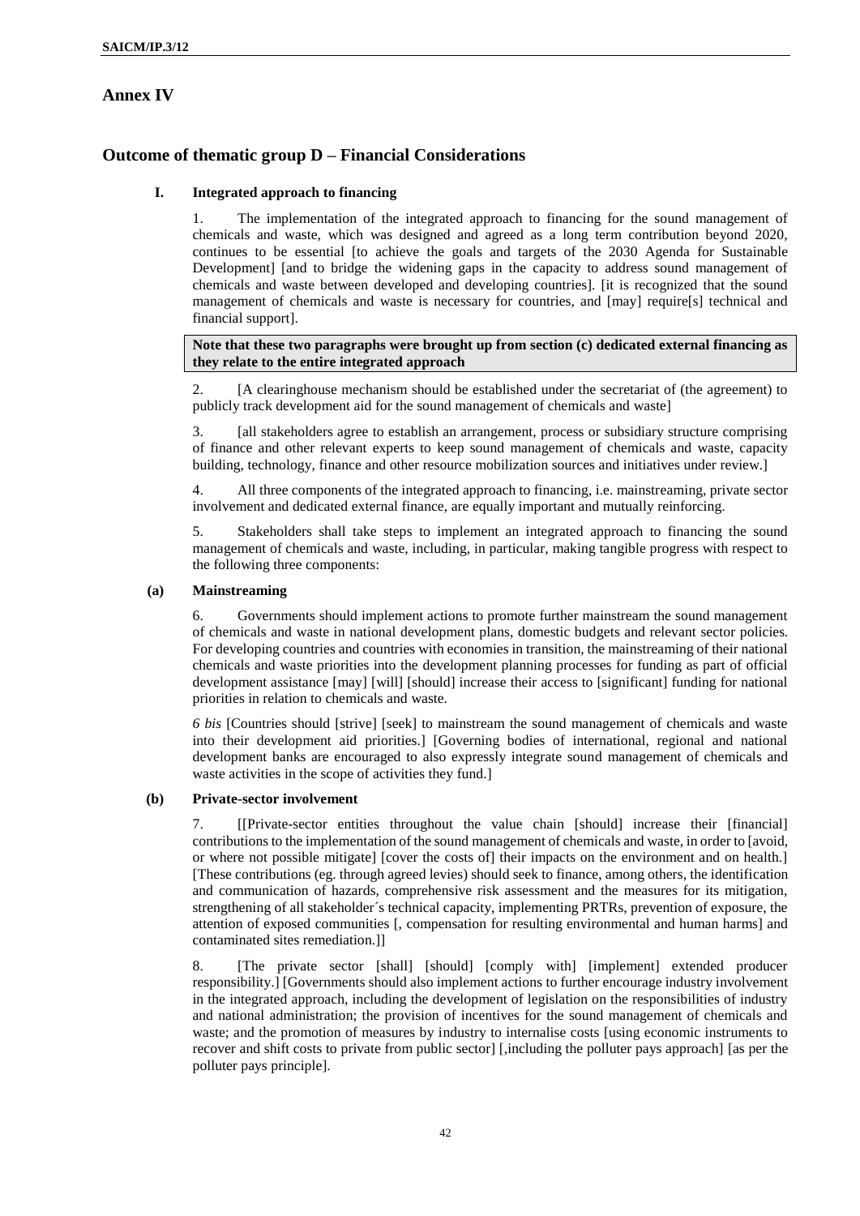# Annex IV

## Outcome of thematic group D – Financial Considerations

### I. Integrated approach to financing

1. The implementation of the integrated approach to financing for the sound management of chemicals and waste, which was designed and agreed as a long term contribution beyond 2020, continues to be essential [to achieve the goals and targets of the 2030 Agenda for Sustainable Development] [and to bridge the widening gaps in the capacity to address sound management of chemicals and waste between developed and developing countries]. [it is recognized that the sound management of chemicals and waste is necessary for countries, and [may] require[s] technical and financial support].

**Note that these two paragraphs were brought up from section (c) dedicated external financing as they relate to the entire integrated approach**

2. [A clearinghouse mechanism should be established under the secretariat of (the agreement) to publicly track development aid for the sound management of chemicals and waste]

3. [all stakeholders agree to establish an arrangement, process or subsidiary structure comprising of finance and other relevant experts to keep sound management of chemicals and waste, capacity building, technology, finance and other resource mobilization sources and initiatives under review.]

4. All three components of the integrated approach to financing, i.e. mainstreaming, private sector involvement and dedicated external finance, are equally important and mutually reinforcing.

5. Stakeholders shall take steps to implement an integrated approach to financing the sound management of chemicals and waste, including, in particular, making tangible progress with respect to the following three components:

#### (a) Mainstreaming

6. Governments should implement actions to promote further mainstream the sound management of chemicals and waste in national development plans, domestic budgets and relevant sector policies. For developing countries and countries with economies in transition, the mainstreaming of their national chemicals and waste priorities into the development planning processes for funding as part of official development assistance [may] [will] [should] increase their access to [significant] funding for national priorities in relation to chemicals and waste.

*6 bis* [Countries should [strive] [seek] to mainstream the sound management of chemicals and waste into their development aid priorities.] [Governing bodies of international, regional and national development banks are encouraged to also expressly integrate sound management of chemicals and waste activities in the scope of activities they fund.]

#### (b) Private-sector involvement

7. [[Private-sector entities throughout the value chain [should] increase their [financial] contributions to the implementation of the sound management of chemicals and waste, in order to [avoid, or where not possible mitigate] [cover the costs of] their impacts on the environment and on health.] [These contributions (eg. through agreed levies) should seek to finance, among others, the identification and communication of hazards, comprehensive risk assessment and the measures for its mitigation, strengthening of all stakeholder´s technical capacity, implementing PRTRs, prevention of exposure, the attention of exposed communities [, compensation for resulting environmental and human harms] and contaminated sites remediation.]]

8. [The private sector [shall] [should] [comply with] [implement] extended producer responsibility.] [Governments should also implement actions to further encourage industry involvement in the integrated approach, including the development of legislation on the responsibilities of industry and national administration; the provision of incentives for the sound management of chemicals and waste; and the promotion of measures by industry to internalise costs [using economic instruments to recover and shift costs to private from public sector] [,including the polluter pays approach] [as per the polluter pays principle].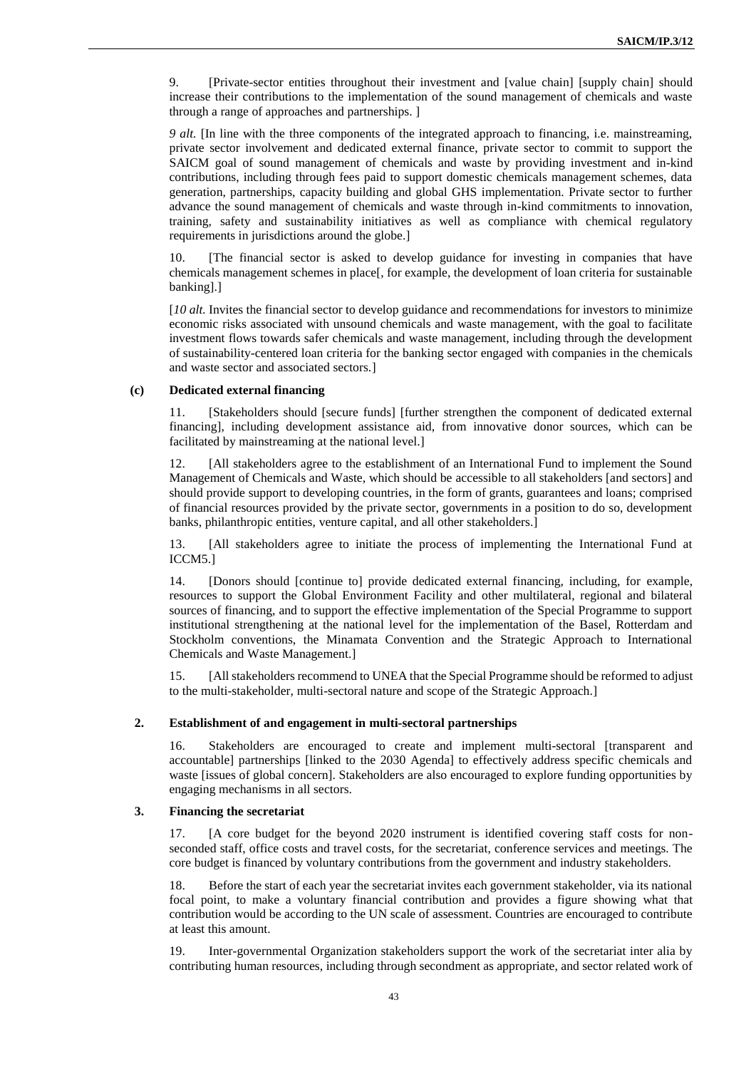9. [Private-sector entities throughout their investment and [value chain] [supply chain] should increase their contributions to the implementation of the sound management of chemicals and waste through a range of approaches and partnerships. ]

*9 alt.* [In line with the three components of the integrated approach to financing, i.e. mainstreaming, private sector involvement and dedicated external finance, private sector to commit to support the SAICM goal of sound management of chemicals and waste by providing investment and in-kind contributions, including through fees paid to support domestic chemicals management schemes, data generation, partnerships, capacity building and global GHS implementation. Private sector to further advance the sound management of chemicals and waste through in-kind commitments to innovation, training, safety and sustainability initiatives as well as compliance with chemical regulatory requirements in jurisdictions around the globe.]

10. [The financial sector is asked to develop guidance for investing in companies that have chemicals management schemes in place[, for example, the development of loan criteria for sustainable banking].]

[*10 alt.* Invites the financial sector to develop guidance and recommendations for investors to minimize economic risks associated with unsound chemicals and waste management, with the goal to facilitate investment flows towards safer chemicals and waste management, including through the development of sustainability-centered loan criteria for the banking sector engaged with companies in the chemicals and waste sector and associated sectors.]

### (c) Dedicated external financing

11. [Stakeholders should [secure funds] [further strengthen the component of dedicated external financing], including development assistance aid, from innovative donor sources, which can be facilitated by mainstreaming at the national level.]

12. [All stakeholders agree to the establishment of an International Fund to implement the Sound Management of Chemicals and Waste, which should be accessible to all stakeholders [and sectors] and should provide support to developing countries, in the form of grants, guarantees and loans; comprised of financial resources provided by the private sector, governments in a position to do so, development banks, philanthropic entities, venture capital, and all other stakeholders.]

13. [All stakeholders agree to initiate the process of implementing the International Fund at ICCM5.]

14. [Donors should [continue to] provide dedicated external financing, including, for example, resources to support the Global Environment Facility and other multilateral, regional and bilateral sources of financing, and to support the effective implementation of the Special Programme to support institutional strengthening at the national level for the implementation of the Basel, Rotterdam and Stockholm conventions, the Minamata Convention and the Strategic Approach to International Chemicals and Waste Management.]

15. [All stakeholders recommend to UNEA that the Special Programme should be reformed to adjust to the multi-stakeholder, multi-sectoral nature and scope of the Strategic Approach.]

## 2. Establishment of and engagement in multi-sectoral partnerships

16. Stakeholders are encouraged to create and implement multi-sectoral [transparent and accountable] partnerships [linked to the 2030 Agenda] to effectively address specific chemicals and waste [issues of global concern]. Stakeholders are also encouraged to explore funding opportunities by engaging mechanisms in all sectors.

## 3. Financing the secretariat

17. [A core budget for the beyond 2020 instrument is identified covering staff costs for non-seconded staff, office costs and travel costs, for the secretariat, conference services and meetings. The core budget is financed by voluntary contributions from the government and industry stakeholders.

18. Before the start of each year the secretariat invites each government stakeholder, via its national focal point, to make a voluntary financial contribution and provides a figure showing what that contribution would be according to the UN scale of assessment. Countries are encouraged to contribute at least this amount.

19. Inter-governmental Organization stakeholders support the work of the secretariat inter alia by contributing human resources, including through secondment as appropriate, and sector related work of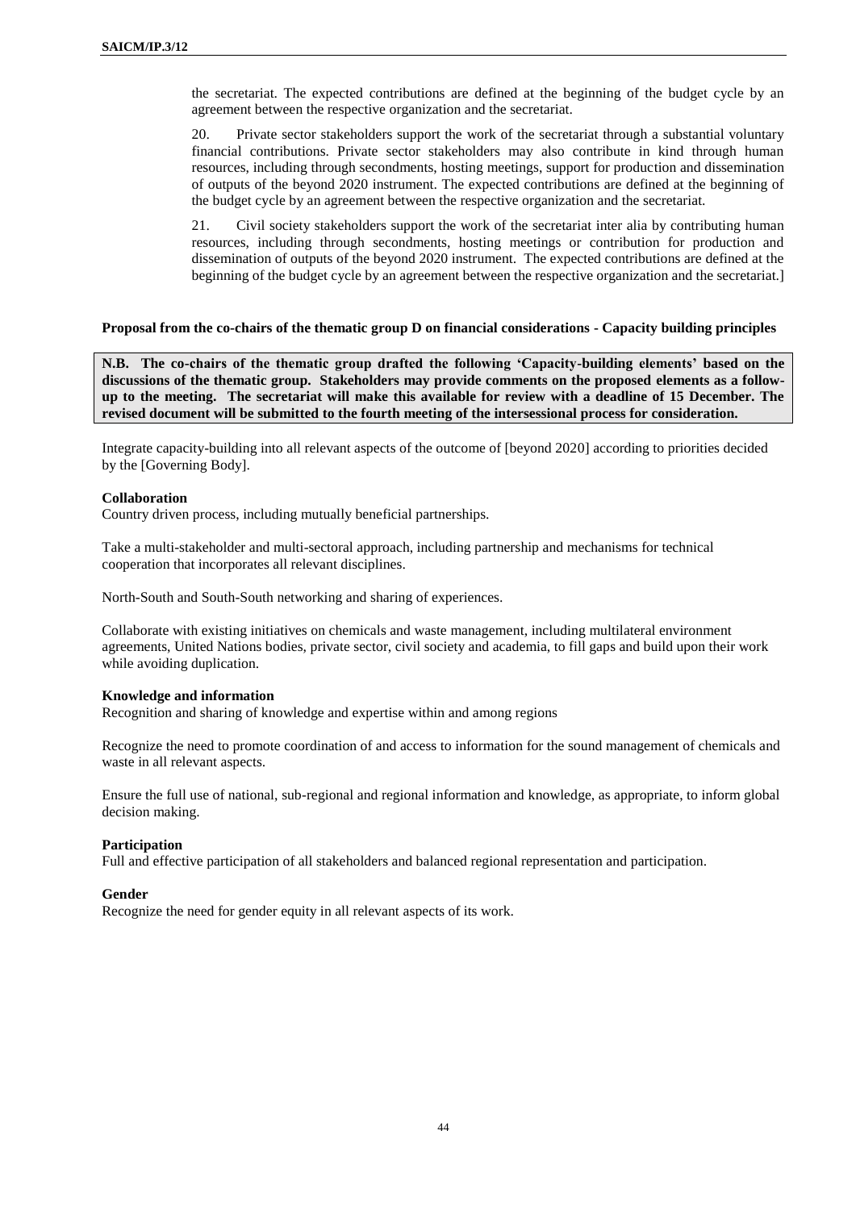the secretariat. The expected contributions are defined at the beginning of the budget cycle by an agreement between the respective organization and the secretariat.

20. Private sector stakeholders support the work of the secretariat through a substantial voluntary financial contributions. Private sector stakeholders may also contribute in kind through human resources, including through secondments, hosting meetings, support for production and dissemination of outputs of the beyond 2020 instrument. The expected contributions are defined at the beginning of the budget cycle by an agreement between the respective organization and the secretariat.

21. Civil society stakeholders support the work of the secretariat inter alia by contributing human resources, including through secondments, hosting meetings or contribution for production and dissemination of outputs of the beyond 2020 instrument. The expected contributions are defined at the beginning of the budget cycle by an agreement between the respective organization and the secretariat.]

**Proposal from the co-chairs of the thematic group D on financial considerations - Capacity building principles**

**N.B. The co-chairs of the thematic group drafted the following 'Capacity-building elements' based on the discussions of the thematic group. Stakeholders may provide comments on the proposed elements as a follow-up to the meeting. The secretariat will make this available for review with a deadline of 15 December. The revised document will be submitted to the fourth meeting of the intersessional process for consideration.**

Integrate capacity-building into all relevant aspects of the outcome of [beyond 2020] according to priorities decided by the [Governing Body].

**Collaboration**

Country driven process, including mutually beneficial partnerships.

Take a multi-stakeholder and multi-sectoral approach, including partnership and mechanisms for technical cooperation that incorporates all relevant disciplines.

North-South and South-South networking and sharing of experiences.

Collaborate with existing initiatives on chemicals and waste management, including multilateral environment agreements, United Nations bodies, private sector, civil society and academia, to fill gaps and build upon their work while avoiding duplication.

**Knowledge and information**

Recognition and sharing of knowledge and expertise within and among regions

Recognize the need to promote coordination of and access to information for the sound management of chemicals and waste in all relevant aspects.

Ensure the full use of national, sub-regional and regional information and knowledge, as appropriate, to inform global decision making.

**Participation**

Full and effective participation of all stakeholders and balanced regional representation and participation.

**Gender**

Recognize the need for gender equity in all relevant aspects of its work.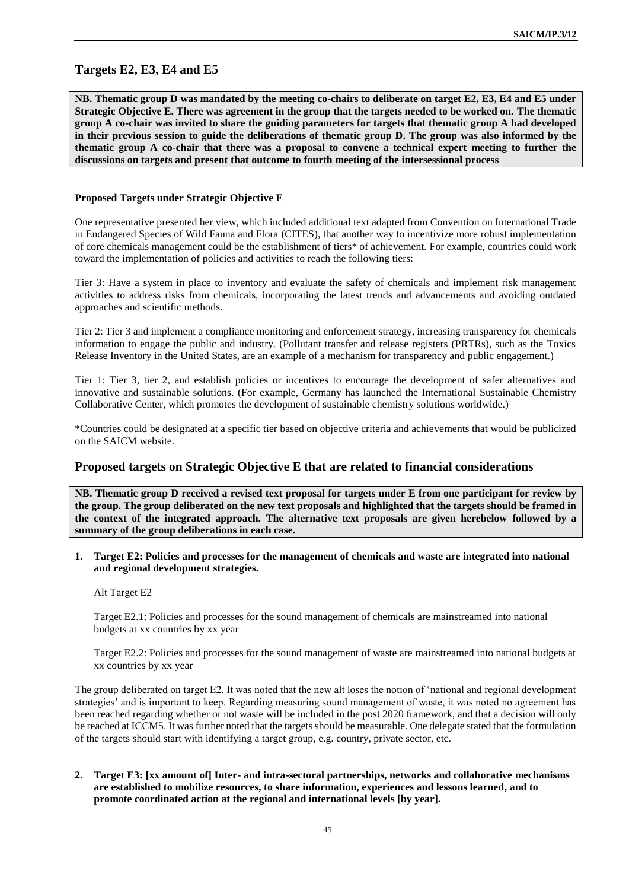## Targets E2, E3, E4 and E5

**NB. Thematic group D was mandated by the meeting co-chairs to deliberate on target E2, E3, E4 and E5 under Strategic Objective E. There was agreement in the group that the targets needed to be worked on. The thematic group A co-chair was invited to share the guiding parameters for targets that thematic group A had developed in their previous session to guide the deliberations of thematic group D. The group was also informed by the thematic group A co-chair that there was a proposal to convene a technical expert meeting to further the discussions on targets and present that outcome to fourth meeting of the intersessional process**

**Proposed Targets under Strategic Objective E**

One representative presented her view, which included additional text adapted from Convention on International Trade in Endangered Species of Wild Fauna and Flora (CITES), that another way to incentivize more robust implementation of core chemicals management could be the establishment of tiers* of achievement. For example, countries could work toward the implementation of policies and activities to reach the following tiers:

Tier 3: Have a system in place to inventory and evaluate the safety of chemicals and implement risk management activities to address risks from chemicals, incorporating the latest trends and advancements and avoiding outdated approaches and scientific methods.

Tier 2: Tier 3 and implement a compliance monitoring and enforcement strategy, increasing transparency for chemicals information to engage the public and industry. (Pollutant transfer and release registers (PRTRs), such as the Toxics Release Inventory in the United States, are an example of a mechanism for transparency and public engagement.)

Tier 1: Tier 3, tier 2, and establish policies or incentives to encourage the development of safer alternatives and innovative and sustainable solutions. (For example, Germany has launched the International Sustainable Chemistry Collaborative Center, which promotes the development of sustainable chemistry solutions worldwide.)

*Countries could be designated at a specific tier based on objective criteria and achievements that would be publicized on the SAICM website.

## Proposed targets on Strategic Objective E that are related to financial considerations

**NB. Thematic group D received a revised text proposal for targets under E from one participant for review by the group. The group deliberated on the new text proposals and highlighted that the targets should be framed in the context of the integrated approach. The alternative text proposals are given herebelow followed by a summary of the group deliberations in each case.**

1. **Target E2: Policies and processes for the management of chemicals and waste are integrated into national and regional development strategies.**

   Alt Target E2

   Target E2.1: Policies and processes for the sound management of chemicals are mainstreamed into national budgets at xx countries by xx year

   Target E2.2: Policies and processes for the sound management of waste are mainstreamed into national budgets at xx countries by xx year

The group deliberated on target E2. It was noted that the new alt loses the notion of 'national and regional development strategies' and is important to keep. Regarding measuring sound management of waste, it was noted no agreement has been reached regarding whether or not waste will be included in the post 2020 framework, and that a decision will only be reached at ICCM5. It was further noted that the targets should be measurable. One delegate stated that the formulation of the targets should start with identifying a target group, e.g. country, private sector, etc.

2. **Target E3: [xx amount of] Inter- and intra-sectoral partnerships, networks and collaborative mechanisms are established to mobilize resources, to share information, experiences and lessons learned, and to promote coordinated action at the regional and international levels [by year].**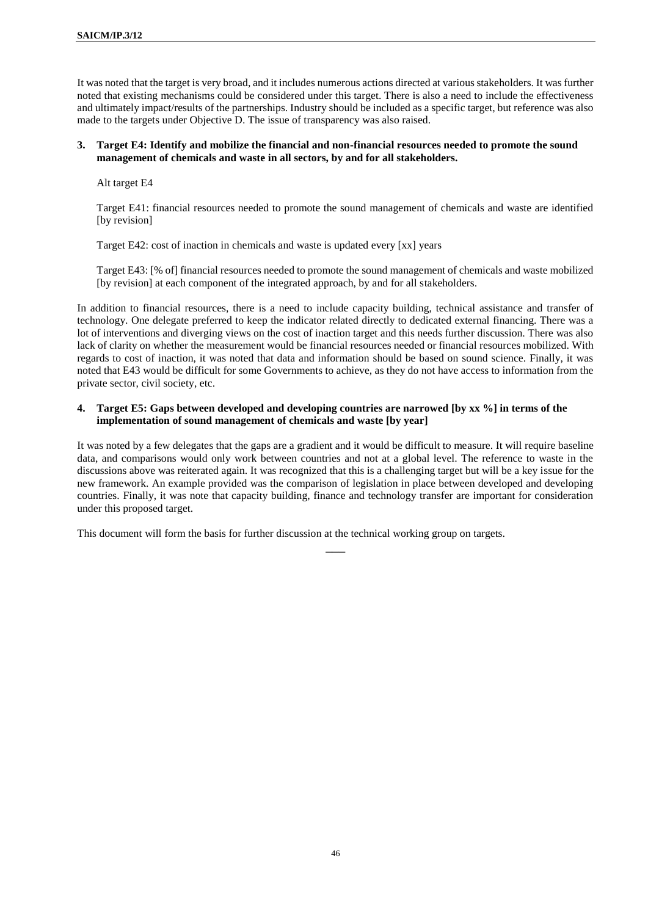It was noted that the target is very broad, and it includes numerous actions directed at various stakeholders. It was further noted that existing mechanisms could be considered under this target. There is also a need to include the effectiveness and ultimately impact/results of the partnerships. Industry should be included as a specific target, but reference was also made to the targets under Objective D. The issue of transparency was also raised.

**3. Target E4: Identify and mobilize the financial and non-financial resources needed to promote the sound management of chemicals and waste in all sectors, by and for all stakeholders.**

Alt target E4

Target E41: financial resources needed to promote the sound management of chemicals and waste are identified [by revision]

Target E42: cost of inaction in chemicals and waste is updated every [xx] years

Target E43: [% of] financial resources needed to promote the sound management of chemicals and waste mobilized [by revision] at each component of the integrated approach, by and for all stakeholders.

In addition to financial resources, there is a need to include capacity building, technical assistance and transfer of technology. One delegate preferred to keep the indicator related directly to dedicated external financing. There was a lot of interventions and diverging views on the cost of inaction target and this needs further discussion. There was also lack of clarity on whether the measurement would be financial resources needed or financial resources mobilized. With regards to cost of inaction, it was noted that data and information should be based on sound science. Finally, it was noted that E43 would be difficult for some Governments to achieve, as they do not have access to information from the private sector, civil society, etc.

**4. Target E5: Gaps between developed and developing countries are narrowed [by xx %] in terms of the implementation of sound management of chemicals and waste [by year]**

It was noted by a few delegates that the gaps are a gradient and it would be difficult to measure. It will require baseline data, and comparisons would only work between countries and not at a global level. The reference to waste in the discussions above was reiterated again. It was recognized that this is a challenging target but will be a key issue for the new framework. An example provided was the comparison of legislation in place between developed and developing countries. Finally, it was note that capacity building, finance and technology transfer are important for consideration under this proposed target.

This document will form the basis for further discussion at the technical working group on targets.

\_\_\_\_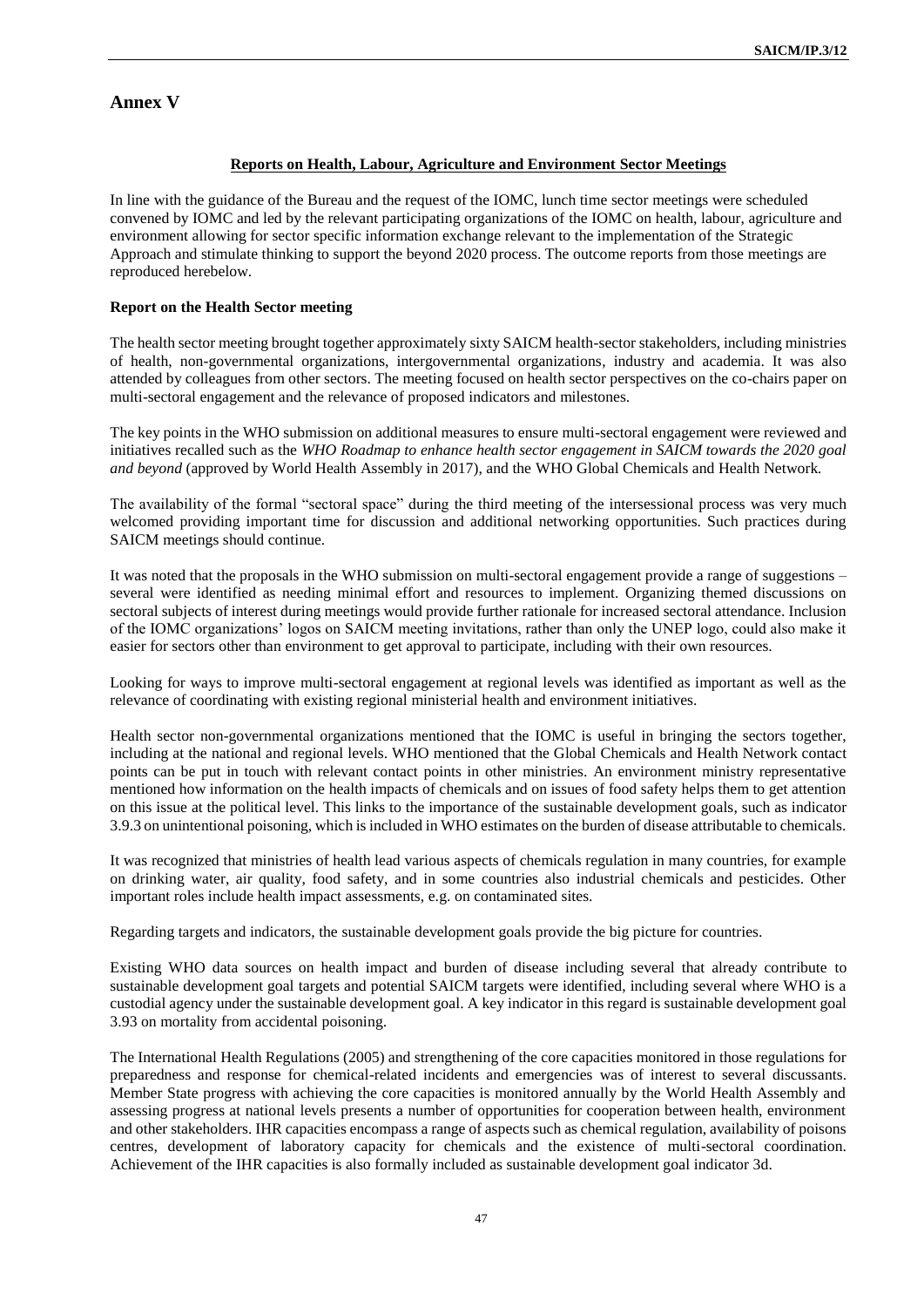# Annex V

### Reports on Health, Labour, Agriculture and Environment Sector Meetings

In line with the guidance of the Bureau and the request of the IOMC, lunch time sector meetings were scheduled convened by IOMC and led by the relevant participating organizations of the IOMC on health, labour, agriculture and environment allowing for sector specific information exchange relevant to the implementation of the Strategic Approach and stimulate thinking to support the beyond 2020 process. The outcome reports from those meetings are reproduced herebelow.

**Report on the Health Sector meeting**

The health sector meeting brought together approximately sixty SAICM health-sector stakeholders, including ministries of health, non-governmental organizations, intergovernmental organizations, industry and academia. It was also attended by colleagues from other sectors. The meeting focused on health sector perspectives on the co-chairs paper on multi-sectoral engagement and the relevance of proposed indicators and milestones.

The key points in the WHO submission on additional measures to ensure multi-sectoral engagement were reviewed and initiatives recalled such as the *WHO Roadmap to enhance health sector engagement in SAICM towards the 2020 goal and beyond* (approved by World Health Assembly in 2017), and the WHO Global Chemicals and Health Network.

The availability of the formal "sectoral space" during the third meeting of the intersessional process was very much welcomed providing important time for discussion and additional networking opportunities. Such practices during SAICM meetings should continue.

It was noted that the proposals in the WHO submission on multi-sectoral engagement provide a range of suggestions – several were identified as needing minimal effort and resources to implement. Organizing themed discussions on sectoral subjects of interest during meetings would provide further rationale for increased sectoral attendance. Inclusion of the IOMC organizations' logos on SAICM meeting invitations, rather than only the UNEP logo, could also make it easier for sectors other than environment to get approval to participate, including with their own resources.

Looking for ways to improve multi-sectoral engagement at regional levels was identified as important as well as the relevance of coordinating with existing regional ministerial health and environment initiatives.

Health sector non-governmental organizations mentioned that the IOMC is useful in bringing the sectors together, including at the national and regional levels. WHO mentioned that the Global Chemicals and Health Network contact points can be put in touch with relevant contact points in other ministries. An environment ministry representative mentioned how information on the health impacts of chemicals and on issues of food safety helps them to get attention on this issue at the political level. This links to the importance of the sustainable development goals, such as indicator 3.9.3 on unintentional poisoning, which is included in WHO estimates on the burden of disease attributable to chemicals.

It was recognized that ministries of health lead various aspects of chemicals regulation in many countries, for example on drinking water, air quality, food safety, and in some countries also industrial chemicals and pesticides. Other important roles include health impact assessments, e.g. on contaminated sites.

Regarding targets and indicators, the sustainable development goals provide the big picture for countries.

Existing WHO data sources on health impact and burden of disease including several that already contribute to sustainable development goal targets and potential SAICM targets were identified, including several where WHO is a custodial agency under the sustainable development goal. A key indicator in this regard is sustainable development goal 3.93 on mortality from accidental poisoning.

The International Health Regulations (2005) and strengthening of the core capacities monitored in those regulations for preparedness and response for chemical-related incidents and emergencies was of interest to several discussants. Member State progress with achieving the core capacities is monitored annually by the World Health Assembly and assessing progress at national levels presents a number of opportunities for cooperation between health, environment and other stakeholders. IHR capacities encompass a range of aspects such as chemical regulation, availability of poisons centres, development of laboratory capacity for chemicals and the existence of multi-sectoral coordination. Achievement of the IHR capacities is also formally included as sustainable development goal indicator 3d.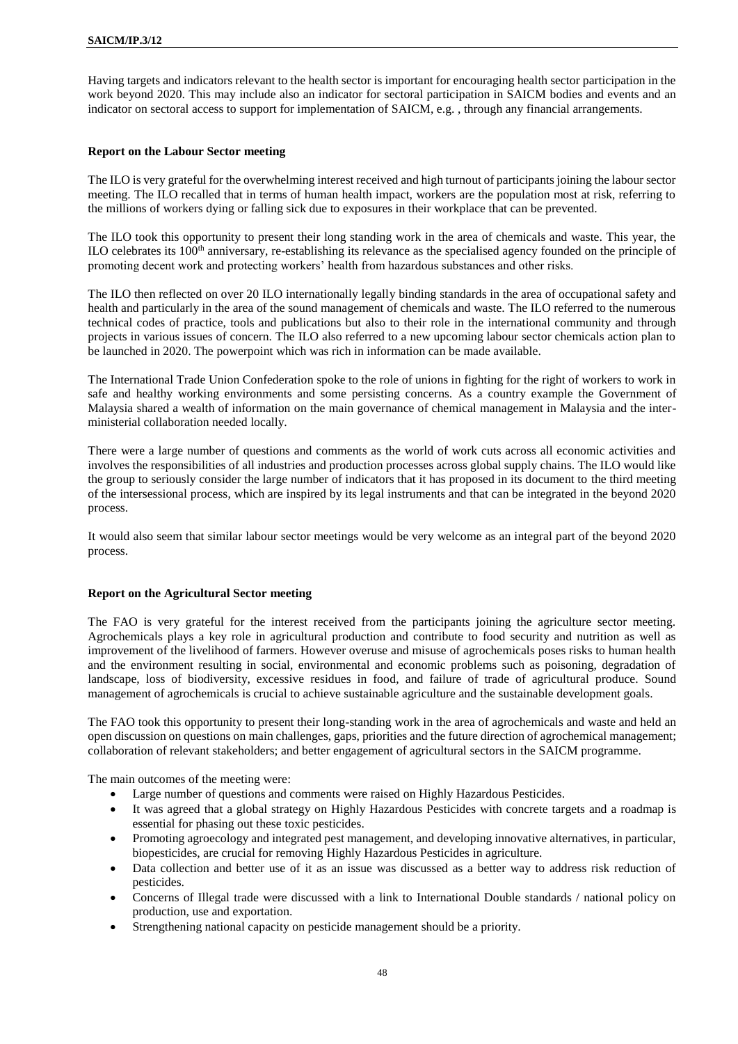Having targets and indicators relevant to the health sector is important for encouraging health sector participation in the work beyond 2020. This may include also an indicator for sectoral participation in SAICM bodies and events and an indicator on sectoral access to support for implementation of SAICM, e.g. , through any financial arrangements.

**Report on the Labour Sector meeting**

The ILO is very grateful for the overwhelming interest received and high turnout of participants joining the labour sector meeting. The ILO recalled that in terms of human health impact, workers are the population most at risk, referring to the millions of workers dying or falling sick due to exposures in their workplace that can be prevented.

The ILO took this opportunity to present their long standing work in the area of chemicals and waste. This year, the ILO celebrates its 100th anniversary, re-establishing its relevance as the specialised agency founded on the principle of promoting decent work and protecting workers' health from hazardous substances and other risks.

The ILO then reflected on over 20 ILO internationally legally binding standards in the area of occupational safety and health and particularly in the area of the sound management of chemicals and waste. The ILO referred to the numerous technical codes of practice, tools and publications but also to their role in the international community and through projects in various issues of concern. The ILO also referred to a new upcoming labour sector chemicals action plan to be launched in 2020. The powerpoint which was rich in information can be made available.

The International Trade Union Confederation spoke to the role of unions in fighting for the right of workers to work in safe and healthy working environments and some persisting concerns. As a country example the Government of Malaysia shared a wealth of information on the main governance of chemical management in Malaysia and the inter-ministerial collaboration needed locally.

There were a large number of questions and comments as the world of work cuts across all economic activities and involves the responsibilities of all industries and production processes across global supply chains. The ILO would like the group to seriously consider the large number of indicators that it has proposed in its document to the third meeting of the intersessional process, which are inspired by its legal instruments and that can be integrated in the beyond 2020 process.

It would also seem that similar labour sector meetings would be very welcome as an integral part of the beyond 2020 process.

**Report on the Agricultural Sector meeting**

The FAO is very grateful for the interest received from the participants joining the agriculture sector meeting. Agrochemicals plays a key role in agricultural production and contribute to food security and nutrition as well as improvement of the livelihood of farmers. However overuse and misuse of agrochemicals poses risks to human health and the environment resulting in social, environmental and economic problems such as poisoning, degradation of landscape, loss of biodiversity, excessive residues in food, and failure of trade of agricultural produce. Sound management of agrochemicals is crucial to achieve sustainable agriculture and the sustainable development goals.

The FAO took this opportunity to present their long-standing work in the area of agrochemicals and waste and held an open discussion on questions on main challenges, gaps, priorities and the future direction of agrochemical management; collaboration of relevant stakeholders; and better engagement of agricultural sectors in the SAICM programme.

The main outcomes of the meeting were:

- Large number of questions and comments were raised on Highly Hazardous Pesticides.
- It was agreed that a global strategy on Highly Hazardous Pesticides with concrete targets and a roadmap is essential for phasing out these toxic pesticides.
- Promoting agroecology and integrated pest management, and developing innovative alternatives, in particular, biopesticides, are crucial for removing Highly Hazardous Pesticides in agriculture.
- Data collection and better use of it as an issue was discussed as a better way to address risk reduction of pesticides.
- Concerns of Illegal trade were discussed with a link to International Double standards / national policy on production, use and exportation.
- Strengthening national capacity on pesticide management should be a priority.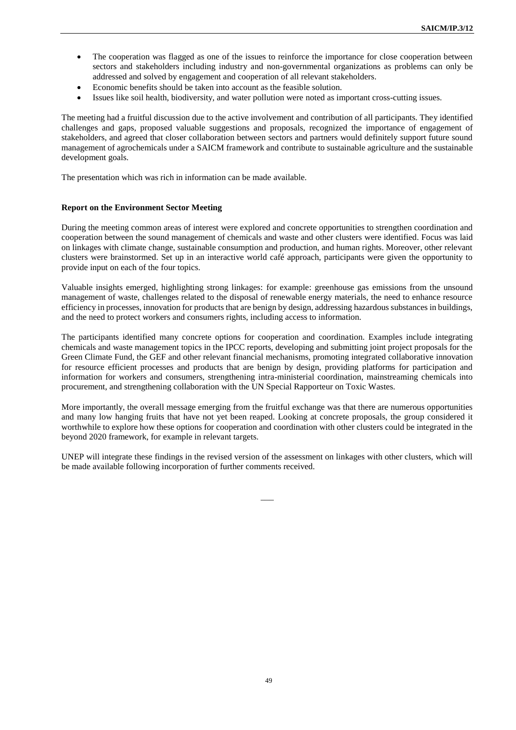- The cooperation was flagged as one of the issues to reinforce the importance for close cooperation between sectors and stakeholders including industry and non-governmental organizations as problems can only be addressed and solved by engagement and cooperation of all relevant stakeholders.
- Economic benefits should be taken into account as the feasible solution.
- Issues like soil health, biodiversity, and water pollution were noted as important cross-cutting issues.

The meeting had a fruitful discussion due to the active involvement and contribution of all participants. They identified challenges and gaps, proposed valuable suggestions and proposals, recognized the importance of engagement of stakeholders, and agreed that closer collaboration between sectors and partners would definitely support future sound management of agrochemicals under a SAICM framework and contribute to sustainable agriculture and the sustainable development goals.

The presentation which was rich in information can be made available.

**Report on the Environment Sector Meeting**

During the meeting common areas of interest were explored and concrete opportunities to strengthen coordination and cooperation between the sound management of chemicals and waste and other clusters were identified. Focus was laid on linkages with climate change, sustainable consumption and production, and human rights. Moreover, other relevant clusters were brainstormed. Set up in an interactive world café approach, participants were given the opportunity to provide input on each of the four topics.

Valuable insights emerged, highlighting strong linkages: for example: greenhouse gas emissions from the unsound management of waste, challenges related to the disposal of renewable energy materials, the need to enhance resource efficiency in processes, innovation for products that are benign by design, addressing hazardous substances in buildings, and the need to protect workers and consumers rights, including access to information.

The participants identified many concrete options for cooperation and coordination. Examples include integrating chemicals and waste management topics in the IPCC reports, developing and submitting joint project proposals for the Green Climate Fund, the GEF and other relevant financial mechanisms, promoting integrated collaborative innovation for resource efficient processes and products that are benign by design, providing platforms for participation and information for workers and consumers, strengthening intra-ministerial coordination, mainstreaming chemicals into procurement, and strengthening collaboration with the UN Special Rapporteur on Toxic Wastes.

More importantly, the overall message emerging from the fruitful exchange was that there are numerous opportunities and many low hanging fruits that have not yet been reaped. Looking at concrete proposals, the group considered it worthwhile to explore how these options for cooperation and coordination with other clusters could be integrated in the beyond 2020 framework, for example in relevant targets.

UNEP will integrate these findings in the revised version of the assessment on linkages with other clusters, which will be made available following incorporation of further comments received.